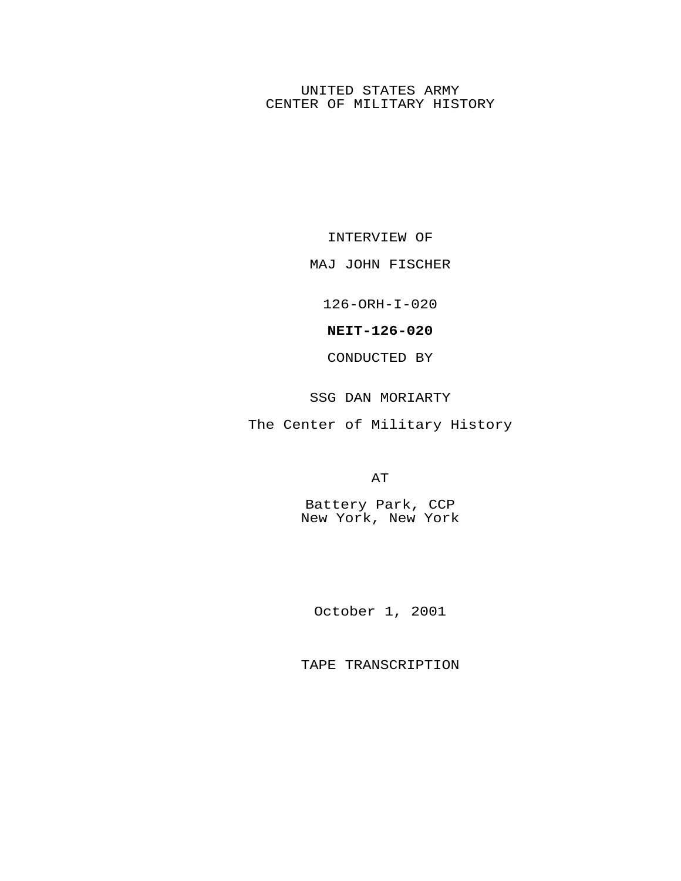UNITED STATES ARMY
CENTER OF MILITARY HISTORY

INTERVIEW OF

MAJ JOHN FISCHER

126-ORH-I-020

**NEIT-126-020**

CONDUCTED BY

SSG DAN MORIARTY

The Center of Military History

AT

Battery Park, CCP
New York, New York

October 1, 2001

TAPE TRANSCRIPTION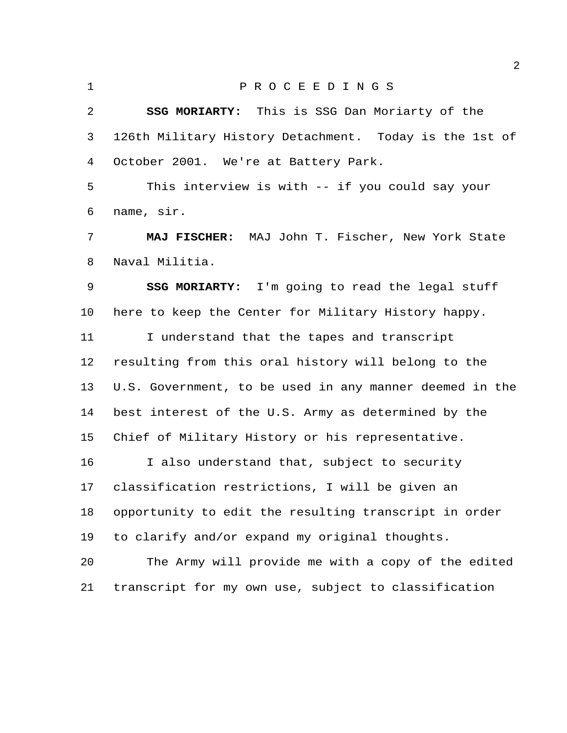P R O C E E D I N G S

**SSG MORIARTY:** This is SSG Dan Moriarty of the 126th Military History Detachment. Today is the 1st of October 2001. We're at Battery Park.

This interview is with -- if you could say your name, sir.

**MAJ FISCHER:** MAJ John T. Fischer, New York State Naval Militia.

**SSG MORIARTY:** I'm going to read the legal stuff here to keep the Center for Military History happy.

I understand that the tapes and transcript resulting from this oral history will belong to the U.S. Government, to be used in any manner deemed in the best interest of the U.S. Army as determined by the Chief of Military History or his representative.

I also understand that, subject to security classification restrictions, I will be given an opportunity to edit the resulting transcript in order to clarify and/or expand my original thoughts.

The Army will provide me with a copy of the edited transcript for my own use, subject to classification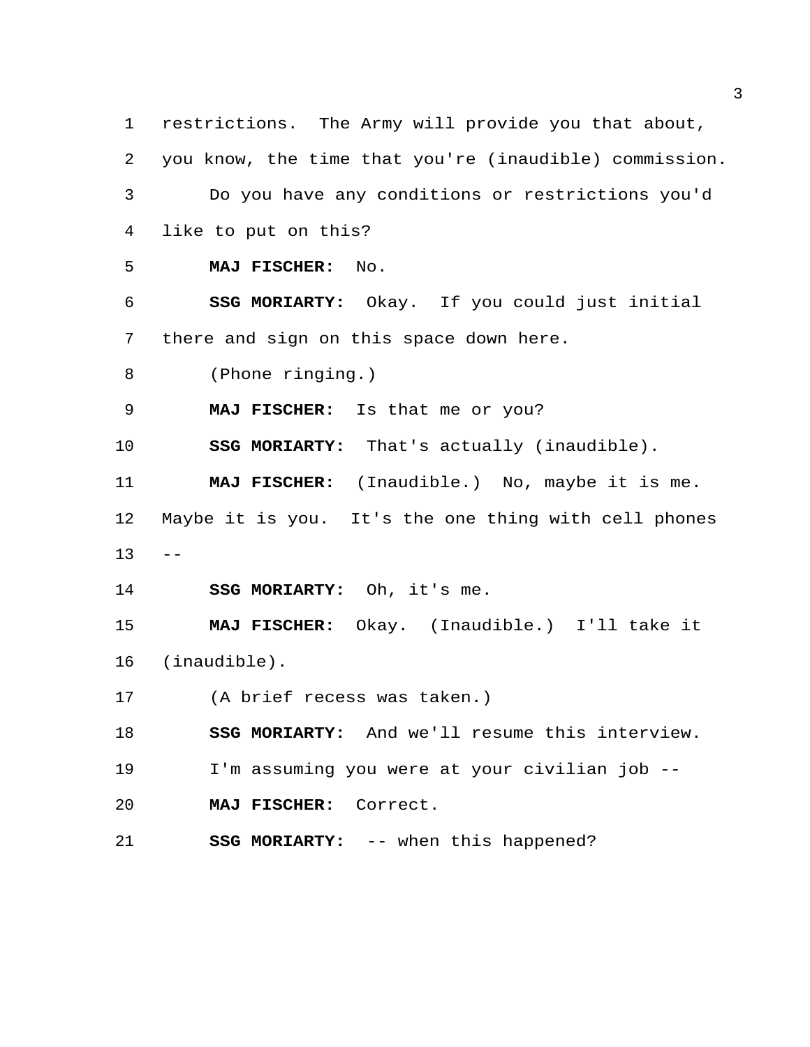restrictions. The Army will provide you that about, you know, the time that you're (inaudible) commission.

Do you have any conditions or restrictions you'd like to put on this?

**MAJ FISCHER:** No.

**SSG MORIARTY:** Okay. If you could just initial there and sign on this space down here.

(Phone ringing.)

**MAJ FISCHER:** Is that me or you?

**SSG MORIARTY:** That's actually (inaudible).

**MAJ FISCHER:** (Inaudible.) No, maybe it is me. Maybe it is you. It's the one thing with cell phones --

**SSG MORIARTY:** Oh, it's me.

**MAJ FISCHER:** Okay. (Inaudible.) I'll take it (inaudible).

(A brief recess was taken.)

**SSG MORIARTY:** And we'll resume this interview.

I'm assuming you were at your civilian job --

**MAJ FISCHER:** Correct.

**SSG MORIARTY:** -- when this happened?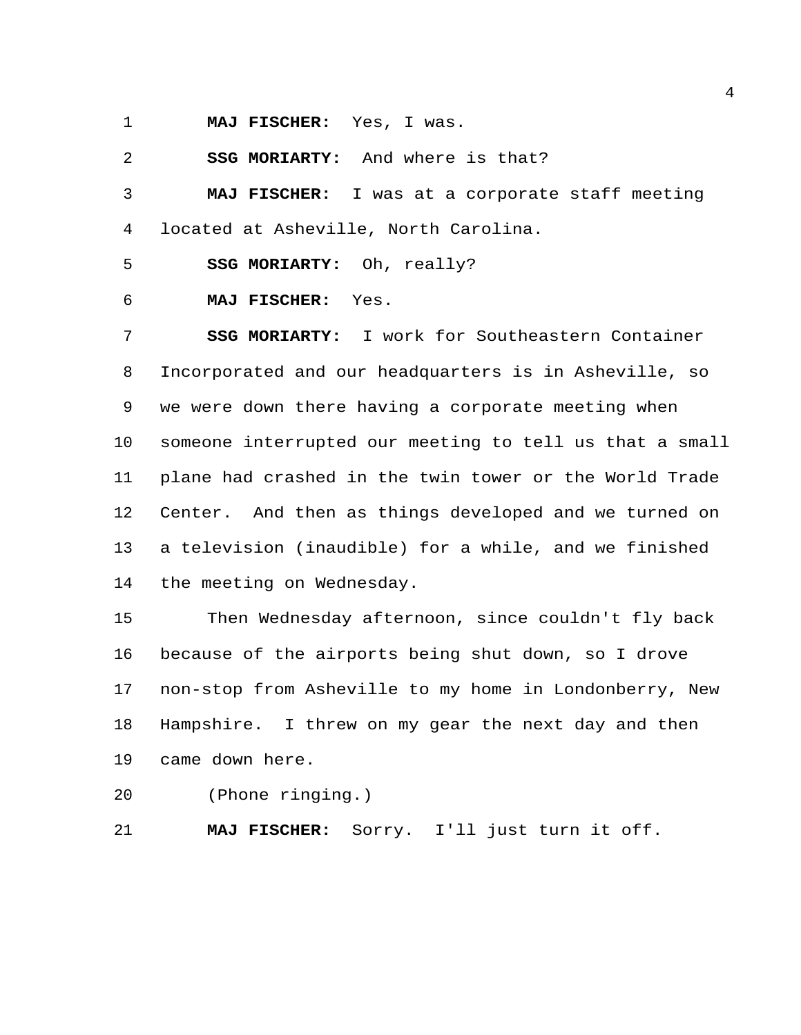**MAJ FISCHER:** Yes, I was.

**SSG MORIARTY:** And where is that?

**MAJ FISCHER:** I was at a corporate staff meeting located at Asheville, North Carolina.

**SSG MORIARTY:** Oh, really?

**MAJ FISCHER:** Yes.

**SSG MORIARTY:** I work for Southeastern Container Incorporated and our headquarters is in Asheville, so we were down there having a corporate meeting when someone interrupted our meeting to tell us that a small plane had crashed in the twin tower or the World Trade Center. And then as things developed and we turned on a television (inaudible) for a while, and we finished the meeting on Wednesday.

Then Wednesday afternoon, since couldn't fly back because of the airports being shut down, so I drove non-stop from Asheville to my home in Londonberry, New Hampshire. I threw on my gear the next day and then came down here.

(Phone ringing.)

**MAJ FISCHER:** Sorry. I'll just turn it off.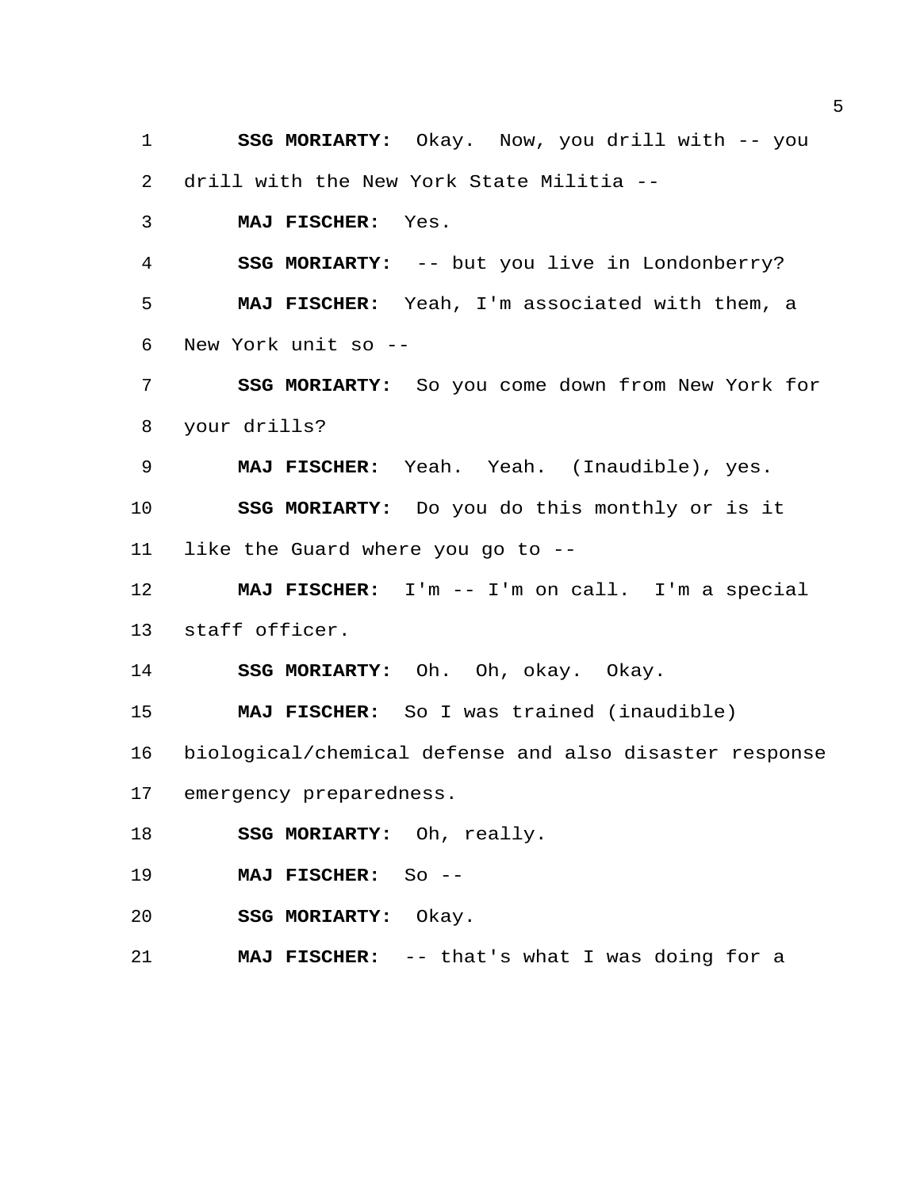**SSG MORIARTY:** Okay. Now, you drill with -- you drill with the New York State Militia --

**MAJ FISCHER:** Yes.

**SSG MORIARTY:** -- but you live in Londonberry?

**MAJ FISCHER:** Yeah, I'm associated with them, a New York unit so --

**SSG MORIARTY:** So you come down from New York for your drills?

**MAJ FISCHER:** Yeah. Yeah. (Inaudible), yes.

**SSG MORIARTY:** Do you do this monthly or is it like the Guard where you go to --

**MAJ FISCHER:** I'm -- I'm on call. I'm a special staff officer.

**SSG MORIARTY:** Oh. Oh, okay. Okay.

**MAJ FISCHER:** So I was trained (inaudible) biological/chemical defense and also disaster response emergency preparedness.

**SSG MORIARTY:** Oh, really.

**MAJ FISCHER:** So --

**SSG MORIARTY:** Okay.

**MAJ FISCHER:** -- that's what I was doing for a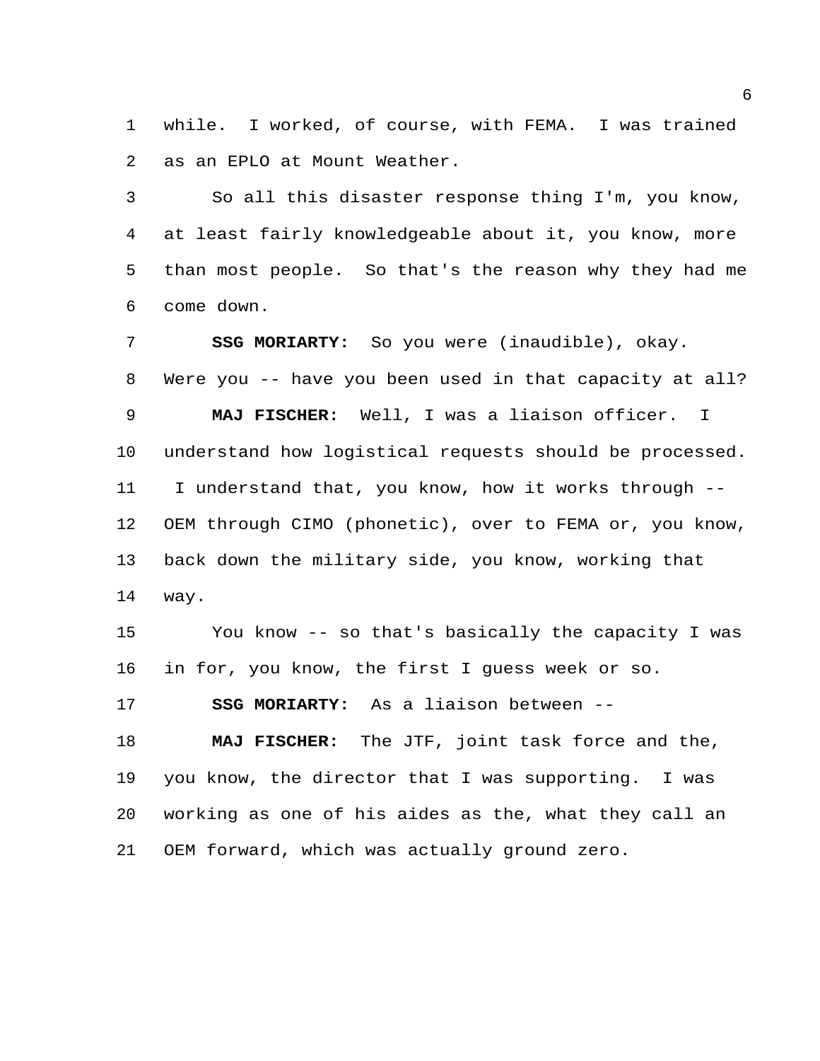while. I worked, of course, with FEMA. I was trained as an EPLO at Mount Weather.

So all this disaster response thing I'm, you know, at least fairly knowledgeable about it, you know, more than most people. So that's the reason why they had me come down.

**SSG MORIARTY:** So you were (inaudible), okay. Were you -- have you been used in that capacity at all?

**MAJ FISCHER:** Well, I was a liaison officer. I understand how logistical requests should be processed. I understand that, you know, how it works through -- OEM through CIMO (phonetic), over to FEMA or, you know, back down the military side, you know, working that way.

You know -- so that's basically the capacity I was in for, you know, the first I guess week or so.

**SSG MORIARTY:** As a liaison between --

**MAJ FISCHER:** The JTF, joint task force and the, you know, the director that I was supporting. I was working as one of his aides as the, what they call an OEM forward, which was actually ground zero.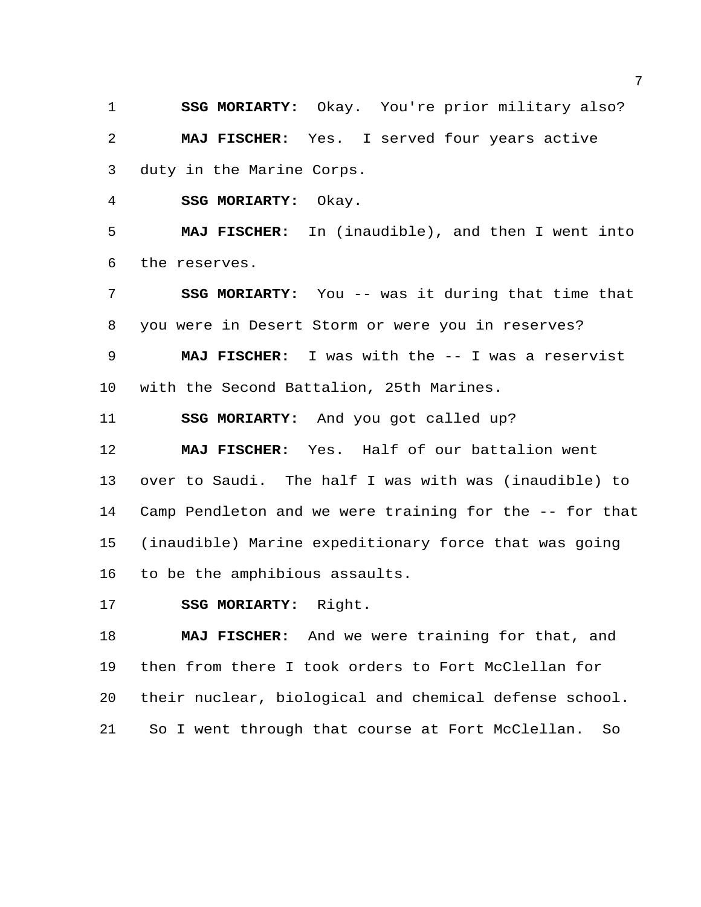**SSG MORIARTY:** Okay. You're prior military also?

**MAJ FISCHER:** Yes. I served four years active duty in the Marine Corps.

**SSG MORIARTY:** Okay.

**MAJ FISCHER:** In (inaudible), and then I went into the reserves.

**SSG MORIARTY:** You -- was it during that time that you were in Desert Storm or were you in reserves?

**MAJ FISCHER:** I was with the -- I was a reservist with the Second Battalion, 25th Marines.

**SSG MORIARTY:** And you got called up?

**MAJ FISCHER:** Yes. Half of our battalion went over to Saudi. The half I was with was (inaudible) to Camp Pendleton and we were training for the -- for that (inaudible) Marine expeditionary force that was going to be the amphibious assaults.

**SSG MORIARTY:** Right.

**MAJ FISCHER:** And we were training for that, and then from there I took orders to Fort McClellan for their nuclear, biological and chemical defense school. So I went through that course at Fort McClellan. So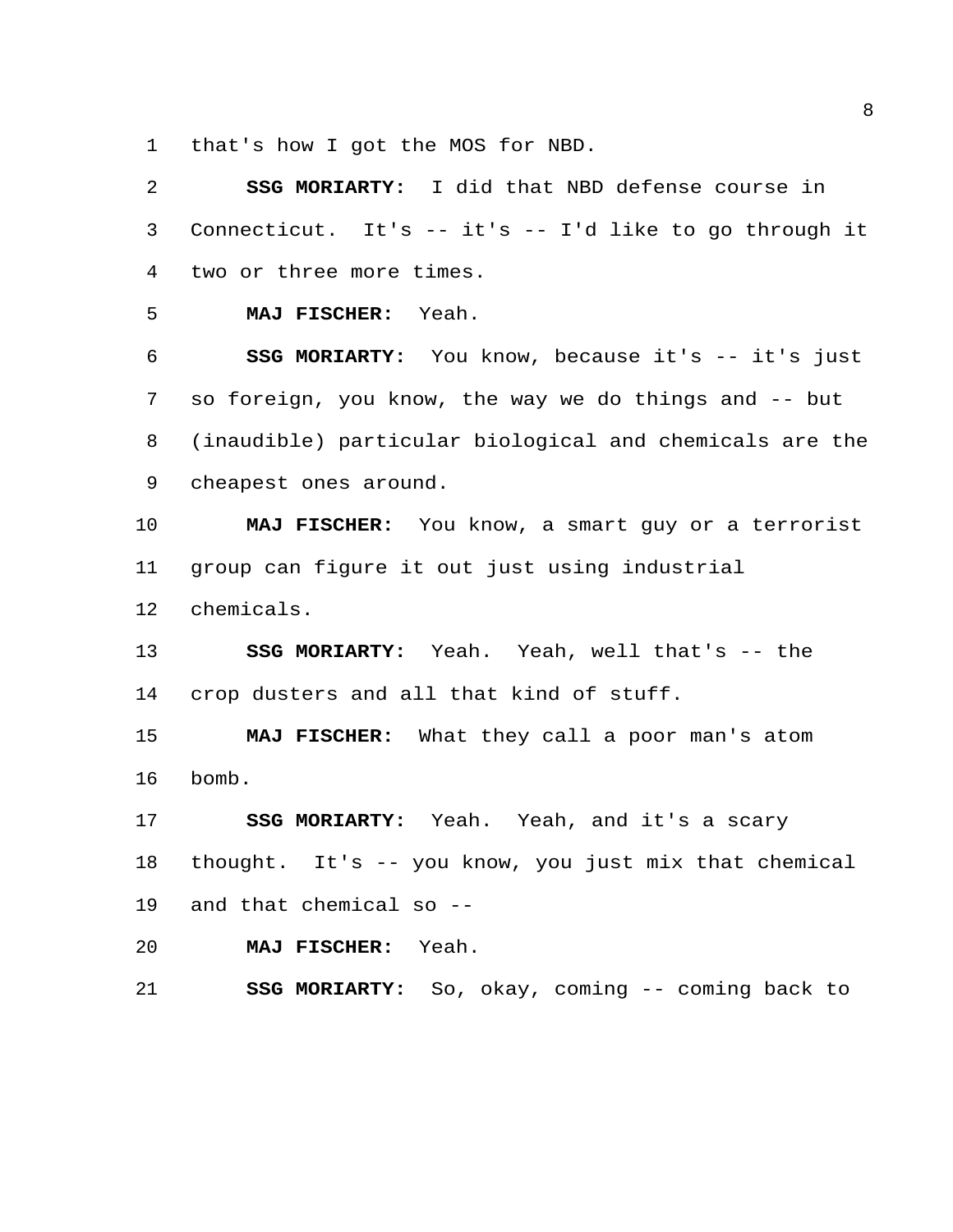that's how I got the MOS for NBD.

**SSG MORIARTY:** I did that NBD defense course in Connecticut. It's -- it's -- I'd like to go through it two or three more times.

**MAJ FISCHER:** Yeah.

**SSG MORIARTY:** You know, because it's -- it's just so foreign, you know, the way we do things and -- but (inaudible) particular biological and chemicals are the cheapest ones around.

**MAJ FISCHER:** You know, a smart guy or a terrorist group can figure it out just using industrial chemicals.

**SSG MORIARTY:** Yeah. Yeah, well that's -- the crop dusters and all that kind of stuff.

**MAJ FISCHER:** What they call a poor man's atom bomb.

**SSG MORIARTY:** Yeah. Yeah, and it's a scary thought. It's -- you know, you just mix that chemical and that chemical so --

**MAJ FISCHER:** Yeah.

**SSG MORIARTY:** So, okay, coming -- coming back to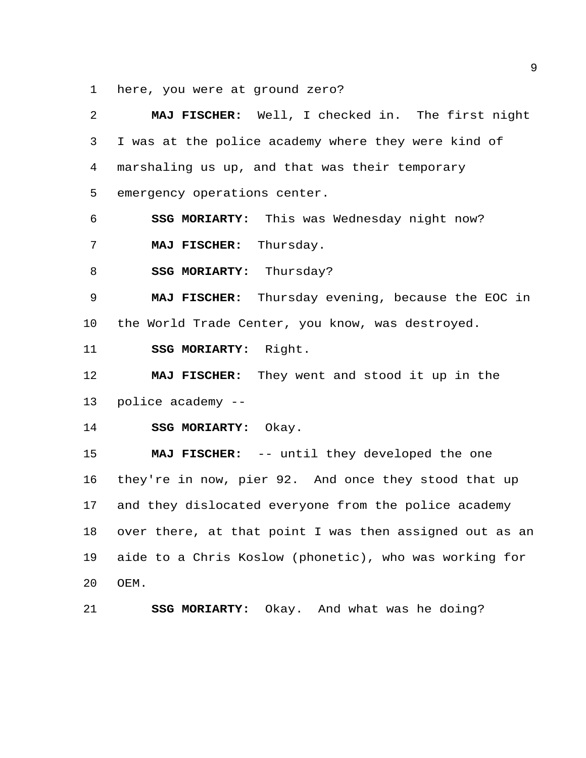here, you were at ground zero?

**MAJ FISCHER:** Well, I checked in. The first night I was at the police academy where they were kind of marshaling us up, and that was their temporary emergency operations center.

**SSG MORIARTY:** This was Wednesday night now?

**MAJ FISCHER:** Thursday.

**SSG MORIARTY:** Thursday?

**MAJ FISCHER:** Thursday evening, because the EOC in the World Trade Center, you know, was destroyed.

**SSG MORIARTY:** Right.

**MAJ FISCHER:** They went and stood it up in the police academy --

**SSG MORIARTY:** Okay.

**MAJ FISCHER:** -- until they developed the one they're in now, pier 92. And once they stood that up and they dislocated everyone from the police academy over there, at that point I was then assigned out as an aide to a Chris Koslow (phonetic), who was working for OEM.

**SSG MORIARTY:** Okay. And what was he doing?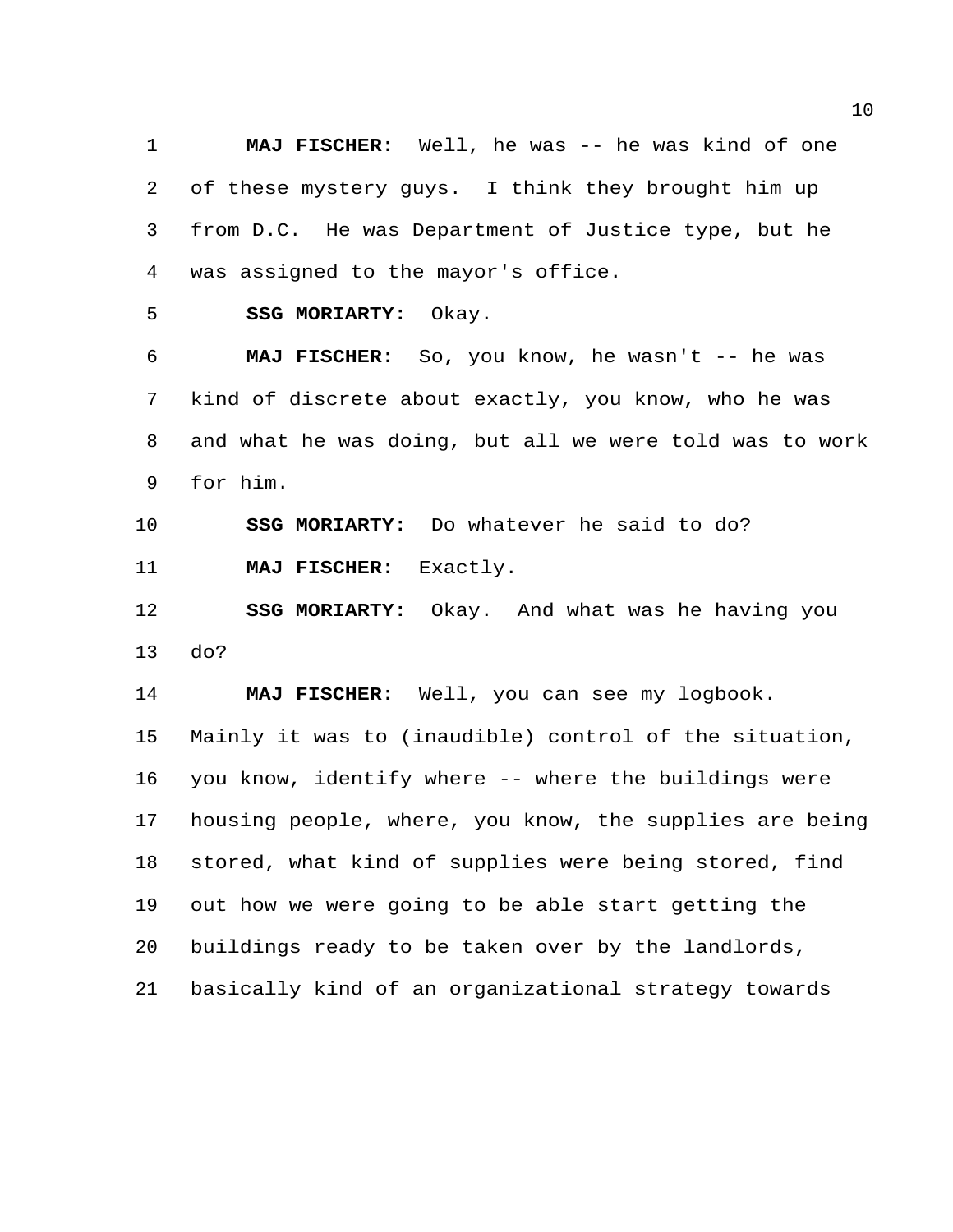**MAJ FISCHER:** Well, he was -- he was kind of one of these mystery guys. I think they brought him up from D.C. He was Department of Justice type, but he was assigned to the mayor's office.

**SSG MORIARTY:** Okay.

**MAJ FISCHER:** So, you know, he wasn't -- he was kind of discrete about exactly, you know, who he was and what he was doing, but all we were told was to work for him.

**SSG MORIARTY:** Do whatever he said to do?

**MAJ FISCHER:** Exactly.

**SSG MORIARTY:** Okay. And what was he having you do?

**MAJ FISCHER:** Well, you can see my logbook. Mainly it was to (inaudible) control of the situation, you know, identify where -- where the buildings were housing people, where, you know, the supplies are being stored, what kind of supplies were being stored, find out how we were going to be able start getting the buildings ready to be taken over by the landlords, basically kind of an organizational strategy towards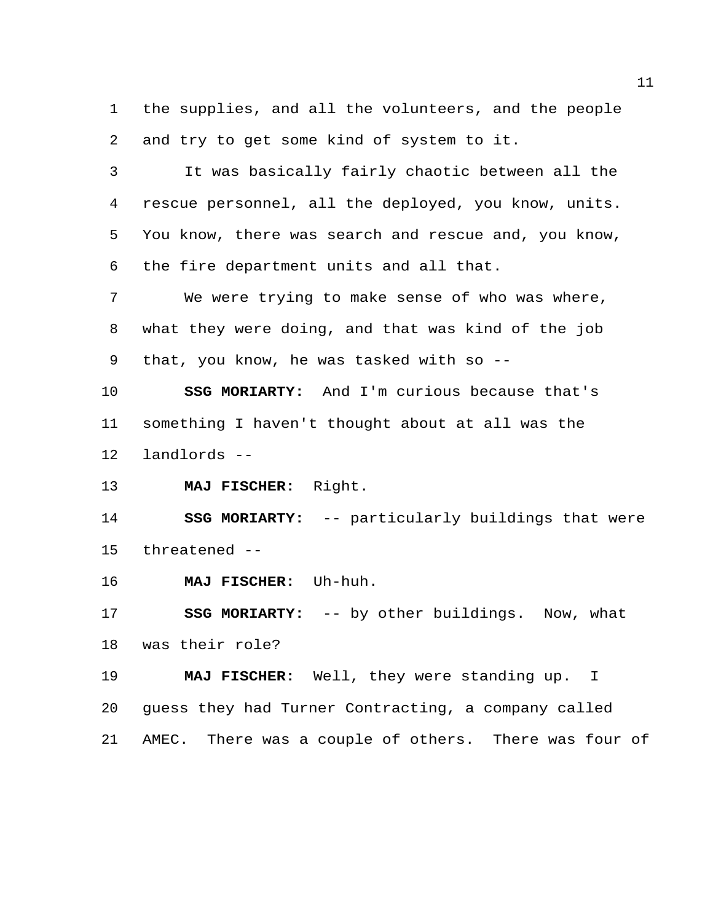the supplies, and all the volunteers, and the people and try to get some kind of system to it.

It was basically fairly chaotic between all the rescue personnel, all the deployed, you know, units. You know, there was search and rescue and, you know, the fire department units and all that.

We were trying to make sense of who was where, what they were doing, and that was kind of the job that, you know, he was tasked with so --

**SSG MORIARTY:** And I'm curious because that's something I haven't thought about at all was the landlords --

**MAJ FISCHER:** Right.

**SSG MORIARTY:** -- particularly buildings that were threatened --

**MAJ FISCHER:** Uh-huh.

**SSG MORIARTY:** -- by other buildings. Now, what was their role?

**MAJ FISCHER:** Well, they were standing up. I guess they had Turner Contracting, a company called AMEC. There was a couple of others. There was four of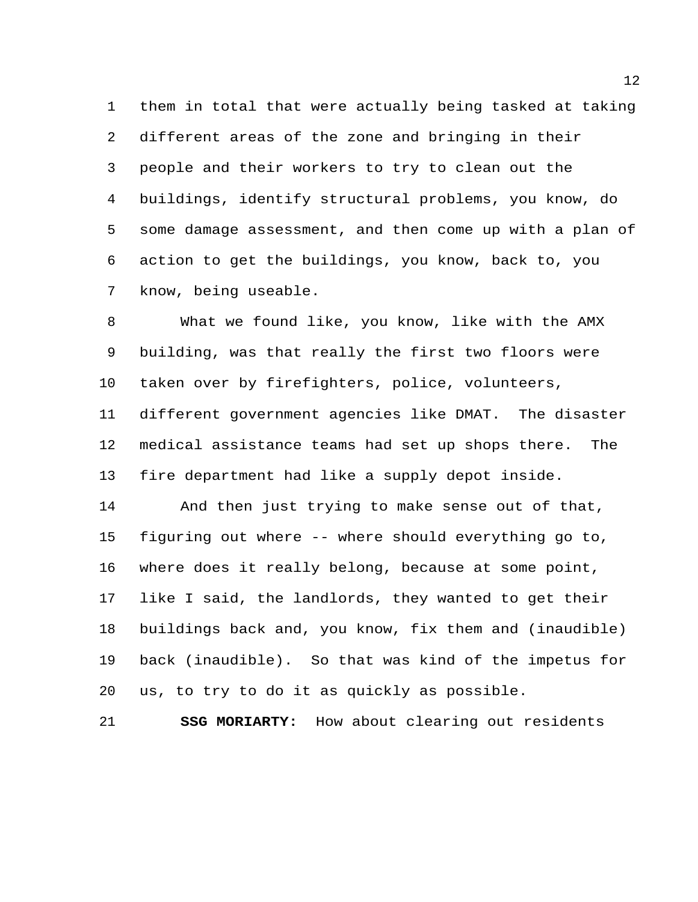them in total that were actually being tasked at taking different areas of the zone and bringing in their people and their workers to try to clean out the buildings, identify structural problems, you know, do some damage assessment, and then come up with a plan of action to get the buildings, you know, back to, you know, being useable.

What we found like, you know, like with the AMX building, was that really the first two floors were taken over by firefighters, police, volunteers, different government agencies like DMAT. The disaster medical assistance teams had set up shops there. The fire department had like a supply depot inside.

And then just trying to make sense out of that, figuring out where -- where should everything go to, where does it really belong, because at some point, like I said, the landlords, they wanted to get their buildings back and, you know, fix them and (inaudible) back (inaudible). So that was kind of the impetus for us, to try to do it as quickly as possible.

**SSG MORIARTY:** How about clearing out residents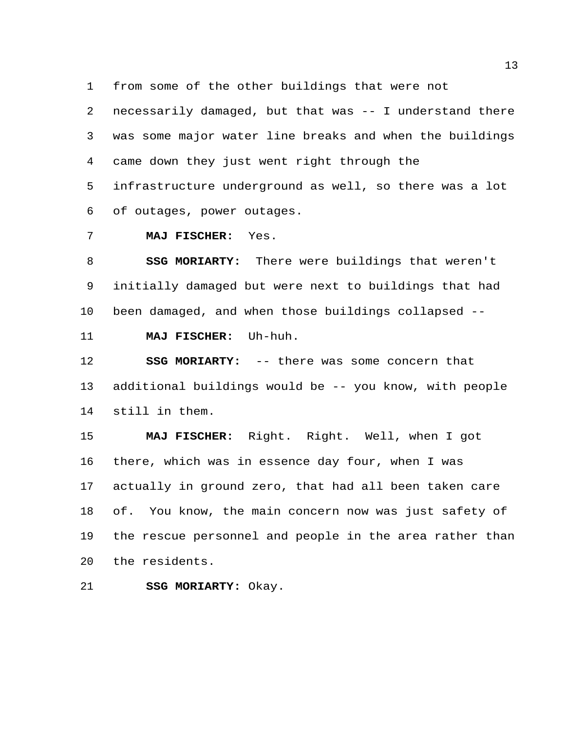from some of the other buildings that were not necessarily damaged, but that was -- I understand there was some major water line breaks and when the buildings came down they just went right through the infrastructure underground as well, so there was a lot of outages, power outages.

**MAJ FISCHER:** Yes.

**SSG MORIARTY:** There were buildings that weren't initially damaged but were next to buildings that had been damaged, and when those buildings collapsed --

**MAJ FISCHER:** Uh-huh.

**SSG MORIARTY:** -- there was some concern that additional buildings would be -- you know, with people still in them.

**MAJ FISCHER:** Right. Right. Well, when I got there, which was in essence day four, when I was actually in ground zero, that had all been taken care of. You know, the main concern now was just safety of the rescue personnel and people in the area rather than the residents.

**SSG MORIARTY:** Okay.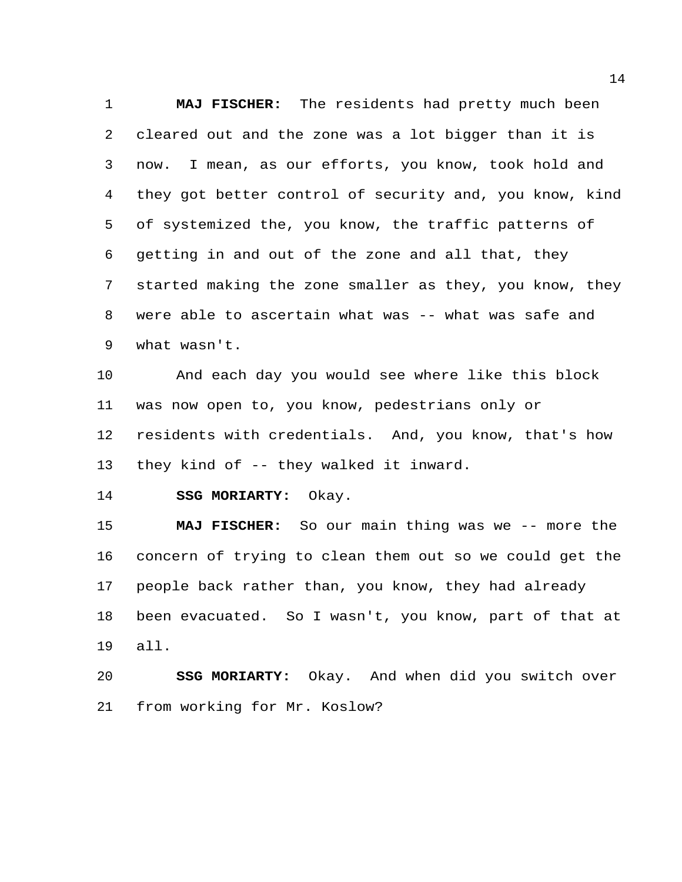**MAJ FISCHER:** The residents had pretty much been cleared out and the zone was a lot bigger than it is now. I mean, as our efforts, you know, took hold and they got better control of security and, you know, kind of systemized the, you know, the traffic patterns of getting in and out of the zone and all that, they started making the zone smaller as they, you know, they were able to ascertain what was -- what was safe and what wasn't.

And each day you would see where like this block was now open to, you know, pedestrians only or residents with credentials. And, you know, that's how they kind of -- they walked it inward.

**SSG MORIARTY:** Okay.

**MAJ FISCHER:** So our main thing was we -- more the concern of trying to clean them out so we could get the people back rather than, you know, they had already been evacuated. So I wasn't, you know, part of that at all.

**SSG MORIARTY:** Okay. And when did you switch over from working for Mr. Koslow?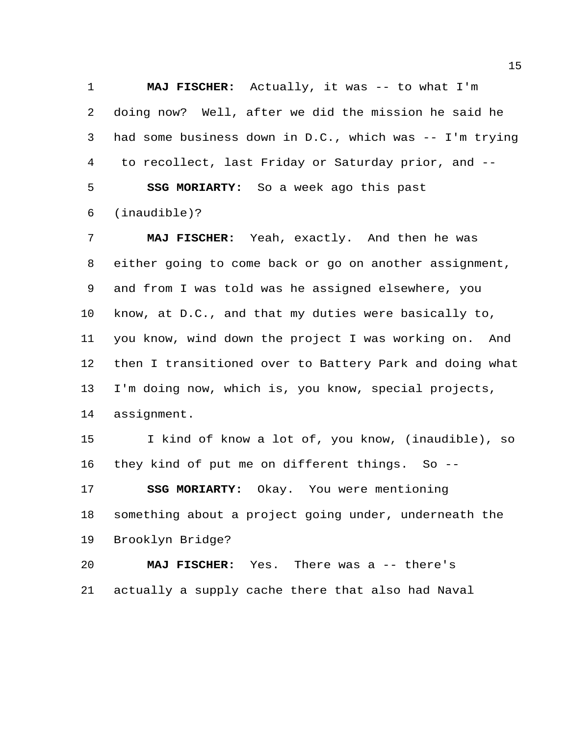**MAJ FISCHER:** Actually, it was -- to what I'm doing now? Well, after we did the mission he said he had some business down in D.C., which was -- I'm trying to recollect, last Friday or Saturday prior, and --

**SSG MORIARTY:** So a week ago this past (inaudible)?

**MAJ FISCHER:** Yeah, exactly. And then he was either going to come back or go on another assignment, and from I was told was he assigned elsewhere, you know, at D.C., and that my duties were basically to, you know, wind down the project I was working on. And then I transitioned over to Battery Park and doing what I'm doing now, which is, you know, special projects, assignment.

I kind of know a lot of, you know, (inaudible), so they kind of put me on different things. So --

**SSG MORIARTY:** Okay. You were mentioning something about a project going under, underneath the Brooklyn Bridge?

**MAJ FISCHER:** Yes. There was a -- there's actually a supply cache there that also had Naval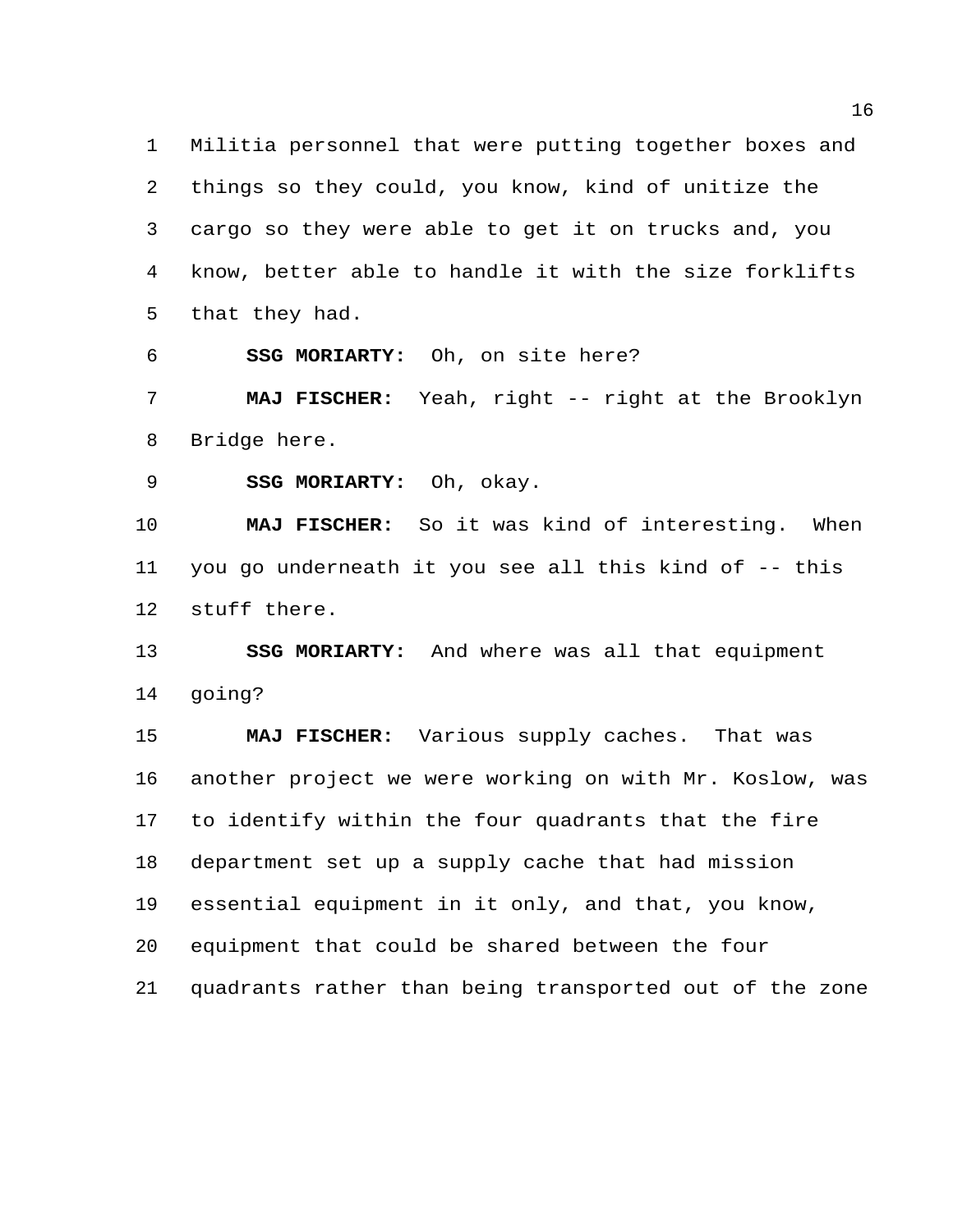Militia personnel that were putting together boxes and things so they could, you know, kind of unitize the cargo so they were able to get it on trucks and, you know, better able to handle it with the size forklifts that they had.

**SSG MORIARTY:** Oh, on site here?

**MAJ FISCHER:** Yeah, right -- right at the Brooklyn Bridge here.

**SSG MORIARTY:** Oh, okay.

**MAJ FISCHER:** So it was kind of interesting. When you go underneath it you see all this kind of -- this stuff there.

**SSG MORIARTY:** And where was all that equipment going?

**MAJ FISCHER:** Various supply caches. That was another project we were working on with Mr. Koslow, was to identify within the four quadrants that the fire department set up a supply cache that had mission essential equipment in it only, and that, you know, equipment that could be shared between the four quadrants rather than being transported out of the zone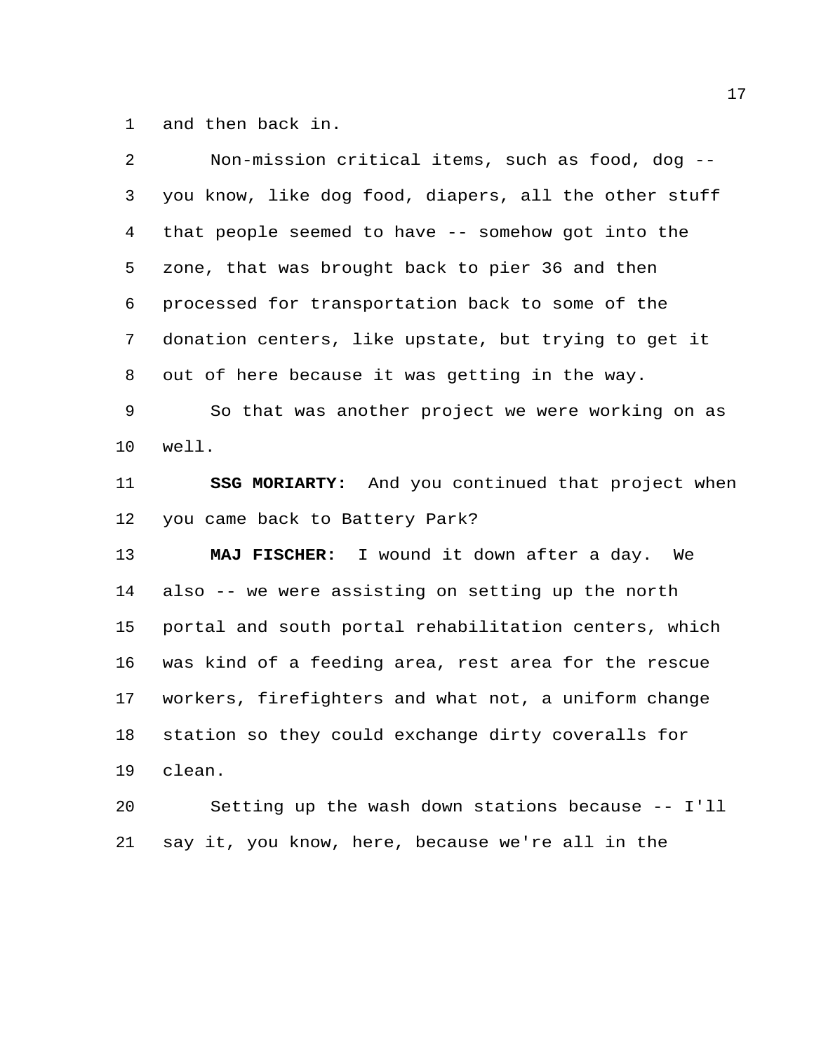and then back in.

Non-mission critical items, such as food, dog -- you know, like dog food, diapers, all the other stuff that people seemed to have -- somehow got into the zone, that was brought back to pier 36 and then processed for transportation back to some of the donation centers, like upstate, but trying to get it out of here because it was getting in the way.

So that was another project we were working on as well.

**SSG MORIARTY:** And you continued that project when you came back to Battery Park?

**MAJ FISCHER:** I wound it down after a day. We also -- we were assisting on setting up the north portal and south portal rehabilitation centers, which was kind of a feeding area, rest area for the rescue workers, firefighters and what not, a uniform change station so they could exchange dirty coveralls for clean.

Setting up the wash down stations because -- I'll say it, you know, here, because we're all in the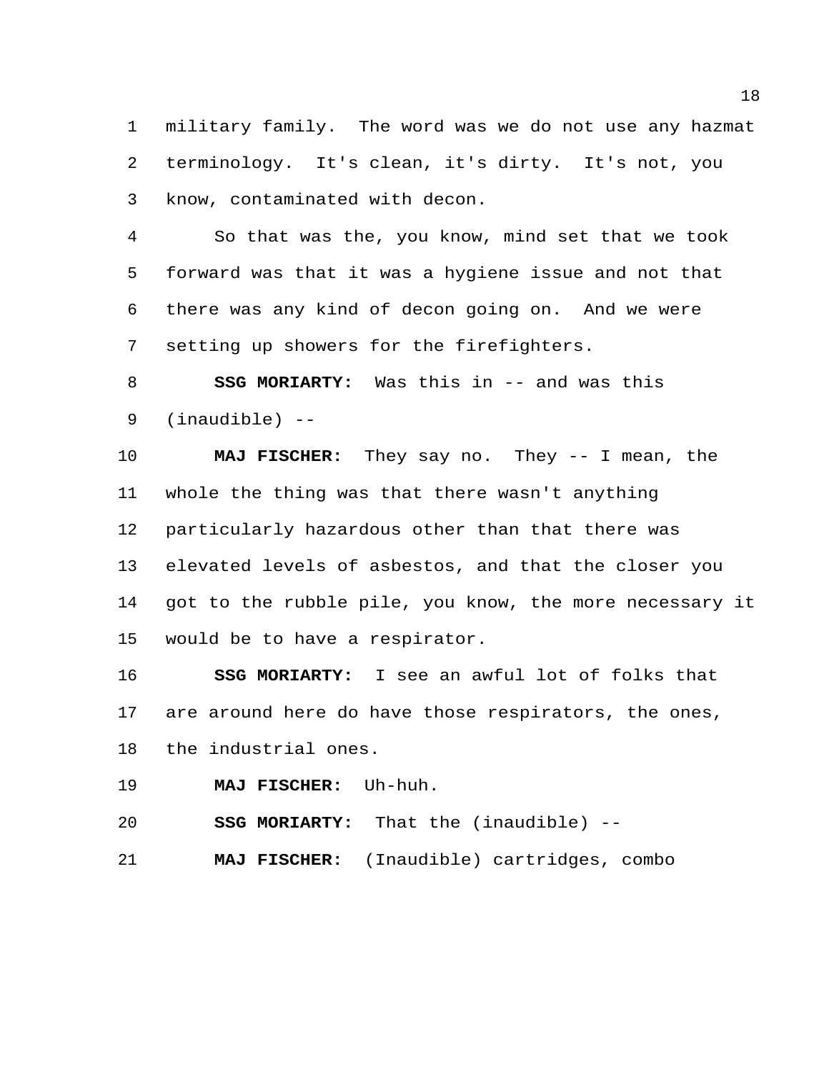military family. The word was we do not use any hazmat terminology. It's clean, it's dirty. It's not, you know, contaminated with decon.

So that was the, you know, mind set that we took forward was that it was a hygiene issue and not that there was any kind of decon going on. And we were setting up showers for the firefighters.

**SSG MORIARTY:** Was this in -- and was this (inaudible) --

**MAJ FISCHER:** They say no. They -- I mean, the whole the thing was that there wasn't anything particularly hazardous other than that there was elevated levels of asbestos, and that the closer you got to the rubble pile, you know, the more necessary it would be to have a respirator.

**SSG MORIARTY:** I see an awful lot of folks that are around here do have those respirators, the ones, the industrial ones.

**MAJ FISCHER:** Uh-huh.

**SSG MORIARTY:** That the (inaudible) --

**MAJ FISCHER:** (Inaudible) cartridges, combo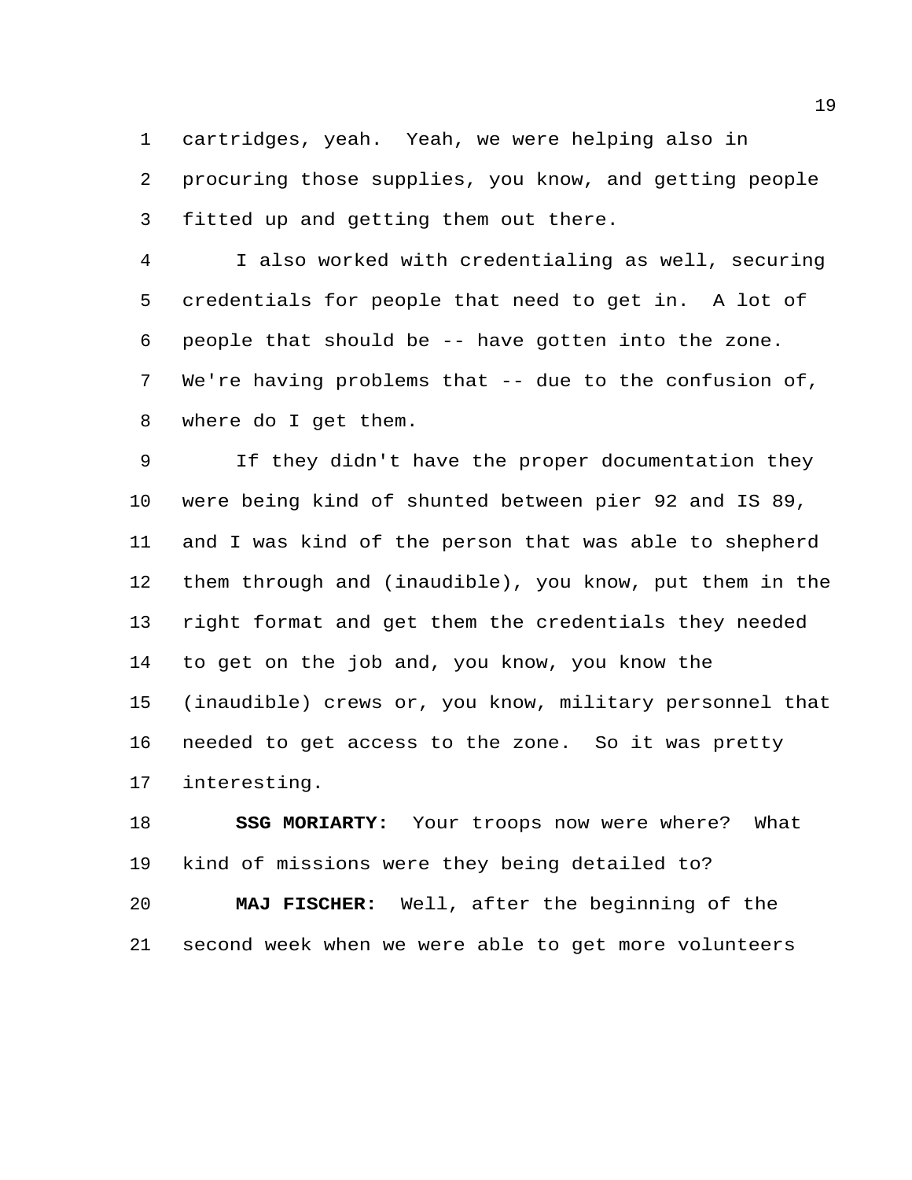cartridges, yeah. Yeah, we were helping also in procuring those supplies, you know, and getting people fitted up and getting them out there.

I also worked with credentialing as well, securing credentials for people that need to get in. A lot of people that should be -- have gotten into the zone. We're having problems that -- due to the confusion of, where do I get them.

If they didn't have the proper documentation they were being kind of shunted between pier 92 and IS 89, and I was kind of the person that was able to shepherd them through and (inaudible), you know, put them in the right format and get them the credentials they needed to get on the job and, you know, you know the (inaudible) crews or, you know, military personnel that needed to get access to the zone. So it was pretty interesting.

**SSG MORIARTY:** Your troops now were where? What kind of missions were they being detailed to?

**MAJ FISCHER:** Well, after the beginning of the second week when we were able to get more volunteers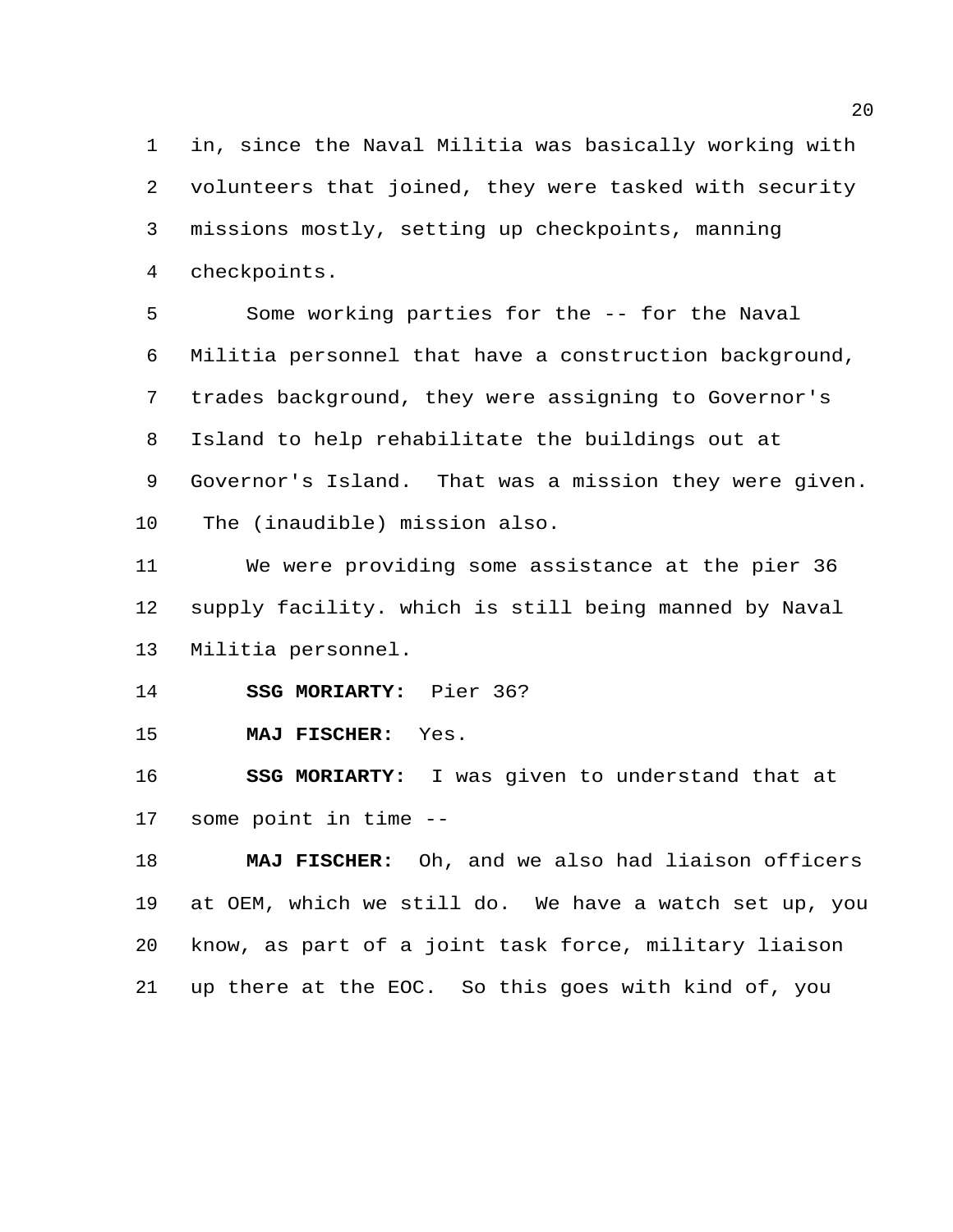in, since the Naval Militia was basically working with volunteers that joined, they were tasked with security missions mostly, setting up checkpoints, manning checkpoints.

Some working parties for the -- for the Naval Militia personnel that have a construction background, trades background, they were assigning to Governor's Island to help rehabilitate the buildings out at Governor's Island. That was a mission they were given. The (inaudible) mission also.

We were providing some assistance at the pier 36 supply facility. which is still being manned by Naval Militia personnel.

**SSG MORIARTY:** Pier 36?

**MAJ FISCHER:** Yes.

**SSG MORIARTY:** I was given to understand that at some point in time --

**MAJ FISCHER:** Oh, and we also had liaison officers at OEM, which we still do. We have a watch set up, you know, as part of a joint task force, military liaison up there at the EOC. So this goes with kind of, you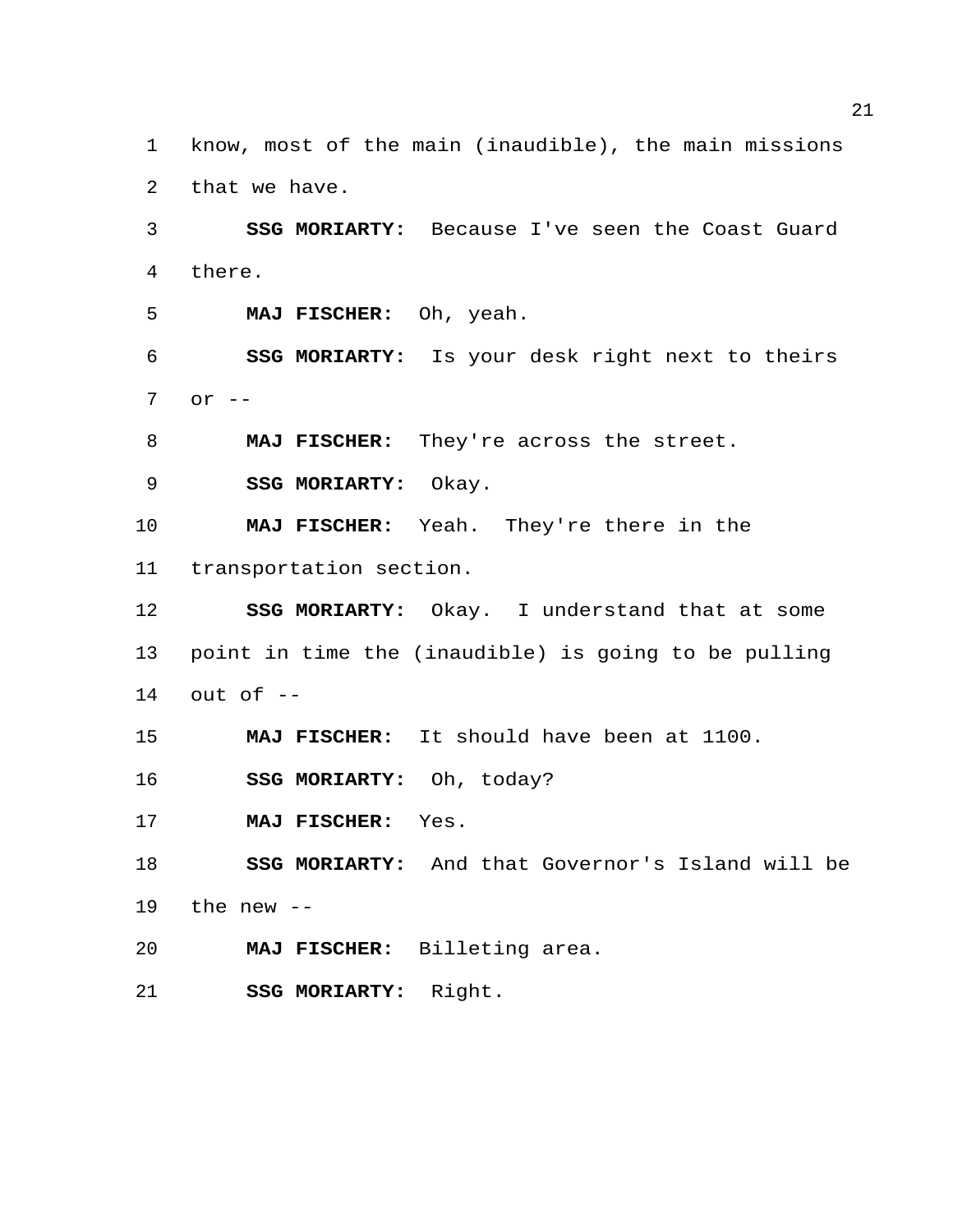know, most of the main (inaudible), the main missions that we have.

**SSG MORIARTY:** Because I've seen the Coast Guard there.

**MAJ FISCHER:** Oh, yeah.

**SSG MORIARTY:** Is your desk right next to theirs or --

**MAJ FISCHER:** They're across the street.

**SSG MORIARTY:** Okay.

**MAJ FISCHER:** Yeah. They're there in the transportation section.

**SSG MORIARTY:** Okay. I understand that at some point in time the (inaudible) is going to be pulling out of --

**MAJ FISCHER:** It should have been at 1100.

**SSG MORIARTY:** Oh, today?

**MAJ FISCHER:** Yes.

**SSG MORIARTY:** And that Governor's Island will be the new --

**MAJ FISCHER:** Billeting area.

**SSG MORIARTY:** Right.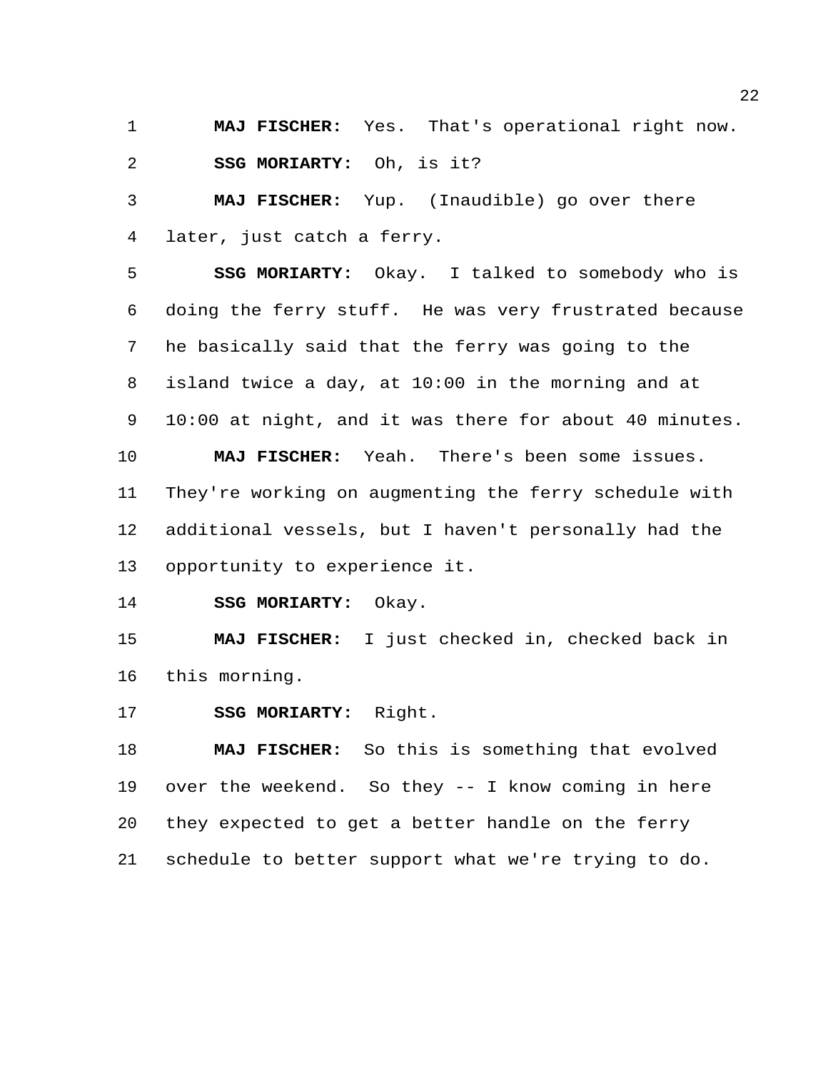**MAJ FISCHER:** Yes. That's operational right now.

**SSG MORIARTY:** Oh, is it?

**MAJ FISCHER:** Yup. (Inaudible) go over there later, just catch a ferry.

**SSG MORIARTY:** Okay. I talked to somebody who is doing the ferry stuff. He was very frustrated because he basically said that the ferry was going to the island twice a day, at 10:00 in the morning and at 10:00 at night, and it was there for about 40 minutes.

**MAJ FISCHER:** Yeah. There's been some issues. They're working on augmenting the ferry schedule with additional vessels, but I haven't personally had the opportunity to experience it.

**SSG MORIARTY:** Okay.

**MAJ FISCHER:** I just checked in, checked back in this morning.

**SSG MORIARTY:** Right.

**MAJ FISCHER:** So this is something that evolved over the weekend. So they -- I know coming in here they expected to get a better handle on the ferry schedule to better support what we're trying to do.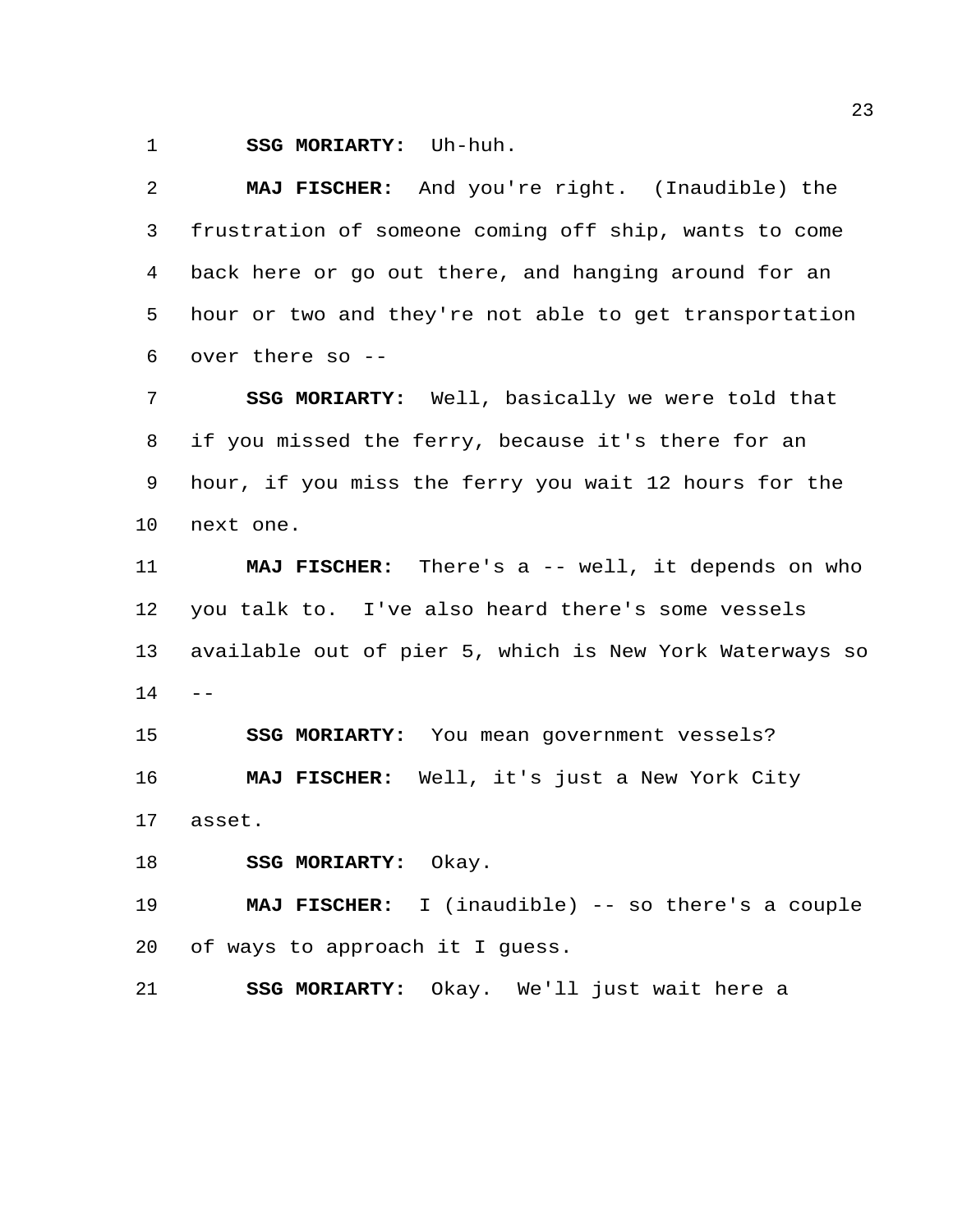**SSG MORIARTY:** Uh-huh.

**MAJ FISCHER:** And you're right. (Inaudible) the frustration of someone coming off ship, wants to come back here or go out there, and hanging around for an hour or two and they're not able to get transportation over there so --

**SSG MORIARTY:** Well, basically we were told that if you missed the ferry, because it's there for an hour, if you miss the ferry you wait 12 hours for the next one.

**MAJ FISCHER:** There's a -- well, it depends on who you talk to. I've also heard there's some vessels available out of pier 5, which is New York Waterways so --

**SSG MORIARTY:** You mean government vessels?

**MAJ FISCHER:** Well, it's just a New York City asset.

**SSG MORIARTY:** Okay.

**MAJ FISCHER:** I (inaudible) -- so there's a couple of ways to approach it I guess.

**SSG MORIARTY:** Okay. We'll just wait here a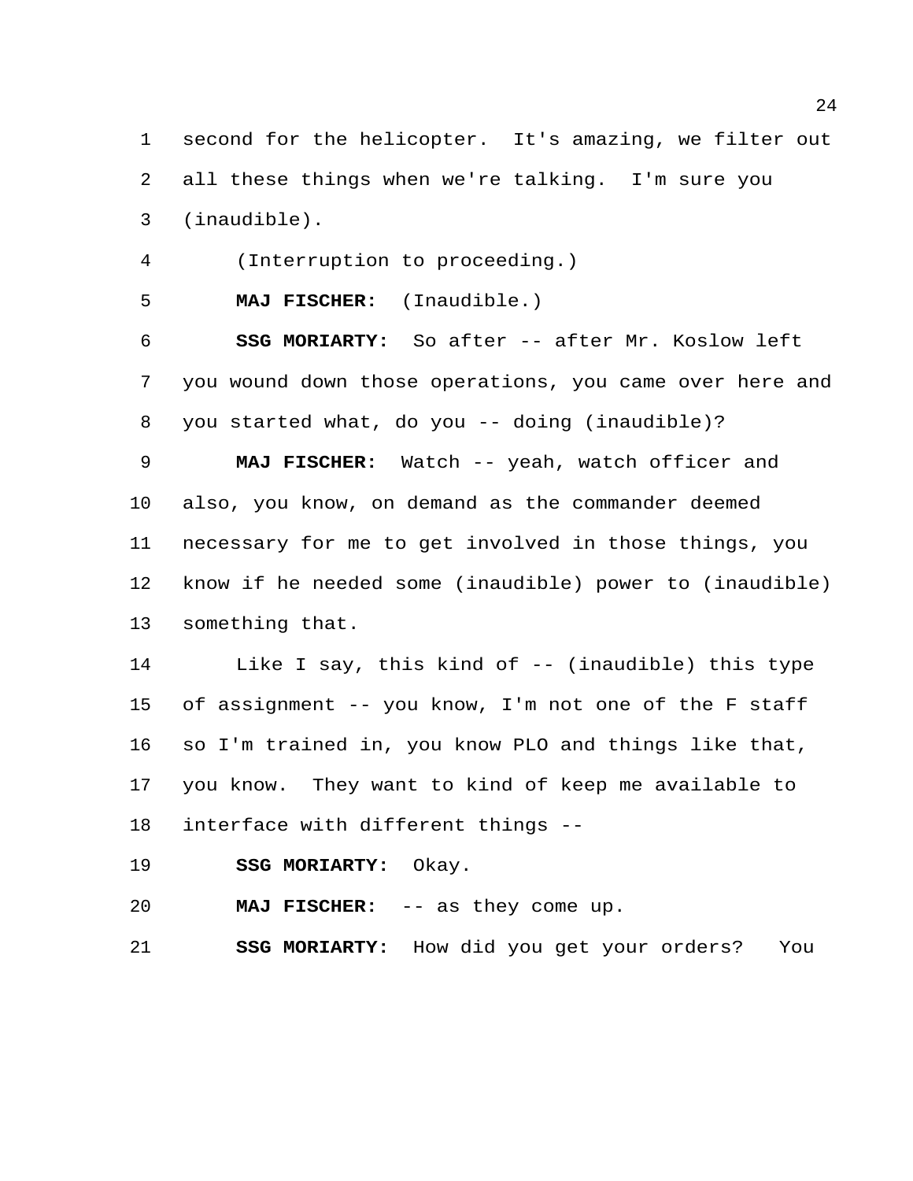second for the helicopter. It's amazing, we filter out all these things when we're talking. I'm sure you (inaudible).

(Interruption to proceeding.)

**MAJ FISCHER:** (Inaudible.)

**SSG MORIARTY:** So after -- after Mr. Koslow left you wound down those operations, you came over here and you started what, do you -- doing (inaudible)?

**MAJ FISCHER:** Watch -- yeah, watch officer and also, you know, on demand as the commander deemed necessary for me to get involved in those things, you know if he needed some (inaudible) power to (inaudible) something that.

Like I say, this kind of -- (inaudible) this type of assignment -- you know, I'm not one of the F staff so I'm trained in, you know PLO and things like that, you know. They want to kind of keep me available to interface with different things --

**SSG MORIARTY:** Okay.

**MAJ FISCHER:** -- as they come up.

**SSG MORIARTY:** How did you get your orders? You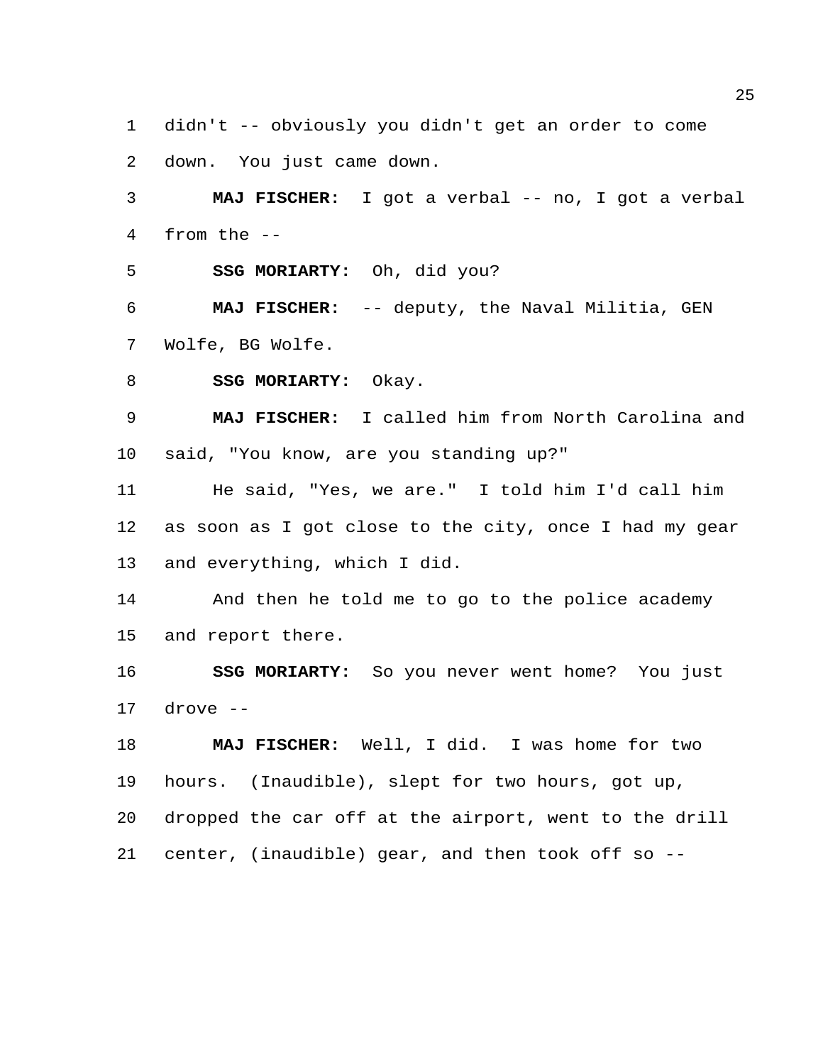didn't -- obviously you didn't get an order to come down. You just came down.

**MAJ FISCHER:** I got a verbal -- no, I got a verbal from the --

**SSG MORIARTY:** Oh, did you?

**MAJ FISCHER:** -- deputy, the Naval Militia, GEN Wolfe, BG Wolfe.

**SSG MORIARTY:** Okay.

**MAJ FISCHER:** I called him from North Carolina and said, "You know, are you standing up?"

He said, "Yes, we are." I told him I'd call him as soon as I got close to the city, once I had my gear and everything, which I did.

And then he told me to go to the police academy and report there.

**SSG MORIARTY:** So you never went home? You just drove --

**MAJ FISCHER:** Well, I did. I was home for two hours. (Inaudible), slept for two hours, got up, dropped the car off at the airport, went to the drill center, (inaudible) gear, and then took off so --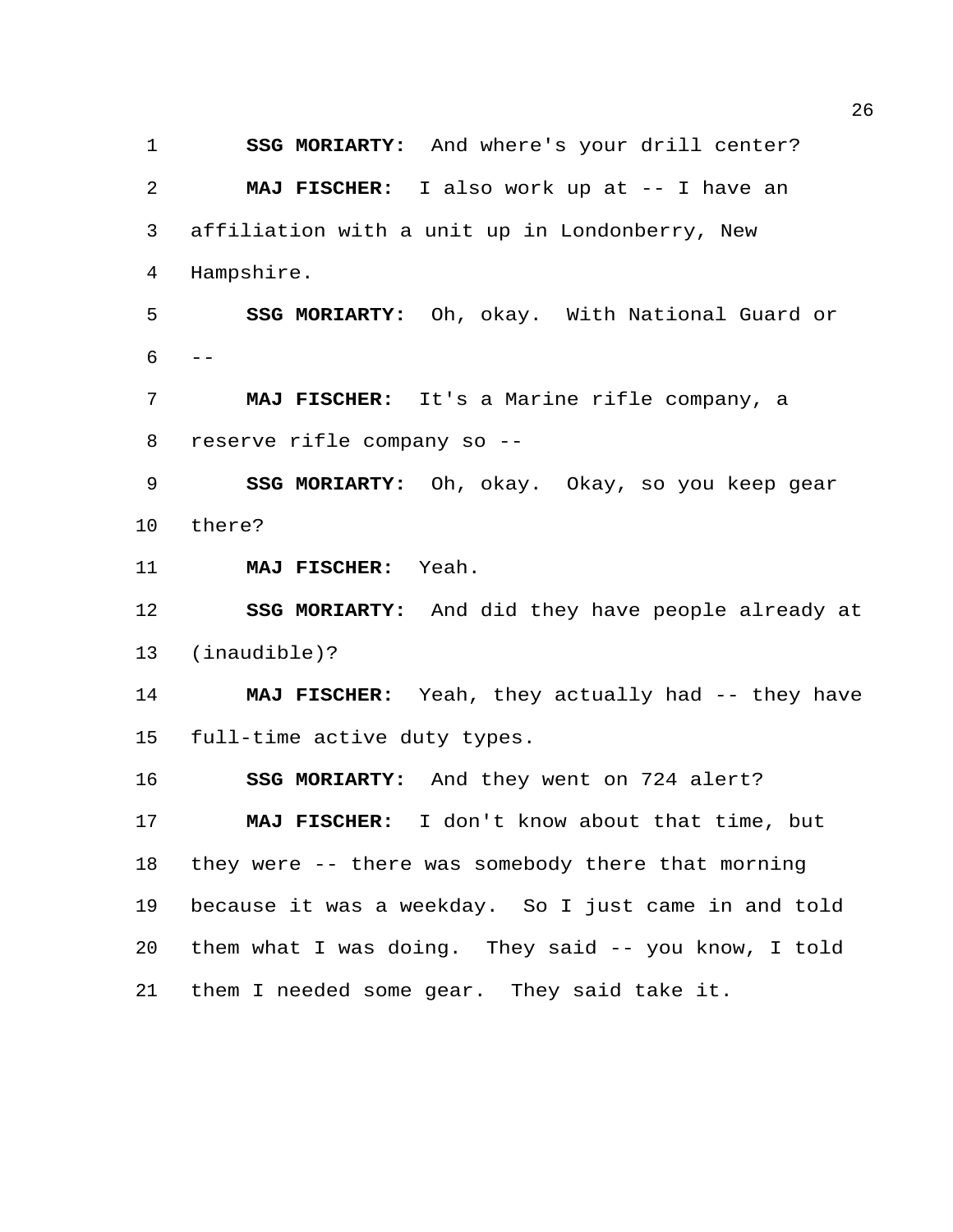**SSG MORIARTY:** And where's your drill center?

**MAJ FISCHER:** I also work up at -- I have an affiliation with a unit up in Londonberry, New Hampshire.

**SSG MORIARTY:** Oh, okay. With National Guard or --

**MAJ FISCHER:** It's a Marine rifle company, a reserve rifle company so --

**SSG MORIARTY:** Oh, okay. Okay, so you keep gear there?

**MAJ FISCHER:** Yeah.

**SSG MORIARTY:** And did they have people already at (inaudible)?

**MAJ FISCHER:** Yeah, they actually had -- they have full-time active duty types.

**SSG MORIARTY:** And they went on 724 alert?

**MAJ FISCHER:** I don't know about that time, but they were -- there was somebody there that morning because it was a weekday. So I just came in and told them what I was doing. They said -- you know, I told them I needed some gear. They said take it.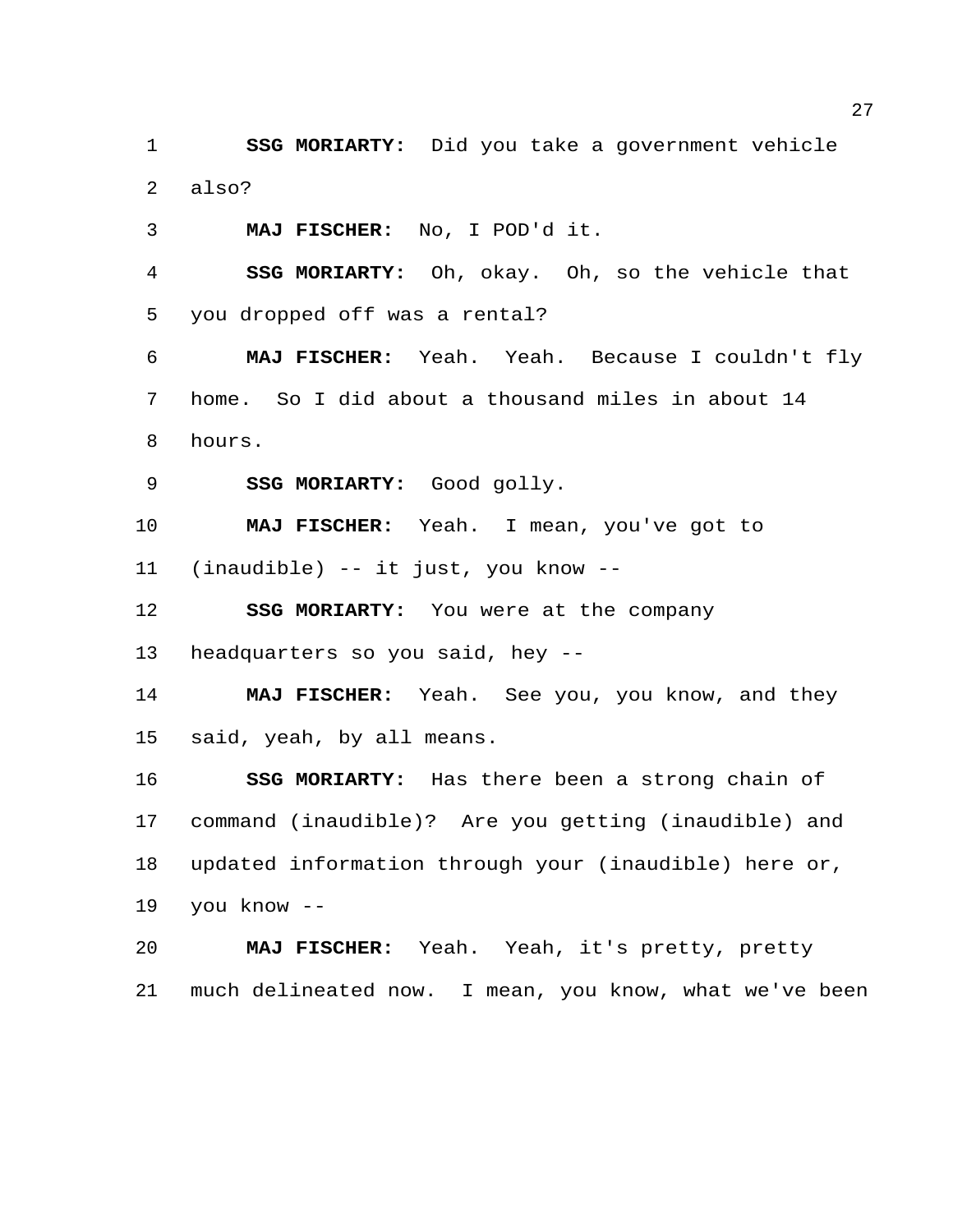**SSG MORIARTY:** Did you take a government vehicle also?

**MAJ FISCHER:** No, I POD'd it.

**SSG MORIARTY:** Oh, okay. Oh, so the vehicle that you dropped off was a rental?

**MAJ FISCHER:** Yeah. Yeah. Because I couldn't fly home. So I did about a thousand miles in about 14 hours.

**SSG MORIARTY:** Good golly.

**MAJ FISCHER:** Yeah. I mean, you've got to (inaudible) -- it just, you know --

**SSG MORIARTY:** You were at the company headquarters so you said, hey --

**MAJ FISCHER:** Yeah. See you, you know, and they said, yeah, by all means.

**SSG MORIARTY:** Has there been a strong chain of command (inaudible)? Are you getting (inaudible) and updated information through your (inaudible) here or, you know --

**MAJ FISCHER:** Yeah. Yeah, it's pretty, pretty much delineated now. I mean, you know, what we've been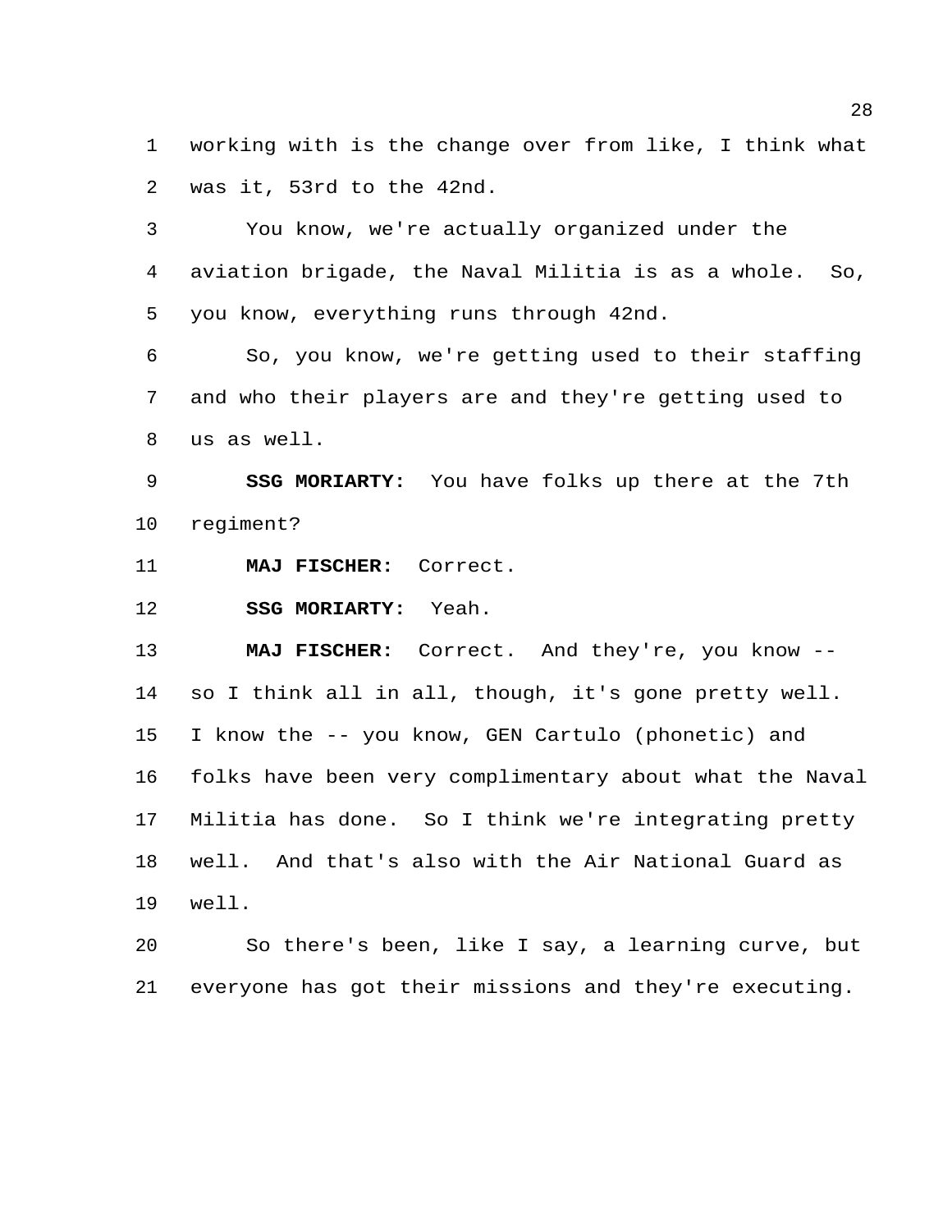working with is the change over from like, I think what was it, 53rd to the 42nd.

You know, we're actually organized under the aviation brigade, the Naval Militia is as a whole. So, you know, everything runs through 42nd.

So, you know, we're getting used to their staffing and who their players are and they're getting used to us as well.

**SSG MORIARTY:** You have folks up there at the 7th regiment?

**MAJ FISCHER:** Correct.

**SSG MORIARTY:** Yeah.

**MAJ FISCHER:** Correct. And they're, you know -- so I think all in all, though, it's gone pretty well. I know the -- you know, GEN Cartulo (phonetic) and folks have been very complimentary about what the Naval Militia has done. So I think we're integrating pretty well. And that's also with the Air National Guard as well.

So there's been, like I say, a learning curve, but everyone has got their missions and they're executing.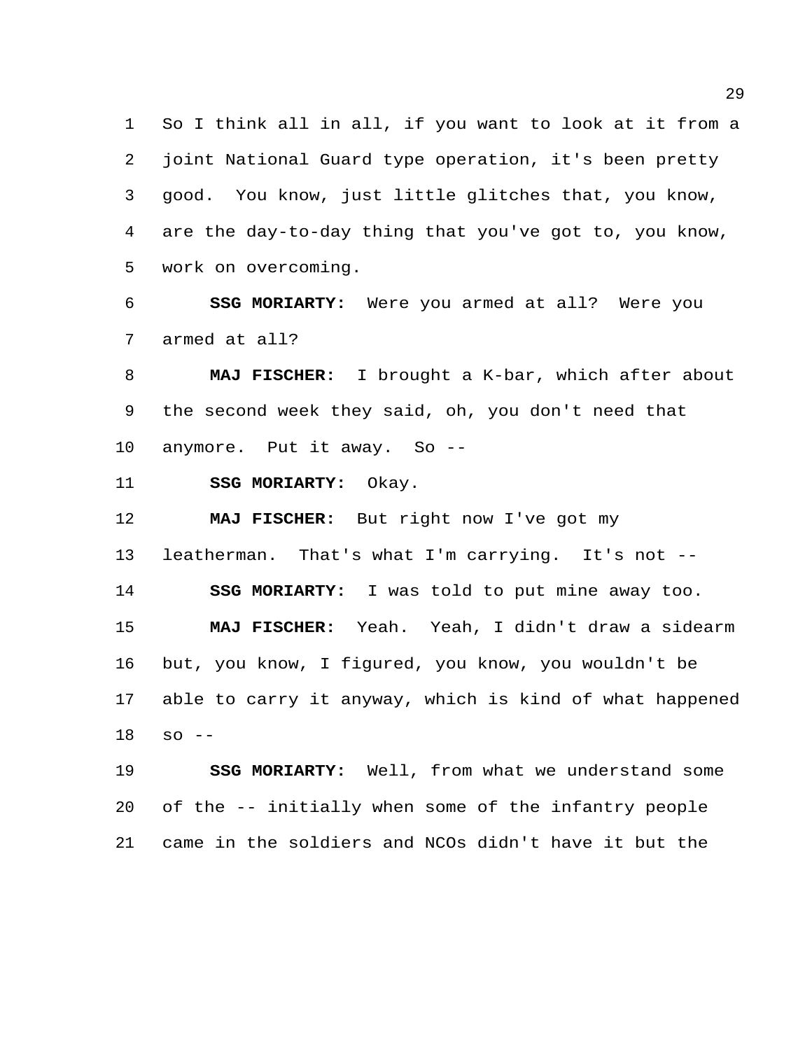So I think all in all, if you want to look at it from a joint National Guard type operation, it's been pretty good. You know, just little glitches that, you know, are the day-to-day thing that you've got to, you know, work on overcoming.

**SSG MORIARTY:** Were you armed at all? Were you armed at all?

**MAJ FISCHER:** I brought a K-bar, which after about the second week they said, oh, you don't need that anymore. Put it away. So --

**SSG MORIARTY:** Okay.

**MAJ FISCHER:** But right now I've got my leatherman. That's what I'm carrying. It's not --

**SSG MORIARTY:** I was told to put mine away too.

**MAJ FISCHER:** Yeah. Yeah, I didn't draw a sidearm but, you know, I figured, you know, you wouldn't be able to carry it anyway, which is kind of what happened so --

**SSG MORIARTY:** Well, from what we understand some of the -- initially when some of the infantry people came in the soldiers and NCOs didn't have it but the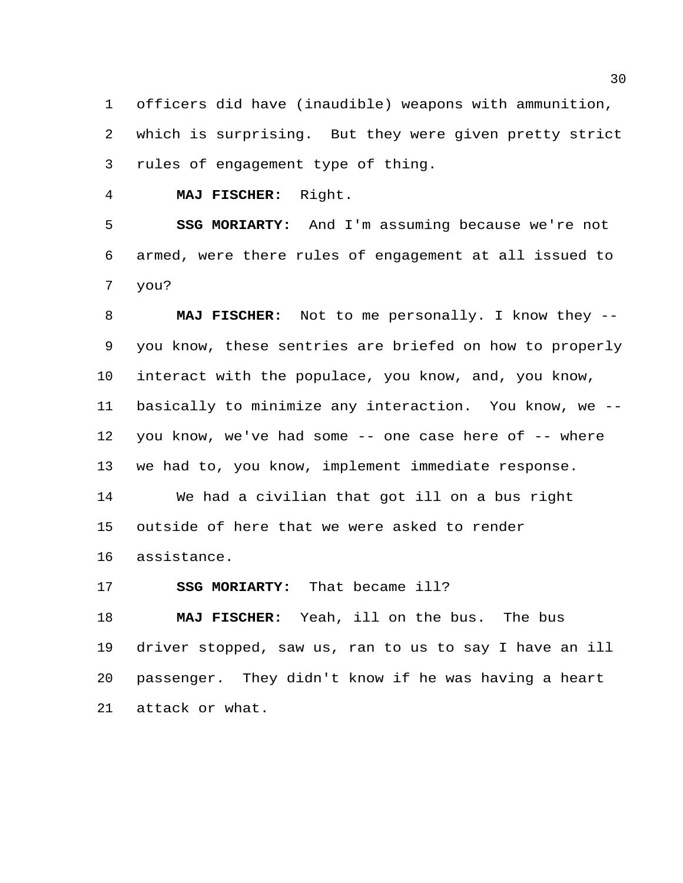officers did have (inaudible) weapons with ammunition, which is surprising. But they were given pretty strict rules of engagement type of thing.

**MAJ FISCHER:** Right.

**SSG MORIARTY:** And I'm assuming because we're not armed, were there rules of engagement at all issued to you?

**MAJ FISCHER:** Not to me personally. I know they -- you know, these sentries are briefed on how to properly interact with the populace, you know, and, you know, basically to minimize any interaction. You know, we -- you know, we've had some -- one case here of -- where we had to, you know, implement immediate response.

We had a civilian that got ill on a bus right outside of here that we were asked to render assistance.

**SSG MORIARTY:** That became ill?

**MAJ FISCHER:** Yeah, ill on the bus. The bus driver stopped, saw us, ran to us to say I have an ill passenger. They didn't know if he was having a heart attack or what.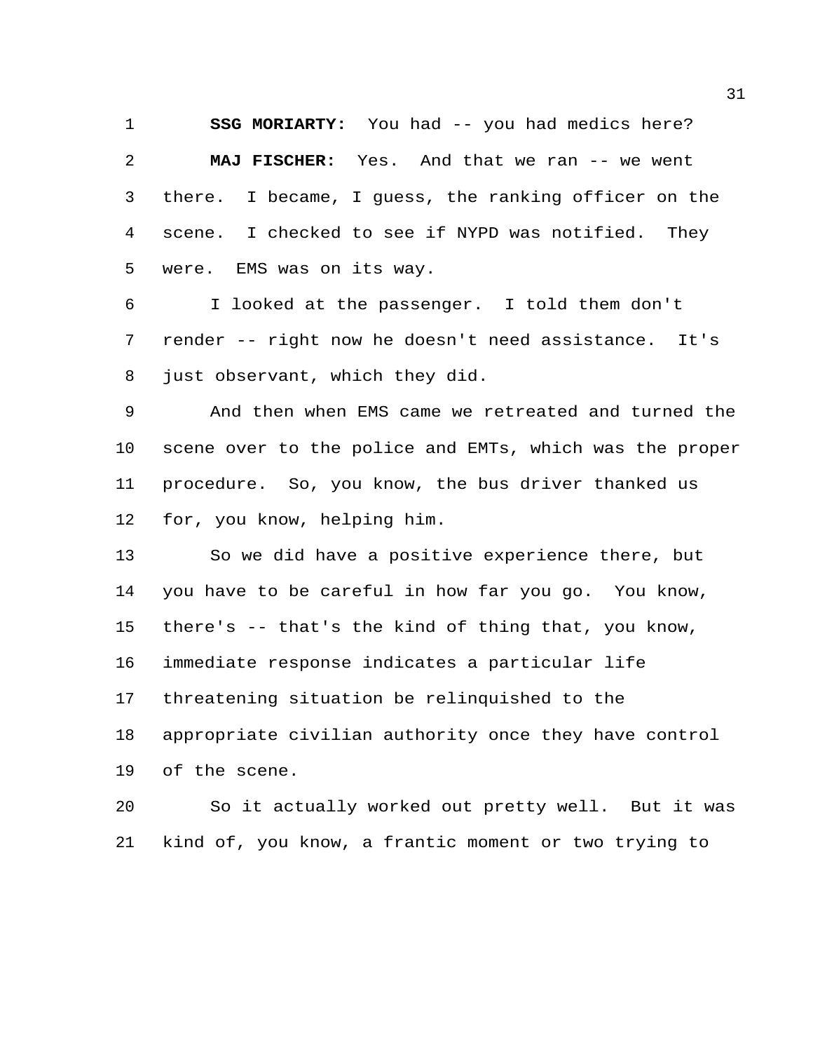**SSG MORIARTY:** You had -- you had medics here?

**MAJ FISCHER:** Yes. And that we ran -- we went there. I became, I guess, the ranking officer on the scene. I checked to see if NYPD was notified. They were. EMS was on its way.

I looked at the passenger. I told them don't render -- right now he doesn't need assistance. It's just observant, which they did.

And then when EMS came we retreated and turned the scene over to the police and EMTs, which was the proper procedure. So, you know, the bus driver thanked us for, you know, helping him.

So we did have a positive experience there, but you have to be careful in how far you go. You know, there's -- that's the kind of thing that, you know, immediate response indicates a particular life threatening situation be relinquished to the appropriate civilian authority once they have control of the scene.

So it actually worked out pretty well. But it was kind of, you know, a frantic moment or two trying to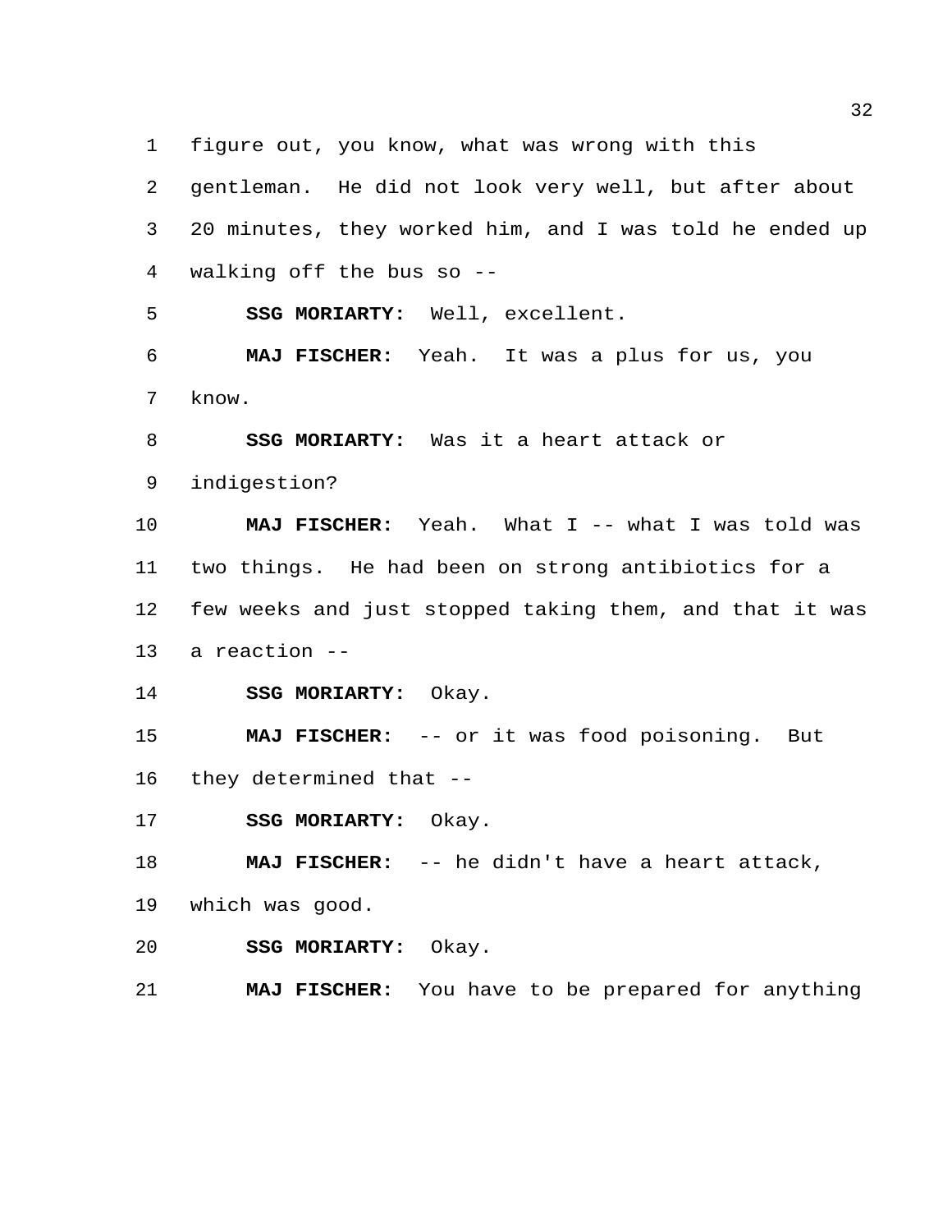figure out, you know, what was wrong with this gentleman. He did not look very well, but after about 20 minutes, they worked him, and I was told he ended up walking off the bus so --

**SSG MORIARTY:** Well, excellent.

**MAJ FISCHER:** Yeah. It was a plus for us, you know.

**SSG MORIARTY:** Was it a heart attack or indigestion?

**MAJ FISCHER:** Yeah. What I -- what I was told was two things. He had been on strong antibiotics for a few weeks and just stopped taking them, and that it was a reaction --

**SSG MORIARTY:** Okay.

**MAJ FISCHER:** -- or it was food poisoning. But they determined that --

**SSG MORIARTY:** Okay.

**MAJ FISCHER:** -- he didn't have a heart attack, which was good.

**SSG MORIARTY:** Okay.

**MAJ FISCHER:** You have to be prepared for anything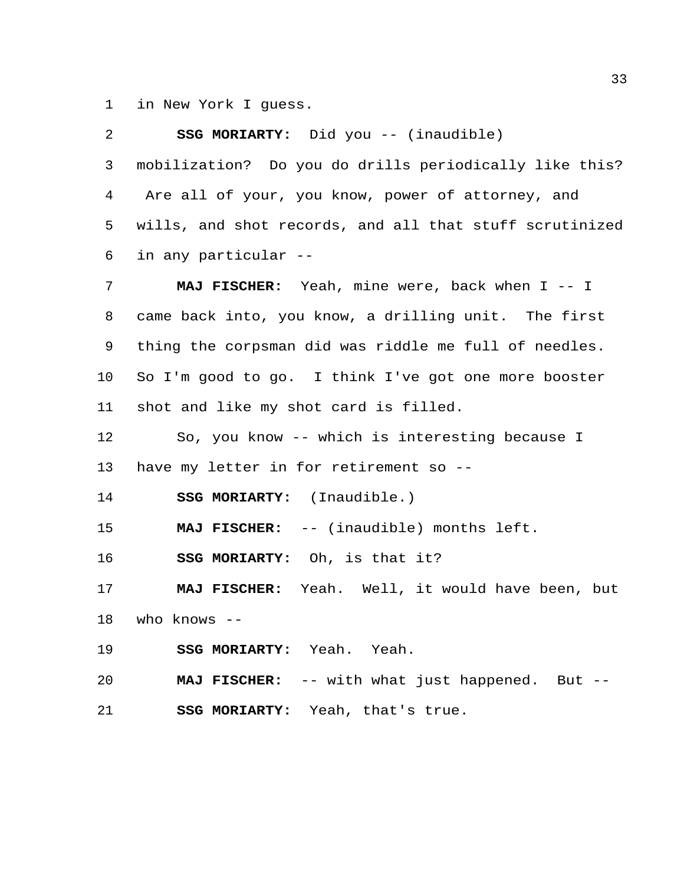in New York I guess.

**SSG MORIARTY:** Did you -- (inaudible) mobilization? Do you do drills periodically like this? Are all of your, you know, power of attorney, and wills, and shot records, and all that stuff scrutinized in any particular --

**MAJ FISCHER:** Yeah, mine were, back when I -- I came back into, you know, a drilling unit. The first thing the corpsman did was riddle me full of needles. So I'm good to go. I think I've got one more booster shot and like my shot card is filled.

So, you know -- which is interesting because I have my letter in for retirement so --

**SSG MORIARTY:** (Inaudible.)

**MAJ FISCHER:** -- (inaudible) months left.

**SSG MORIARTY:** Oh, is that it?

**MAJ FISCHER:** Yeah. Well, it would have been, but who knows --

**SSG MORIARTY:** Yeah. Yeah.

**MAJ FISCHER:** -- with what just happened. But --

**SSG MORIARTY:** Yeah, that's true.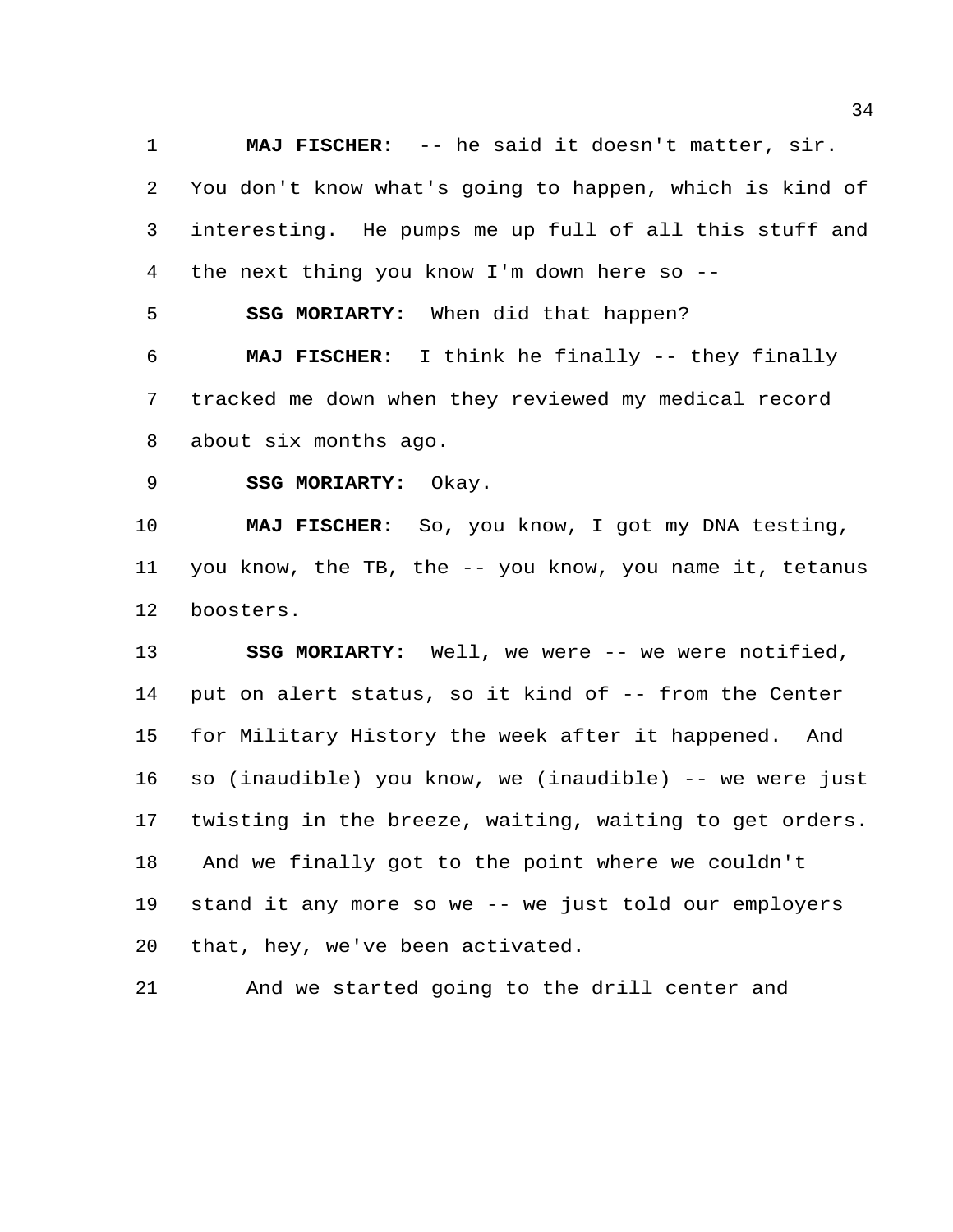**MAJ FISCHER:** -- he said it doesn't matter, sir. You don't know what's going to happen, which is kind of interesting. He pumps me up full of all this stuff and the next thing you know I'm down here so --

**SSG MORIARTY:** When did that happen?

**MAJ FISCHER:** I think he finally -- they finally tracked me down when they reviewed my medical record about six months ago.

**SSG MORIARTY:** Okay.

**MAJ FISCHER:** So, you know, I got my DNA testing, you know, the TB, the -- you know, you name it, tetanus boosters.

**SSG MORIARTY:** Well, we were -- we were notified, put on alert status, so it kind of -- from the Center for Military History the week after it happened. And so (inaudible) you know, we (inaudible) -- we were just twisting in the breeze, waiting, waiting to get orders. And we finally got to the point where we couldn't stand it any more so we -- we just told our employers that, hey, we've been activated.

And we started going to the drill center and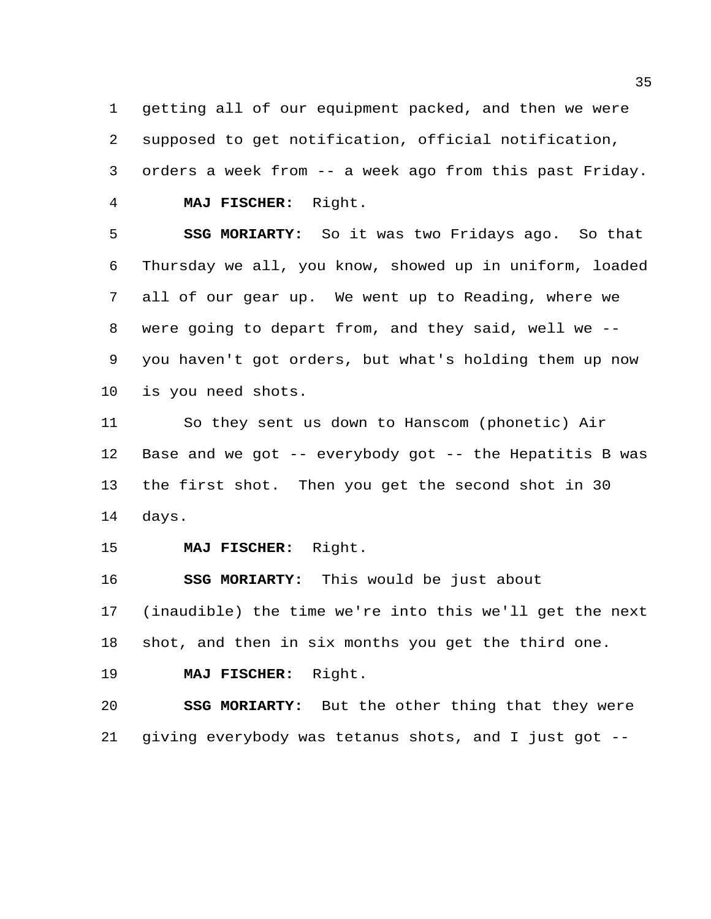getting all of our equipment packed, and then we were supposed to get notification, official notification, orders a week from -- a week ago from this past Friday.

**MAJ FISCHER:** Right.

**SSG MORIARTY:** So it was two Fridays ago. So that Thursday we all, you know, showed up in uniform, loaded all of our gear up. We went up to Reading, where we were going to depart from, and they said, well we -- you haven't got orders, but what's holding them up now is you need shots.

So they sent us down to Hanscom (phonetic) Air Base and we got -- everybody got -- the Hepatitis B was the first shot. Then you get the second shot in 30 days.

**MAJ FISCHER:** Right.

**SSG MORIARTY:** This would be just about (inaudible) the time we're into this we'll get the next shot, and then in six months you get the third one.

**MAJ FISCHER:** Right.

**SSG MORIARTY:** But the other thing that they were giving everybody was tetanus shots, and I just got --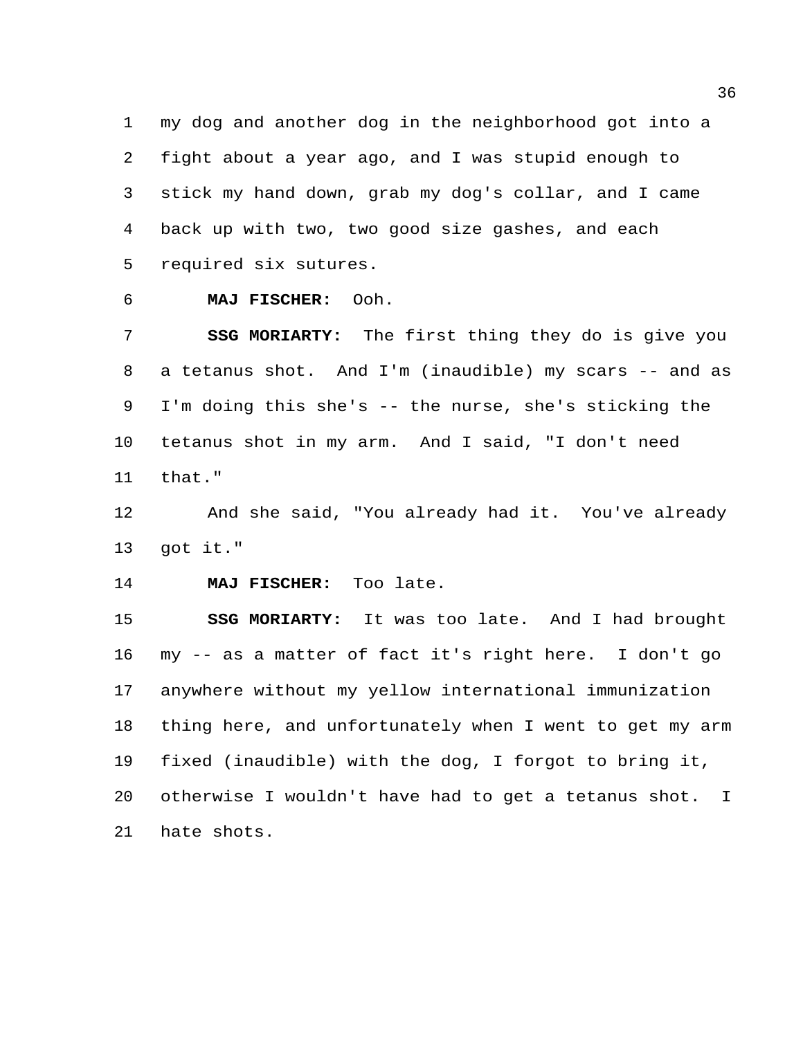my dog and another dog in the neighborhood got into a fight about a year ago, and I was stupid enough to stick my hand down, grab my dog's collar, and I came back up with two, two good size gashes, and each required six sutures.

**MAJ FISCHER:** Ooh.

**SSG MORIARTY:** The first thing they do is give you a tetanus shot. And I'm (inaudible) my scars -- and as I'm doing this she's -- the nurse, she's sticking the tetanus shot in my arm. And I said, "I don't need that."

And she said, "You already had it. You've already got it."

**MAJ FISCHER:** Too late.

**SSG MORIARTY:** It was too late. And I had brought my -- as a matter of fact it's right here. I don't go anywhere without my yellow international immunization thing here, and unfortunately when I went to get my arm fixed (inaudible) with the dog, I forgot to bring it, otherwise I wouldn't have had to get a tetanus shot. I hate shots.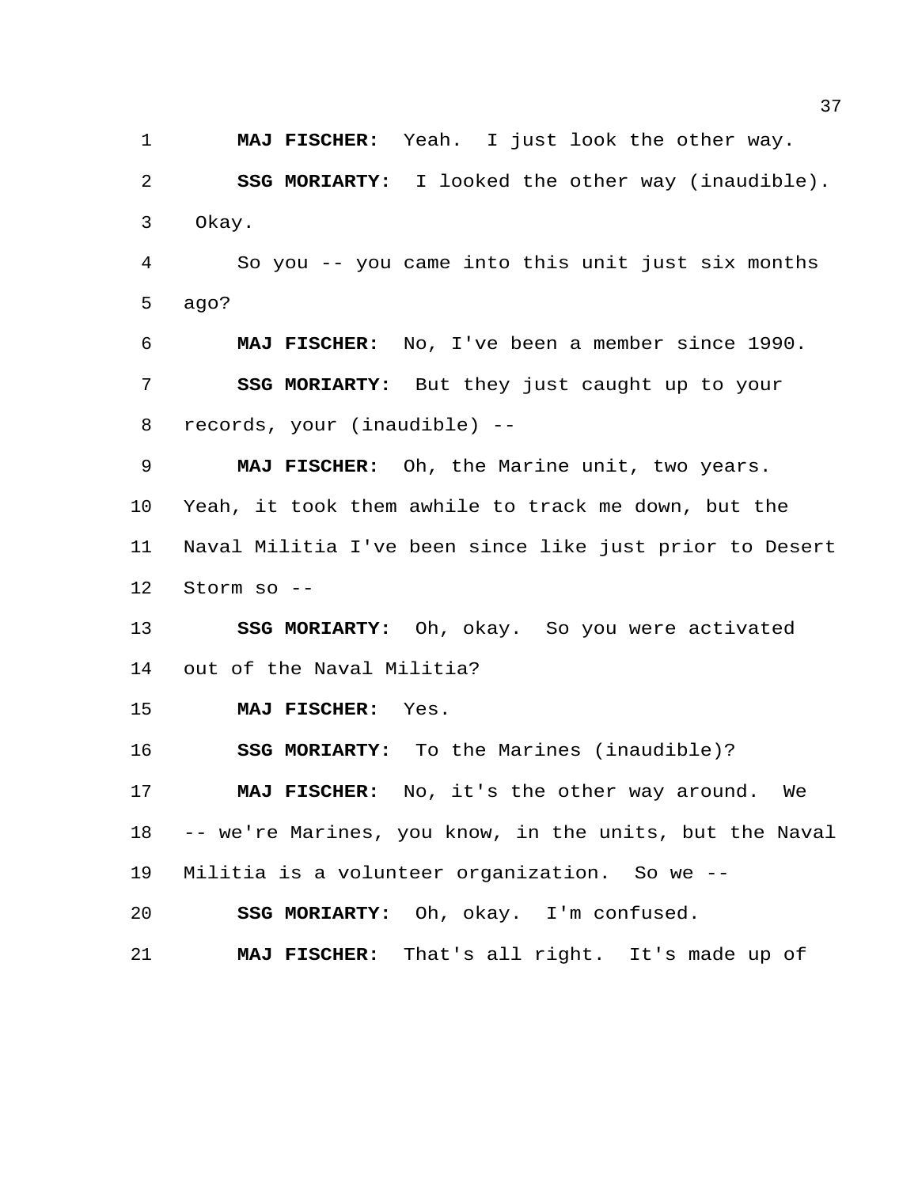**MAJ FISCHER:** Yeah. I just look the other way.

**SSG MORIARTY:** I looked the other way (inaudible). Okay.

So you -- you came into this unit just six months ago?

**MAJ FISCHER:** No, I've been a member since 1990.

**SSG MORIARTY:** But they just caught up to your records, your (inaudible) --

**MAJ FISCHER:** Oh, the Marine unit, two years. Yeah, it took them awhile to track me down, but the Naval Militia I've been since like just prior to Desert Storm so --

**SSG MORIARTY:** Oh, okay. So you were activated out of the Naval Militia?

**MAJ FISCHER:** Yes.

**SSG MORIARTY:** To the Marines (inaudible)?

**MAJ FISCHER:** No, it's the other way around. We -- we're Marines, you know, in the units, but the Naval Militia is a volunteer organization. So we --

**SSG MORIARTY:** Oh, okay. I'm confused.

**MAJ FISCHER:** That's all right. It's made up of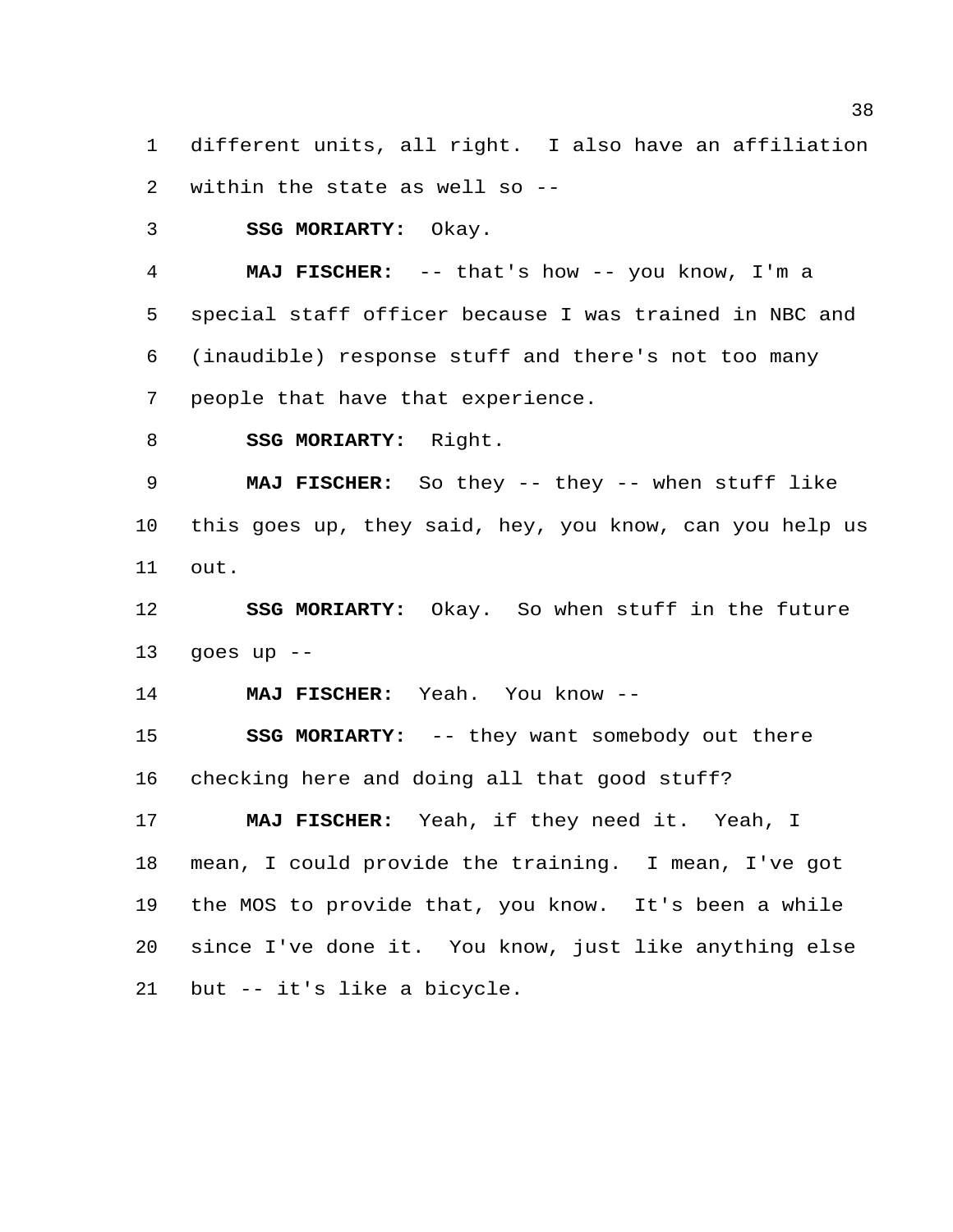different units, all right. I also have an affiliation within the state as well so --

**SSG MORIARTY:** Okay.

**MAJ FISCHER:** -- that's how -- you know, I'm a special staff officer because I was trained in NBC and (inaudible) response stuff and there's not too many people that have that experience.

**SSG MORIARTY:** Right.

**MAJ FISCHER:** So they -- they -- when stuff like this goes up, they said, hey, you know, can you help us out.

**SSG MORIARTY:** Okay. So when stuff in the future goes up --

**MAJ FISCHER:** Yeah. You know --

**SSG MORIARTY:** -- they want somebody out there checking here and doing all that good stuff?

**MAJ FISCHER:** Yeah, if they need it. Yeah, I mean, I could provide the training. I mean, I've got the MOS to provide that, you know. It's been a while since I've done it. You know, just like anything else but -- it's like a bicycle.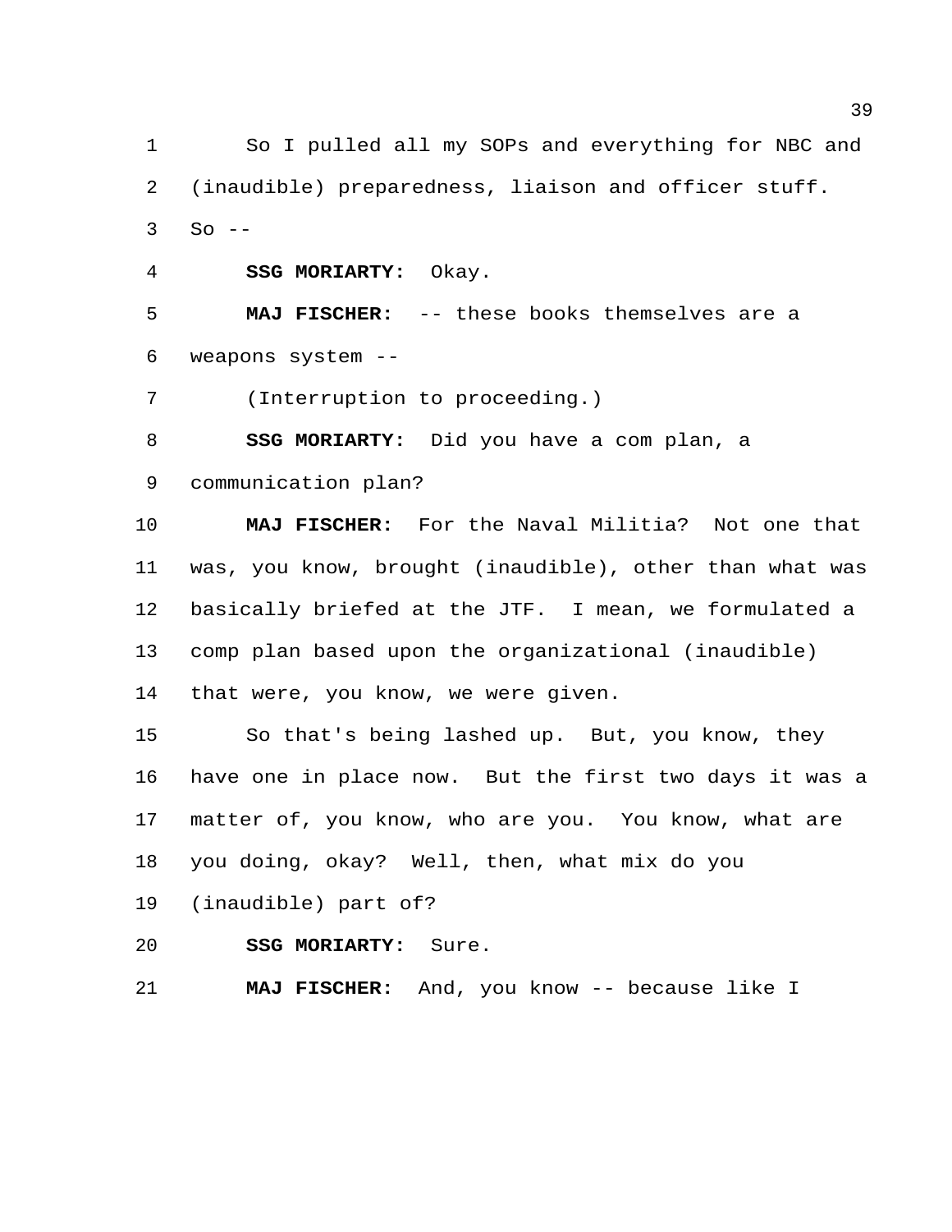So I pulled all my SOPs and everything for NBC and (inaudible) preparedness, liaison and officer stuff. So --

**SSG MORIARTY:** Okay.

**MAJ FISCHER:** -- these books themselves are a weapons system --

(Interruption to proceeding.)

**SSG MORIARTY:** Did you have a com plan, a communication plan?

**MAJ FISCHER:** For the Naval Militia? Not one that was, you know, brought (inaudible), other than what was basically briefed at the JTF. I mean, we formulated a comp plan based upon the organizational (inaudible) that were, you know, we were given.

So that's being lashed up. But, you know, they have one in place now. But the first two days it was a matter of, you know, who are you. You know, what are you doing, okay? Well, then, what mix do you (inaudible) part of?

**SSG MORIARTY:** Sure.

**MAJ FISCHER:** And, you know -- because like I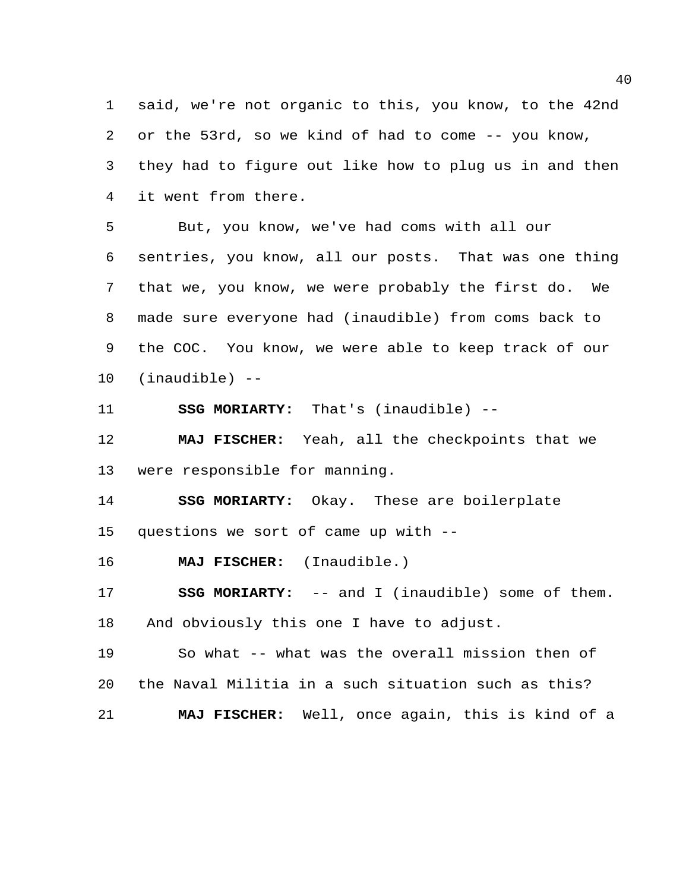said, we're not organic to this, you know, to the 42nd or the 53rd, so we kind of had to come -- you know, they had to figure out like how to plug us in and then it went from there.

But, you know, we've had coms with all our sentries, you know, all our posts. That was one thing that we, you know, we were probably the first do. We made sure everyone had (inaudible) from coms back to the COC. You know, we were able to keep track of our (inaudible) --

**SSG MORIARTY:** That's (inaudible) --

**MAJ FISCHER:** Yeah, all the checkpoints that we were responsible for manning.

**SSG MORIARTY:** Okay. These are boilerplate questions we sort of came up with --

**MAJ FISCHER:** (Inaudible.)

**SSG MORIARTY:** -- and I (inaudible) some of them. And obviously this one I have to adjust.

So what -- what was the overall mission then of the Naval Militia in a such situation such as this?

**MAJ FISCHER:** Well, once again, this is kind of a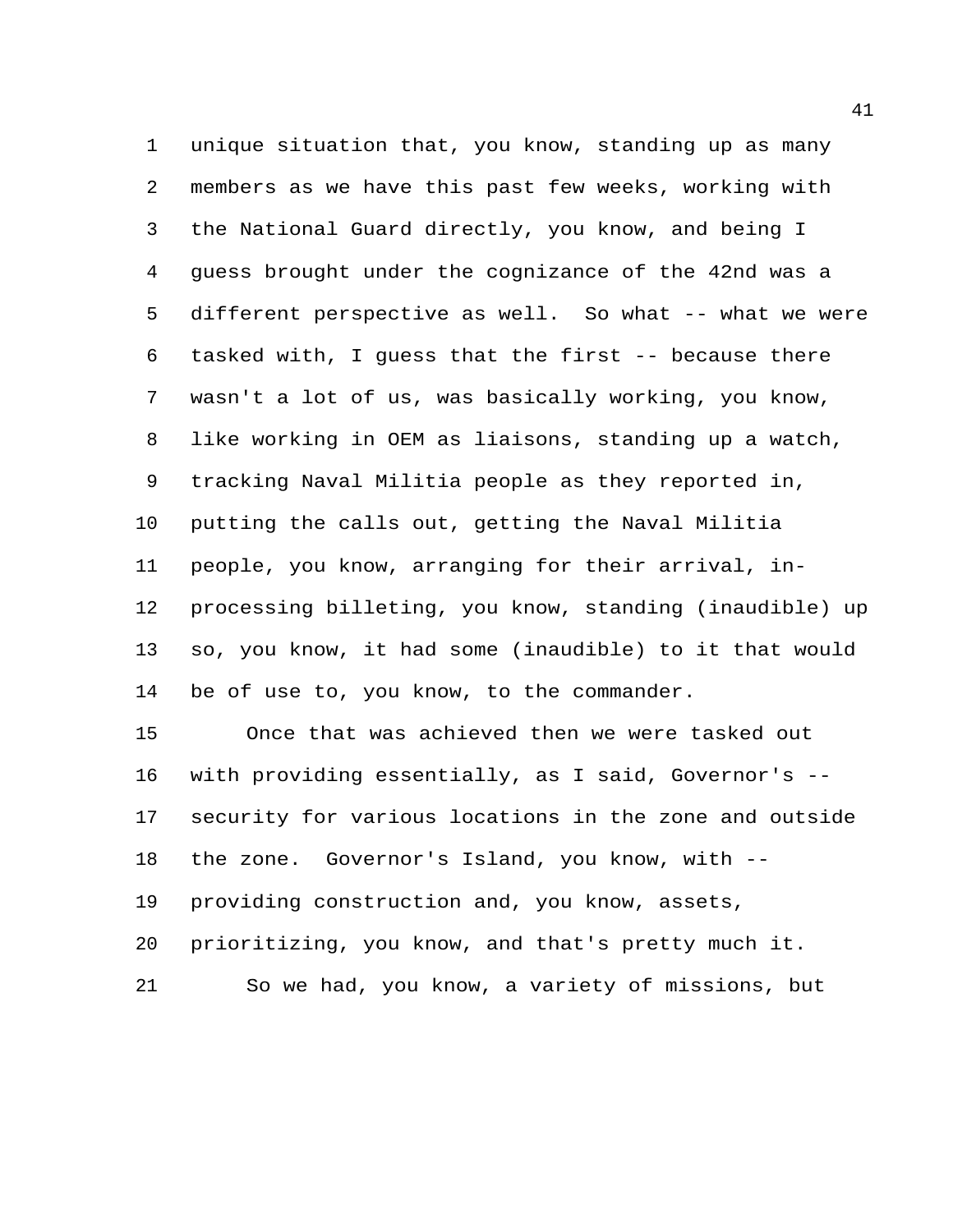unique situation that, you know, standing up as many members as we have this past few weeks, working with the National Guard directly, you know, and being I guess brought under the cognizance of the 42nd was a different perspective as well. So what -- what we were tasked with, I guess that the first -- because there wasn't a lot of us, was basically working, you know, like working in OEM as liaisons, standing up a watch, tracking Naval Militia people as they reported in, putting the calls out, getting the Naval Militia people, you know, arranging for their arrival, in-processing billeting, you know, standing (inaudible) up so, you know, it had some (inaudible) to it that would be of use to, you know, to the commander.

Once that was achieved then we were tasked out with providing essentially, as I said, Governor's -- security for various locations in the zone and outside the zone. Governor's Island, you know, with -- providing construction and, you know, assets, prioritizing, you know, and that's pretty much it.

So we had, you know, a variety of missions, but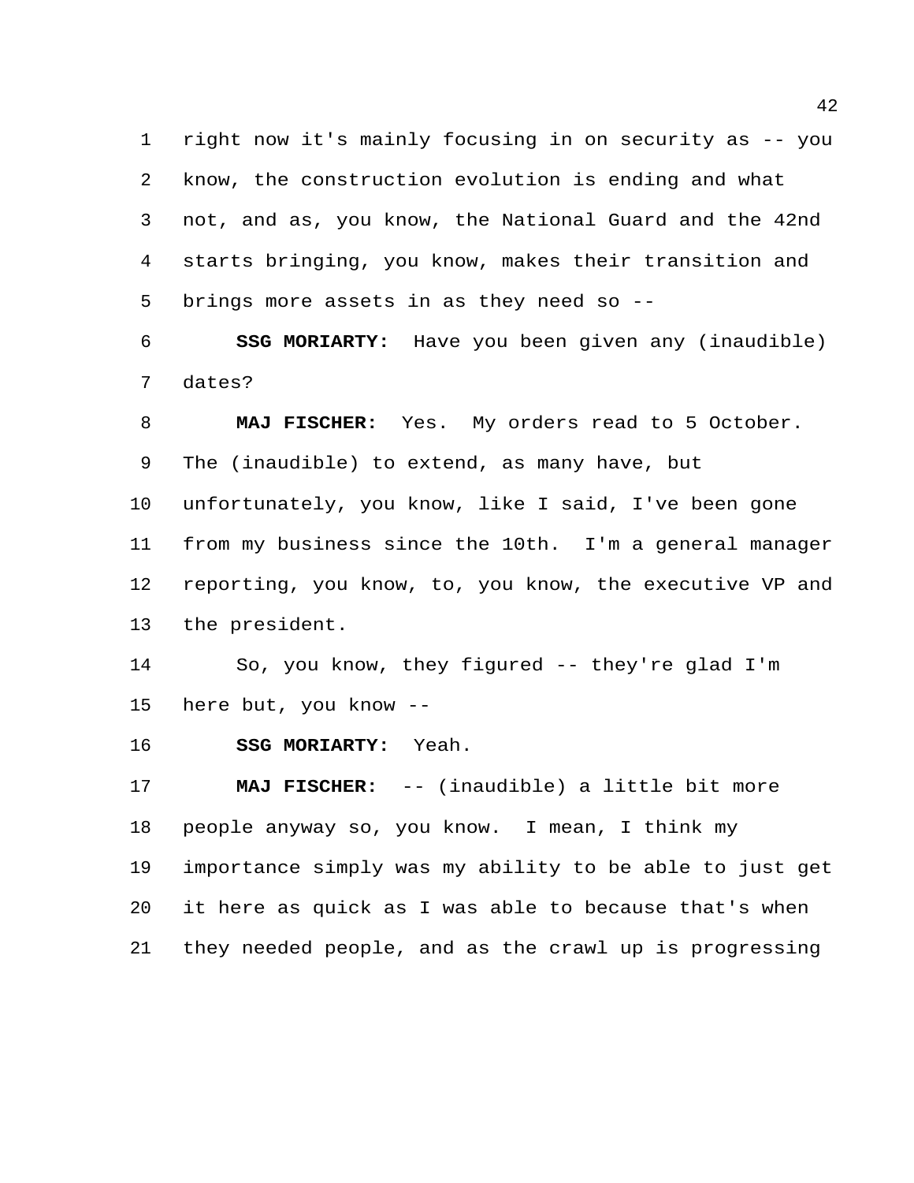right now it's mainly focusing in on security as -- you know, the construction evolution is ending and what not, and as, you know, the National Guard and the 42nd starts bringing, you know, makes their transition and brings more assets in as they need so --

**SSG MORIARTY:** Have you been given any (inaudible) dates?

**MAJ FISCHER:** Yes. My orders read to 5 October. The (inaudible) to extend, as many have, but unfortunately, you know, like I said, I've been gone from my business since the 10th. I'm a general manager reporting, you know, to, you know, the executive VP and the president.

So, you know, they figured -- they're glad I'm here but, you know --

**SSG MORIARTY:** Yeah.

**MAJ FISCHER:** -- (inaudible) a little bit more people anyway so, you know. I mean, I think my importance simply was my ability to be able to just get it here as quick as I was able to because that's when they needed people, and as the crawl up is progressing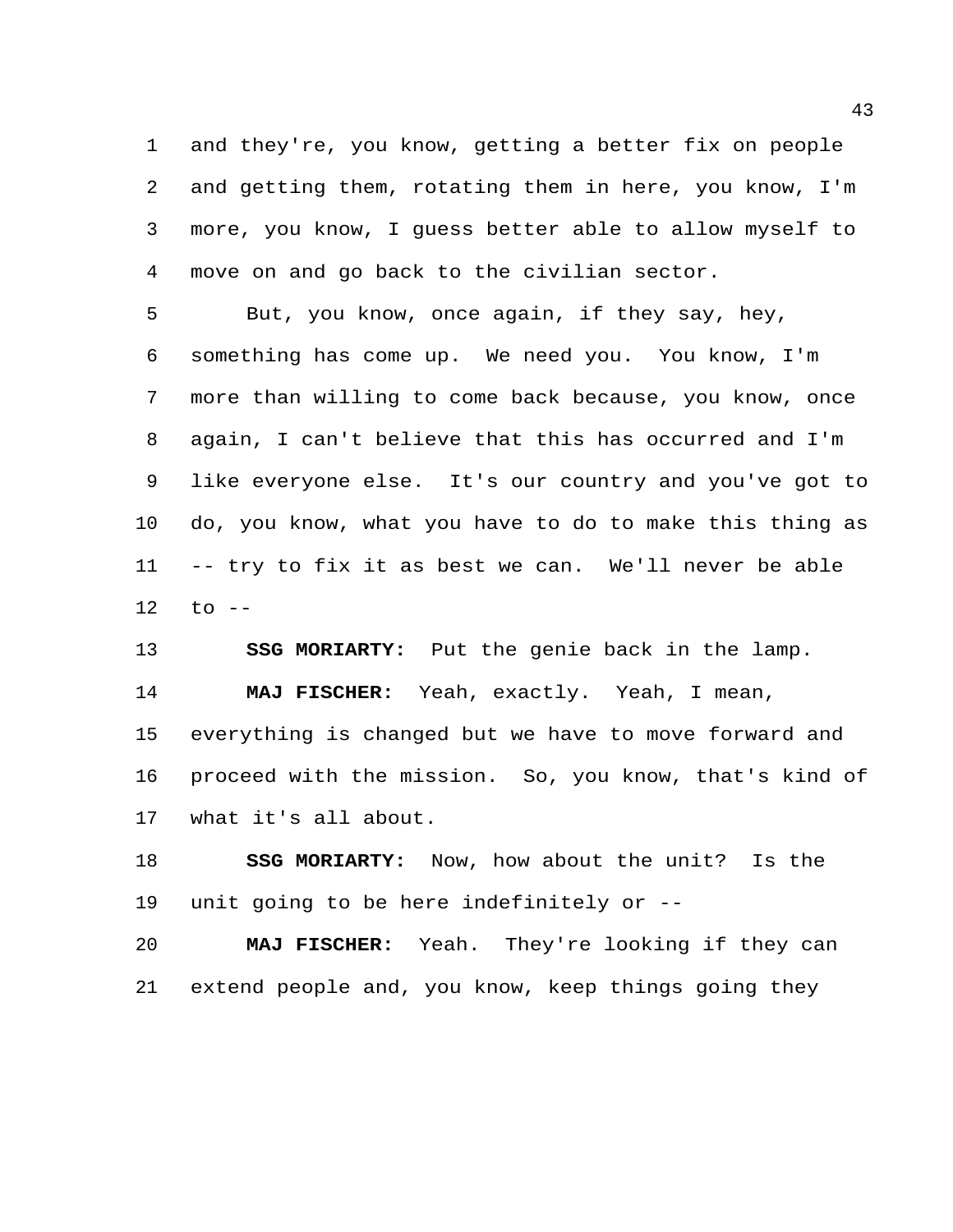and they're, you know, getting a better fix on people and getting them, rotating them in here, you know, I'm more, you know, I guess better able to allow myself to move on and go back to the civilian sector.

But, you know, once again, if they say, hey, something has come up. We need you. You know, I'm more than willing to come back because, you know, once again, I can't believe that this has occurred and I'm like everyone else. It's our country and you've got to do, you know, what you have to do to make this thing as -- try to fix it as best we can. We'll never be able to --

**SSG MORIARTY:** Put the genie back in the lamp.

**MAJ FISCHER:** Yeah, exactly. Yeah, I mean, everything is changed but we have to move forward and proceed with the mission. So, you know, that's kind of what it's all about.

**SSG MORIARTY:** Now, how about the unit? Is the unit going to be here indefinitely or --

**MAJ FISCHER:** Yeah. They're looking if they can extend people and, you know, keep things going they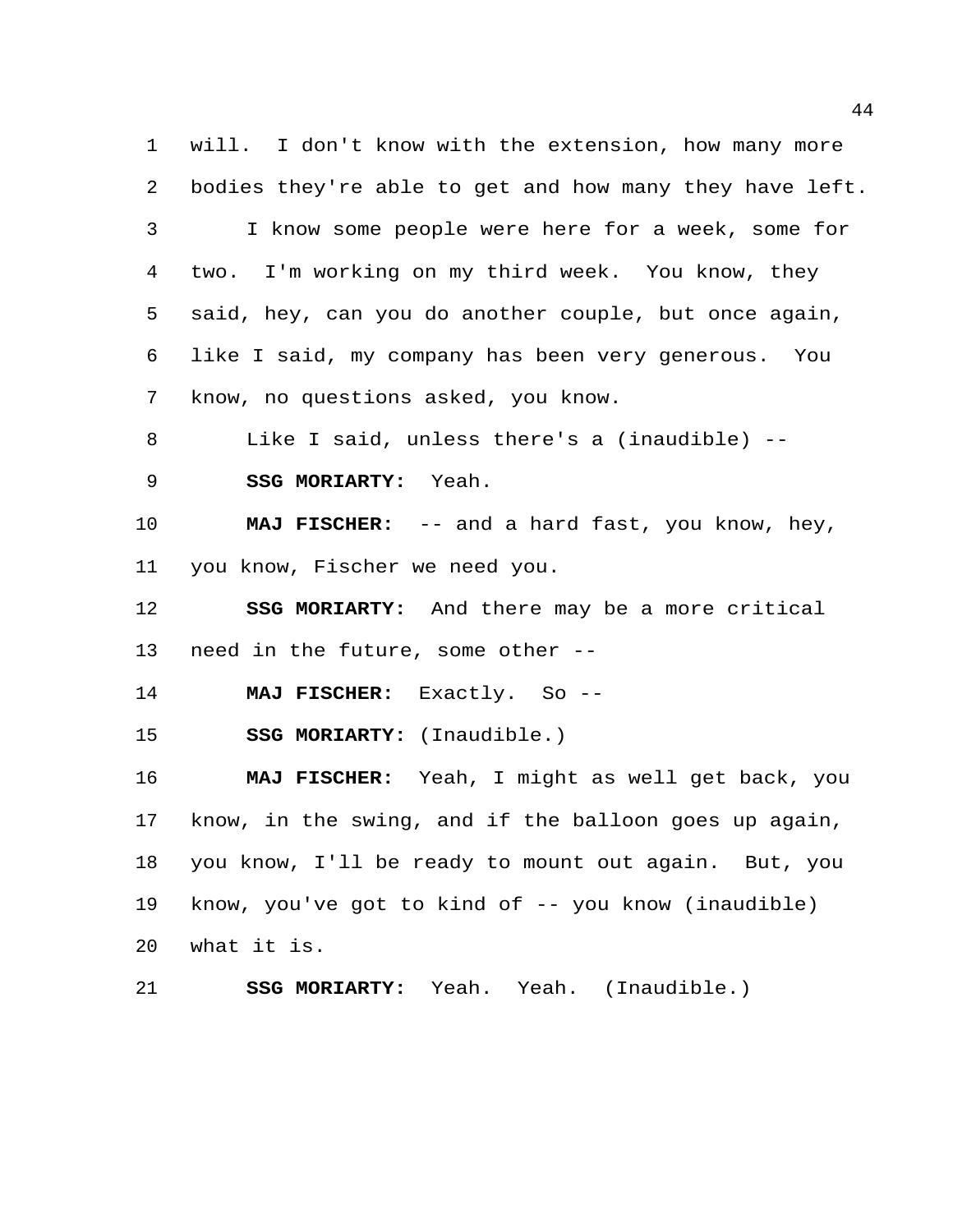will. I don't know with the extension, how many more bodies they're able to get and how many they have left.

I know some people were here for a week, some for two. I'm working on my third week. You know, they said, hey, can you do another couple, but once again, like I said, my company has been very generous. You know, no questions asked, you know.

Like I said, unless there's a (inaudible) --

**SSG MORIARTY:** Yeah.

**MAJ FISCHER:** -- and a hard fast, you know, hey, you know, Fischer we need you.

**SSG MORIARTY:** And there may be a more critical need in the future, some other --

**MAJ FISCHER:** Exactly. So --

**SSG MORIARTY:** (Inaudible.)

**MAJ FISCHER:** Yeah, I might as well get back, you know, in the swing, and if the balloon goes up again, you know, I'll be ready to mount out again. But, you know, you've got to kind of -- you know (inaudible) what it is.

**SSG MORIARTY:** Yeah. Yeah. (Inaudible.)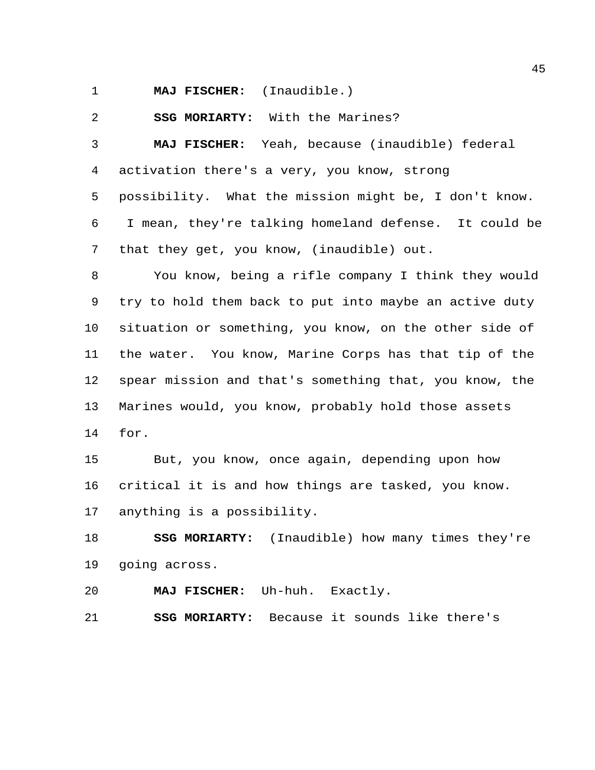**MAJ FISCHER:** (Inaudible.)

**SSG MORIARTY:** With the Marines?

**MAJ FISCHER:** Yeah, because (inaudible) federal activation there's a very, you know, strong possibility. What the mission might be, I don't know. I mean, they're talking homeland defense. It could be that they get, you know, (inaudible) out.

You know, being a rifle company I think they would try to hold them back to put into maybe an active duty situation or something, you know, on the other side of the water. You know, Marine Corps has that tip of the spear mission and that's something that, you know, the Marines would, you know, probably hold those assets for.

But, you know, once again, depending upon how critical it is and how things are tasked, you know. anything is a possibility.

**SSG MORIARTY:** (Inaudible) how many times they're going across.

**MAJ FISCHER:** Uh-huh. Exactly.

**SSG MORIARTY:** Because it sounds like there's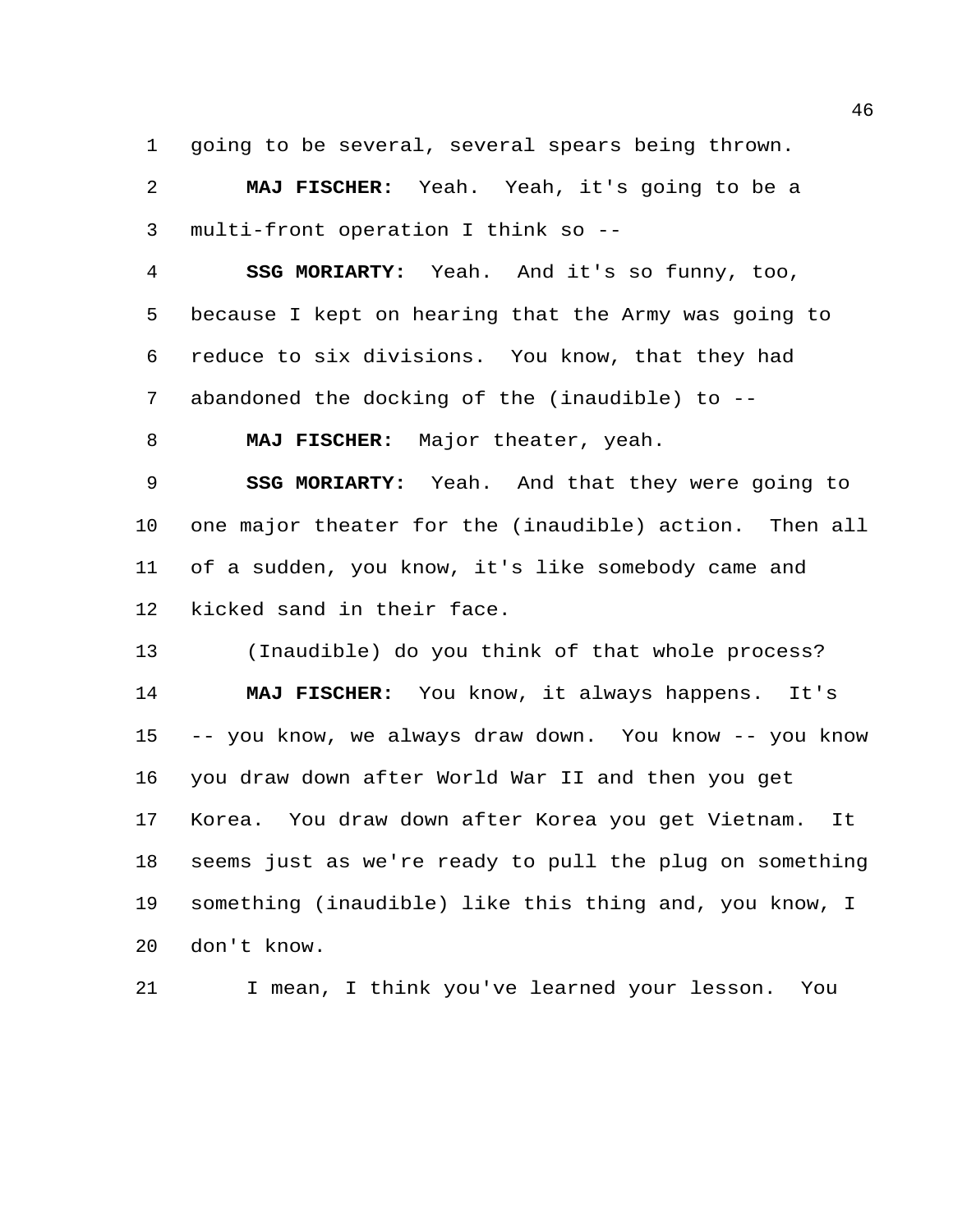going to be several, several spears being thrown.

**MAJ FISCHER:** Yeah. Yeah, it's going to be a multi-front operation I think so --

**SSG MORIARTY:** Yeah. And it's so funny, too, because I kept on hearing that the Army was going to reduce to six divisions. You know, that they had abandoned the docking of the (inaudible) to --

**MAJ FISCHER:** Major theater, yeah.

**SSG MORIARTY:** Yeah. And that they were going to one major theater for the (inaudible) action. Then all of a sudden, you know, it's like somebody came and kicked sand in their face.

(Inaudible) do you think of that whole process?

**MAJ FISCHER:** You know, it always happens. It's -- you know, we always draw down. You know -- you know you draw down after World War II and then you get Korea. You draw down after Korea you get Vietnam. It seems just as we're ready to pull the plug on something something (inaudible) like this thing and, you know, I don't know.

I mean, I think you've learned your lesson. You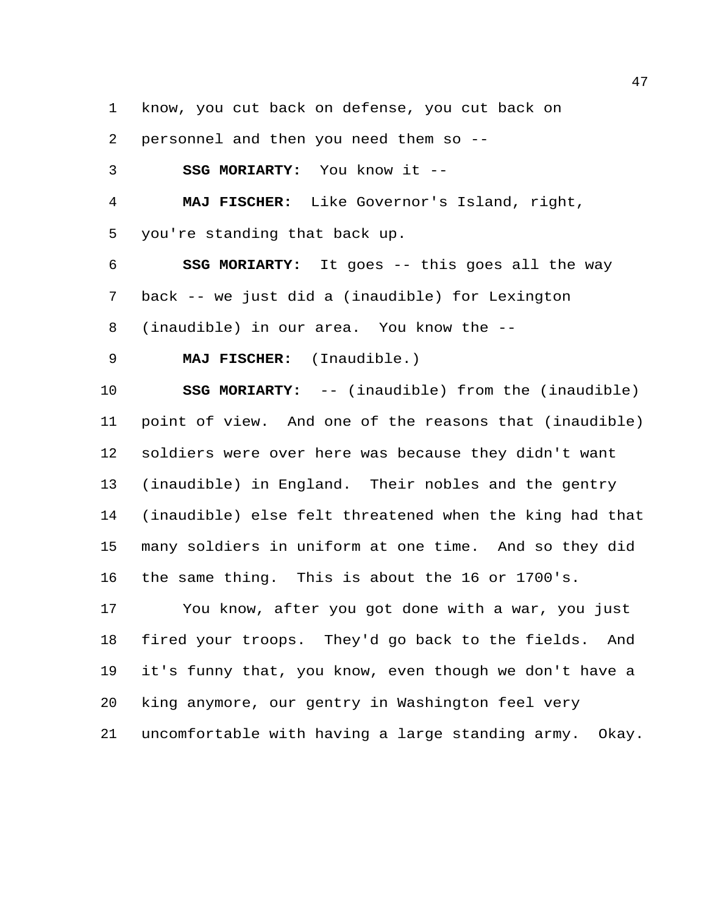know, you cut back on defense, you cut back on personnel and then you need them so --

**SSG MORIARTY:** You know it --

**MAJ FISCHER:** Like Governor's Island, right, you're standing that back up.

**SSG MORIARTY:** It goes -- this goes all the way back -- we just did a (inaudible) for Lexington (inaudible) in our area. You know the --

**MAJ FISCHER:** (Inaudible.)

**SSG MORIARTY:** -- (inaudible) from the (inaudible) point of view. And one of the reasons that (inaudible) soldiers were over here was because they didn't want (inaudible) in England. Their nobles and the gentry (inaudible) else felt threatened when the king had that many soldiers in uniform at one time. And so they did the same thing. This is about the 16 or 1700's.

You know, after you got done with a war, you just fired your troops. They'd go back to the fields. And it's funny that, you know, even though we don't have a king anymore, our gentry in Washington feel very uncomfortable with having a large standing army. Okay.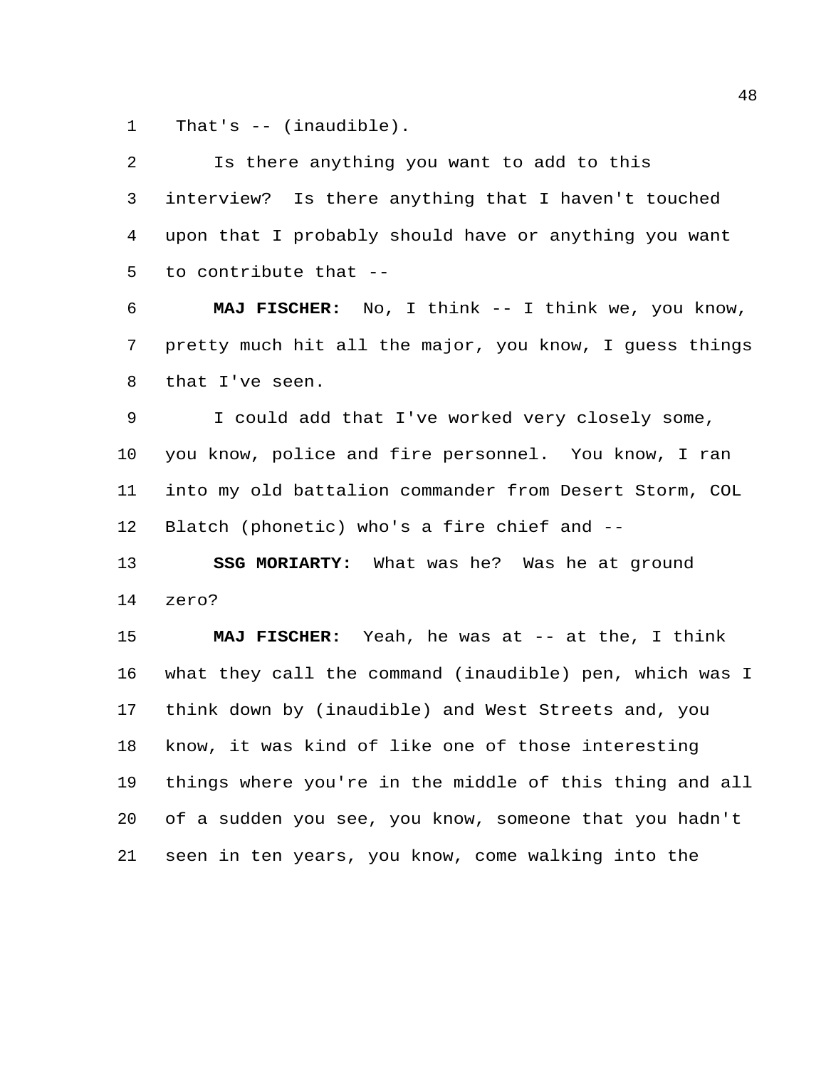That's -- (inaudible).

Is there anything you want to add to this interview? Is there anything that I haven't touched upon that I probably should have or anything you want to contribute that --

**MAJ FISCHER:** No, I think -- I think we, you know, pretty much hit all the major, you know, I guess things that I've seen.

I could add that I've worked very closely some, you know, police and fire personnel. You know, I ran into my old battalion commander from Desert Storm, COL Blatch (phonetic) who's a fire chief and --

**SSG MORIARTY:** What was he? Was he at ground zero?

**MAJ FISCHER:** Yeah, he was at -- at the, I think what they call the command (inaudible) pen, which was I think down by (inaudible) and West Streets and, you know, it was kind of like one of those interesting things where you're in the middle of this thing and all of a sudden you see, you know, someone that you hadn't seen in ten years, you know, come walking into the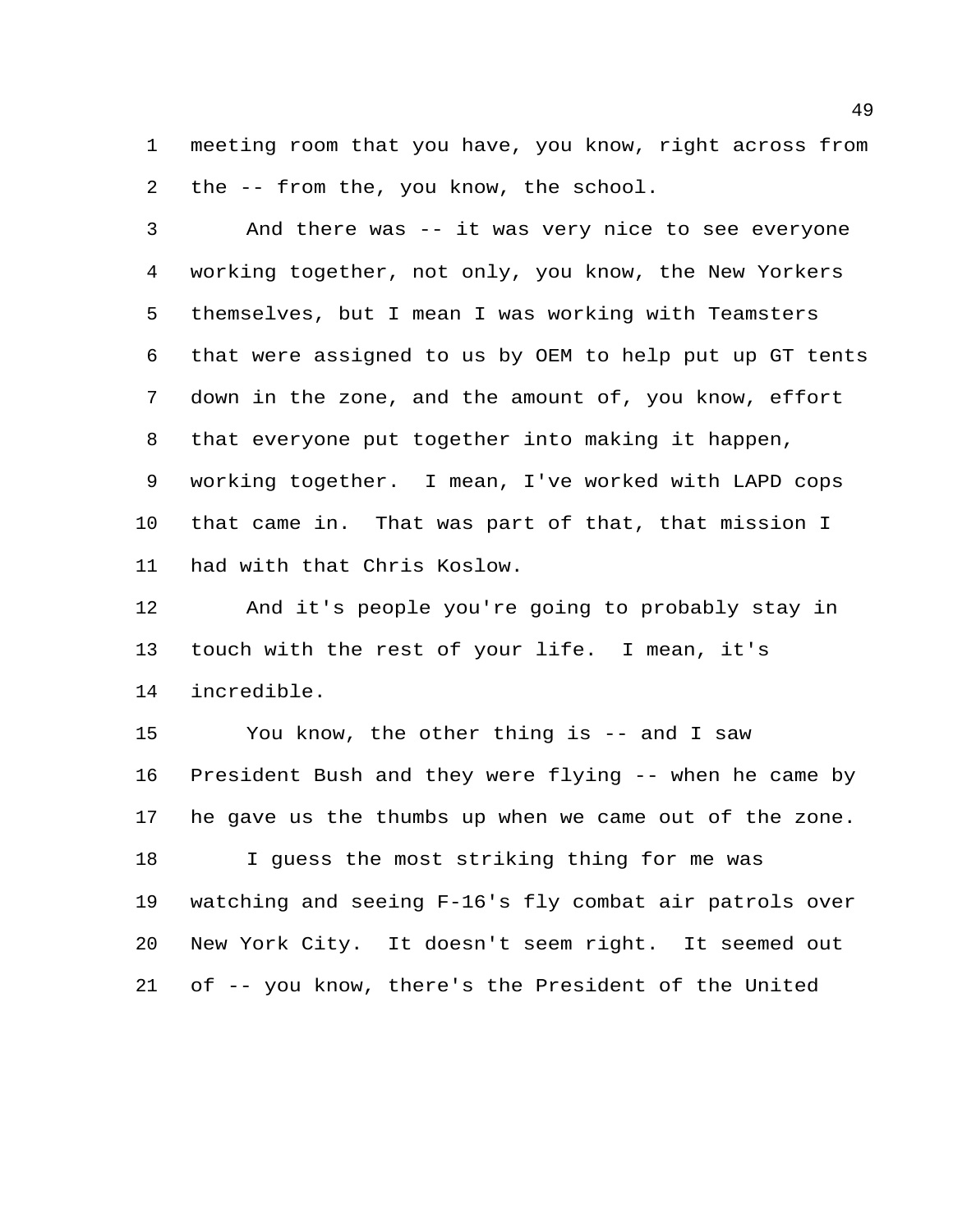meeting room that you have, you know, right across from the -- from the, you know, the school.

And there was -- it was very nice to see everyone working together, not only, you know, the New Yorkers themselves, but I mean I was working with Teamsters that were assigned to us by OEM to help put up GT tents down in the zone, and the amount of, you know, effort that everyone put together into making it happen, working together. I mean, I've worked with LAPD cops that came in. That was part of that, that mission I had with that Chris Koslow.

And it's people you're going to probably stay in touch with the rest of your life. I mean, it's incredible.

You know, the other thing is -- and I saw President Bush and they were flying -- when he came by he gave us the thumbs up when we came out of the zone.

I guess the most striking thing for me was watching and seeing F-16's fly combat air patrols over New York City. It doesn't seem right. It seemed out of -- you know, there's the President of the United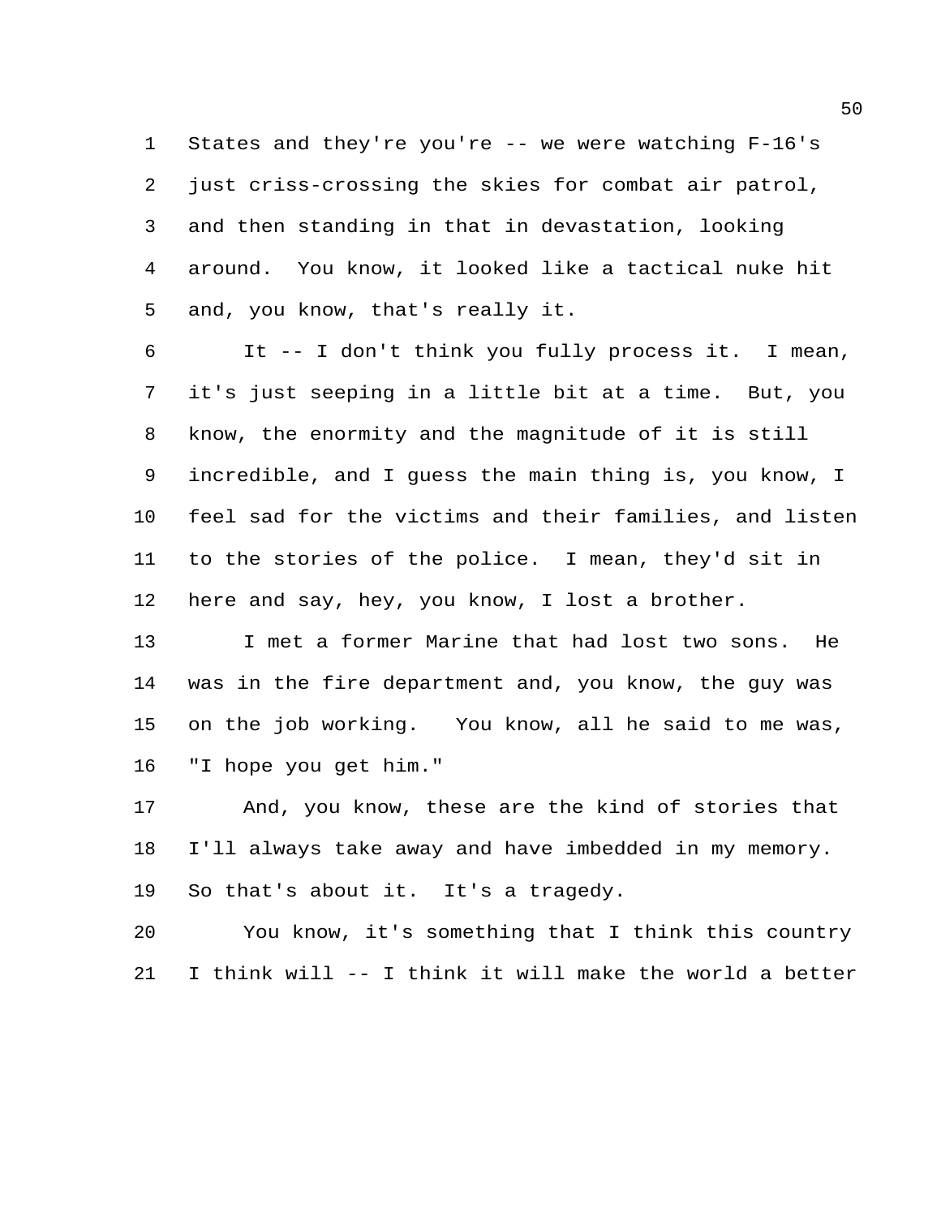States and they're you're -- we were watching F-16's just criss-crossing the skies for combat air patrol, and then standing in that in devastation, looking around. You know, it looked like a tactical nuke hit and, you know, that's really it.

It -- I don't think you fully process it. I mean, it's just seeping in a little bit at a time. But, you know, the enormity and the magnitude of it is still incredible, and I guess the main thing is, you know, I feel sad for the victims and their families, and listen to the stories of the police. I mean, they'd sit in here and say, hey, you know, I lost a brother.

I met a former Marine that had lost two sons. He was in the fire department and, you know, the guy was on the job working. You know, all he said to me was, "I hope you get him."

And, you know, these are the kind of stories that I'll always take away and have imbedded in my memory. So that's about it. It's a tragedy.

You know, it's something that I think this country I think will -- I think it will make the world a better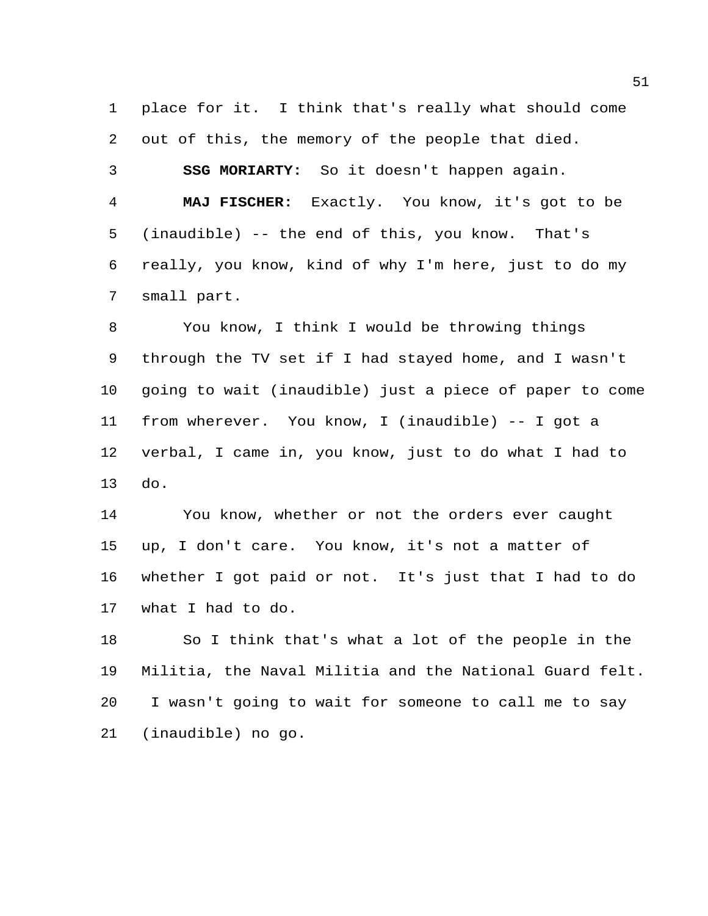place for it. I think that's really what should come out of this, the memory of the people that died.

**SSG MORIARTY:** So it doesn't happen again.

**MAJ FISCHER:** Exactly. You know, it's got to be (inaudible) -- the end of this, you know. That's really, you know, kind of why I'm here, just to do my small part.

You know, I think I would be throwing things through the TV set if I had stayed home, and I wasn't going to wait (inaudible) just a piece of paper to come from wherever. You know, I (inaudible) -- I got a verbal, I came in, you know, just to do what I had to do.

You know, whether or not the orders ever caught up, I don't care. You know, it's not a matter of whether I got paid or not. It's just that I had to do what I had to do.

So I think that's what a lot of the people in the Militia, the Naval Militia and the National Guard felt. I wasn't going to wait for someone to call me to say (inaudible) no go.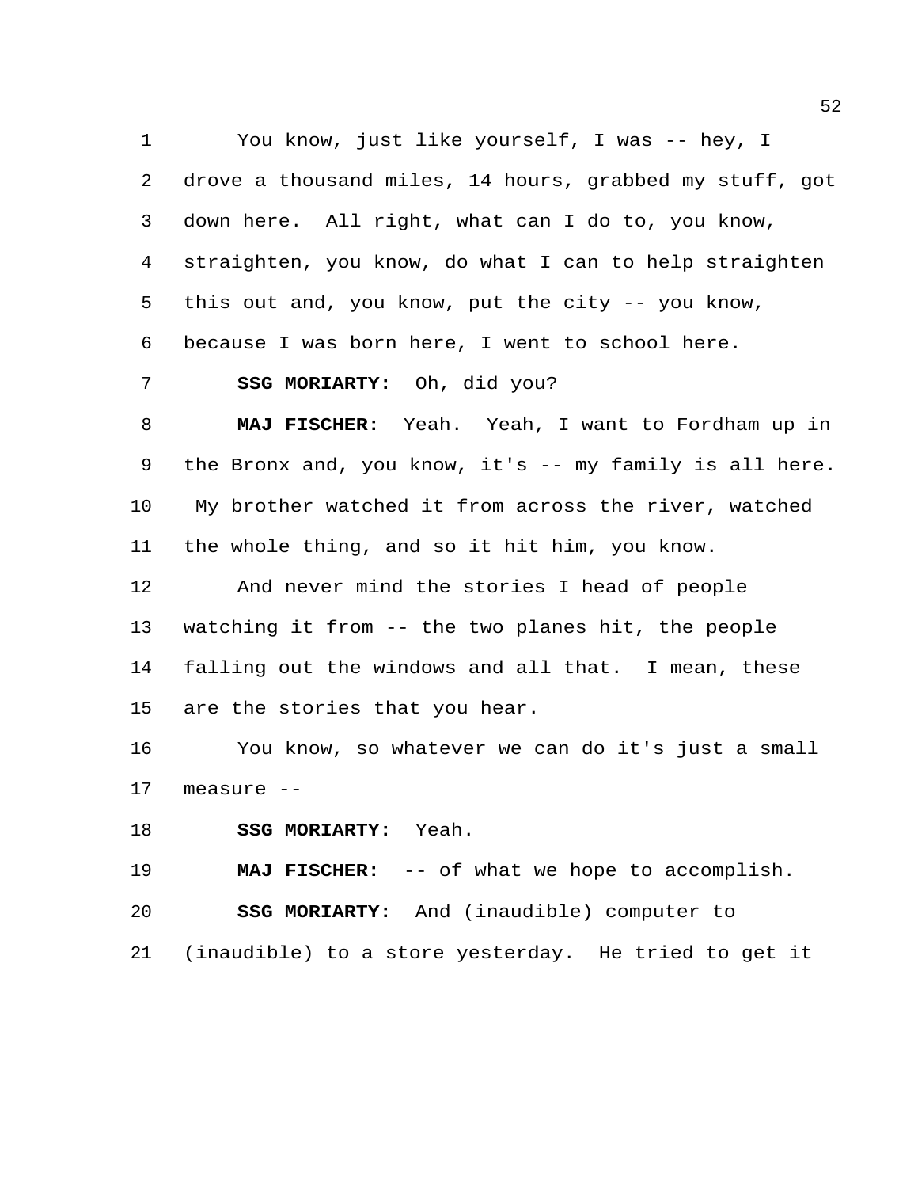You know, just like yourself, I was -- hey, I drove a thousand miles, 14 hours, grabbed my stuff, got down here. All right, what can I do to, you know, straighten, you know, do what I can to help straighten this out and, you know, put the city -- you know, because I was born here, I went to school here.

**SSG MORIARTY:** Oh, did you?

**MAJ FISCHER:** Yeah. Yeah, I want to Fordham up in the Bronx and, you know, it's -- my family is all here. My brother watched it from across the river, watched the whole thing, and so it hit him, you know.

And never mind the stories I head of people watching it from -- the two planes hit, the people falling out the windows and all that. I mean, these are the stories that you hear.

You know, so whatever we can do it's just a small measure --

**SSG MORIARTY:** Yeah.

**MAJ FISCHER:** -- of what we hope to accomplish.

**SSG MORIARTY:** And (inaudible) computer to (inaudible) to a store yesterday. He tried to get it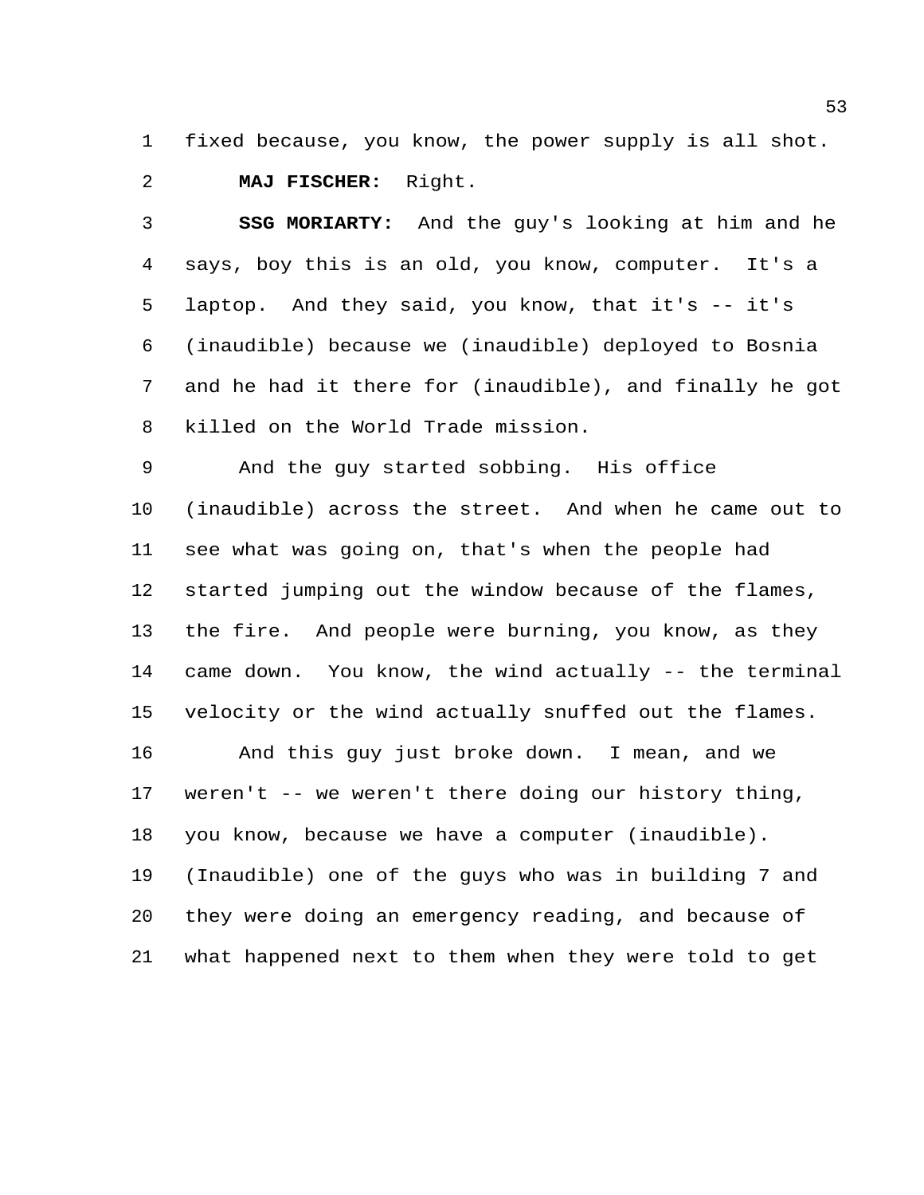fixed because, you know, the power supply is all shot.

**MAJ FISCHER:** Right.

**SSG MORIARTY:** And the guy's looking at him and he says, boy this is an old, you know, computer. It's a laptop. And they said, you know, that it's -- it's (inaudible) because we (inaudible) deployed to Bosnia and he had it there for (inaudible), and finally he got killed on the World Trade mission.

And the guy started sobbing. His office (inaudible) across the street. And when he came out to see what was going on, that's when the people had started jumping out the window because of the flames, the fire. And people were burning, you know, as they came down. You know, the wind actually -- the terminal velocity or the wind actually snuffed out the flames.

And this guy just broke down. I mean, and we weren't -- we weren't there doing our history thing, you know, because we have a computer (inaudible). (Inaudible) one of the guys who was in building 7 and they were doing an emergency reading, and because of what happened next to them when they were told to get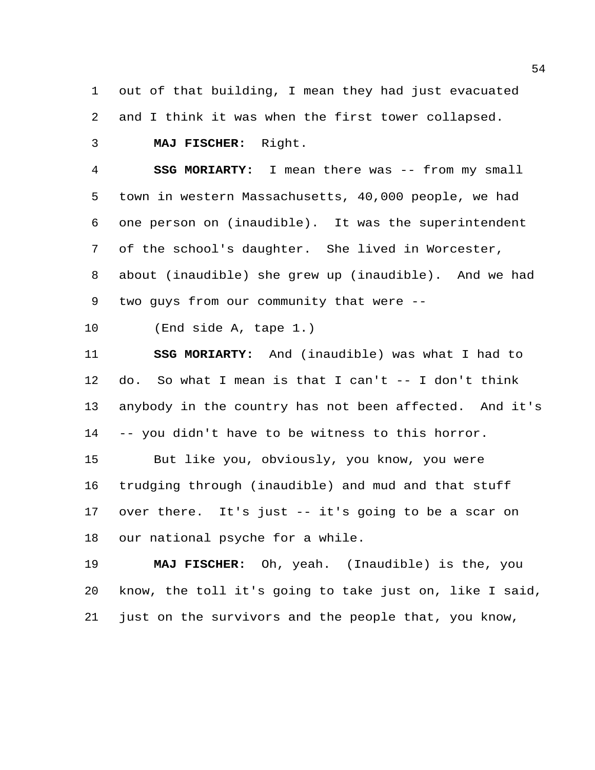out of that building, I mean they had just evacuated and I think it was when the first tower collapsed.

**MAJ FISCHER:** Right.

**SSG MORIARTY:** I mean there was -- from my small town in western Massachusetts, 40,000 people, we had one person on (inaudible). It was the superintendent of the school's daughter. She lived in Worcester, about (inaudible) she grew up (inaudible). And we had two guys from our community that were --

(End side A, tape 1.)

**SSG MORIARTY:** And (inaudible) was what I had to do. So what I mean is that I can't -- I don't think anybody in the country has not been affected. And it's -- you didn't have to be witness to this horror.

But like you, obviously, you know, you were trudging through (inaudible) and mud and that stuff over there. It's just -- it's going to be a scar on our national psyche for a while.

**MAJ FISCHER:** Oh, yeah. (Inaudible) is the, you know, the toll it's going to take just on, like I said, just on the survivors and the people that, you know,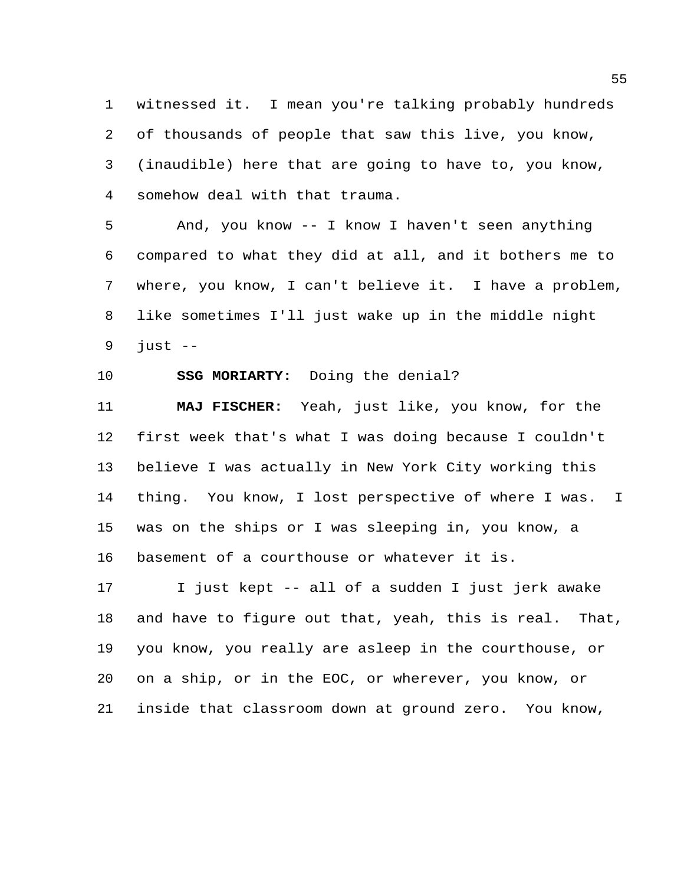witnessed it. I mean you're talking probably hundreds of thousands of people that saw this live, you know, (inaudible) here that are going to have to, you know, somehow deal with that trauma.

And, you know -- I know I haven't seen anything compared to what they did at all, and it bothers me to where, you know, I can't believe it. I have a problem, like sometimes I'll just wake up in the middle night just --

**SSG MORIARTY:** Doing the denial?

**MAJ FISCHER:** Yeah, just like, you know, for the first week that's what I was doing because I couldn't believe I was actually in New York City working this thing. You know, I lost perspective of where I was. I was on the ships or I was sleeping in, you know, a basement of a courthouse or whatever it is.

I just kept -- all of a sudden I just jerk awake and have to figure out that, yeah, this is real. That, you know, you really are asleep in the courthouse, or on a ship, or in the EOC, or wherever, you know, or inside that classroom down at ground zero. You know,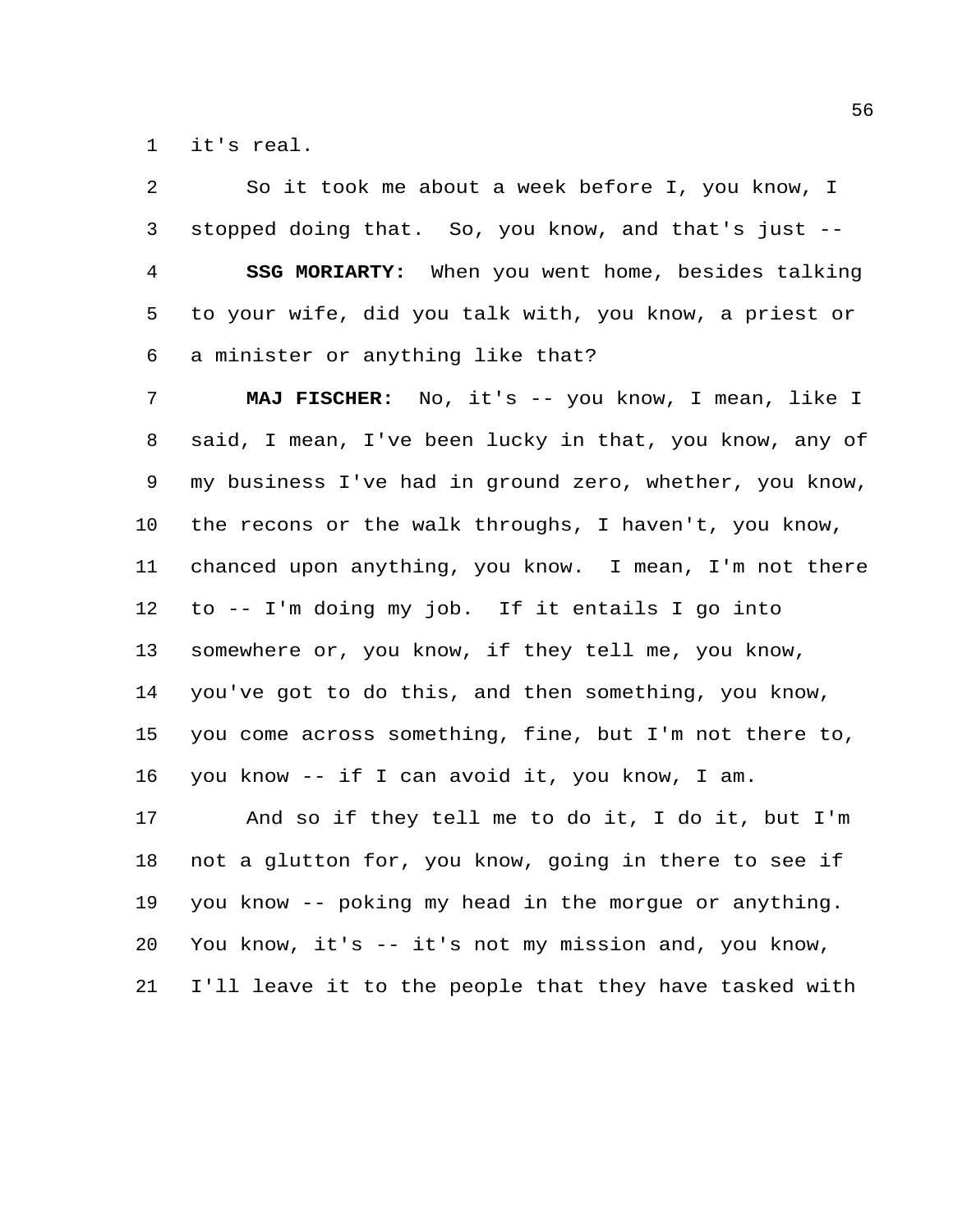it's real.

So it took me about a week before I, you know, I stopped doing that. So, you know, and that's just --

**SSG MORIARTY:** When you went home, besides talking to your wife, did you talk with, you know, a priest or a minister or anything like that?

**MAJ FISCHER:** No, it's -- you know, I mean, like I said, I mean, I've been lucky in that, you know, any of my business I've had in ground zero, whether, you know, the recons or the walk throughs, I haven't, you know, chanced upon anything, you know. I mean, I'm not there to -- I'm doing my job. If it entails I go into somewhere or, you know, if they tell me, you know, you've got to do this, and then something, you know, you come across something, fine, but I'm not there to, you know -- if I can avoid it, you know, I am.

And so if they tell me to do it, I do it, but I'm not a glutton for, you know, going in there to see if you know -- poking my head in the morgue or anything. You know, it's -- it's not my mission and, you know, I'll leave it to the people that they have tasked with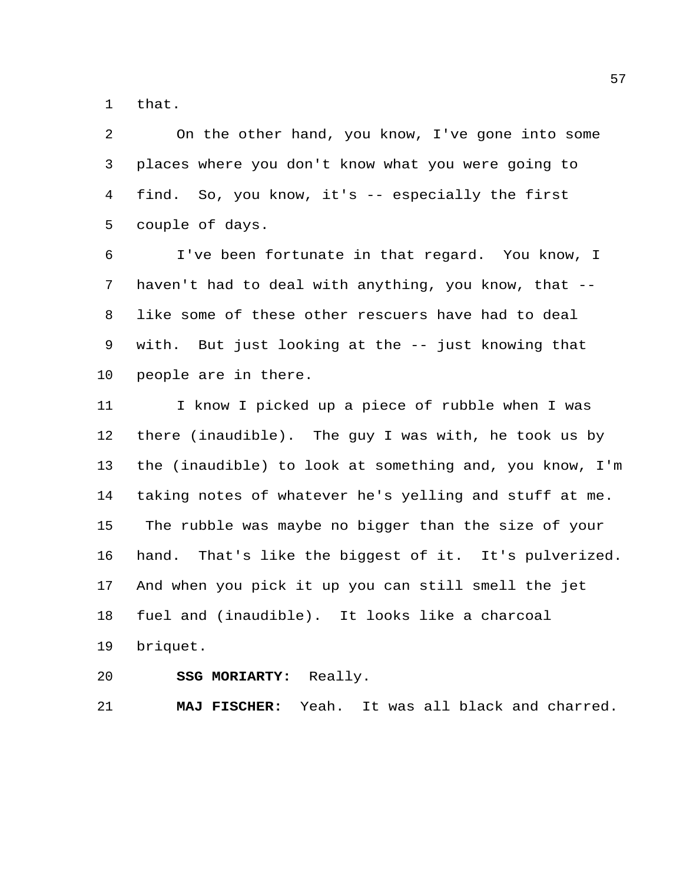that.

On the other hand, you know, I've gone into some places where you don't know what you were going to find. So, you know, it's -- especially the first couple of days.

I've been fortunate in that regard. You know, I haven't had to deal with anything, you know, that -- like some of these other rescuers have had to deal with. But just looking at the -- just knowing that people are in there.

I know I picked up a piece of rubble when I was there (inaudible). The guy I was with, he took us by the (inaudible) to look at something and, you know, I'm taking notes of whatever he's yelling and stuff at me. The rubble was maybe no bigger than the size of your hand. That's like the biggest of it. It's pulverized. And when you pick it up you can still smell the jet fuel and (inaudible). It looks like a charcoal briquet.

**SSG MORIARTY:** Really.

**MAJ FISCHER:** Yeah. It was all black and charred.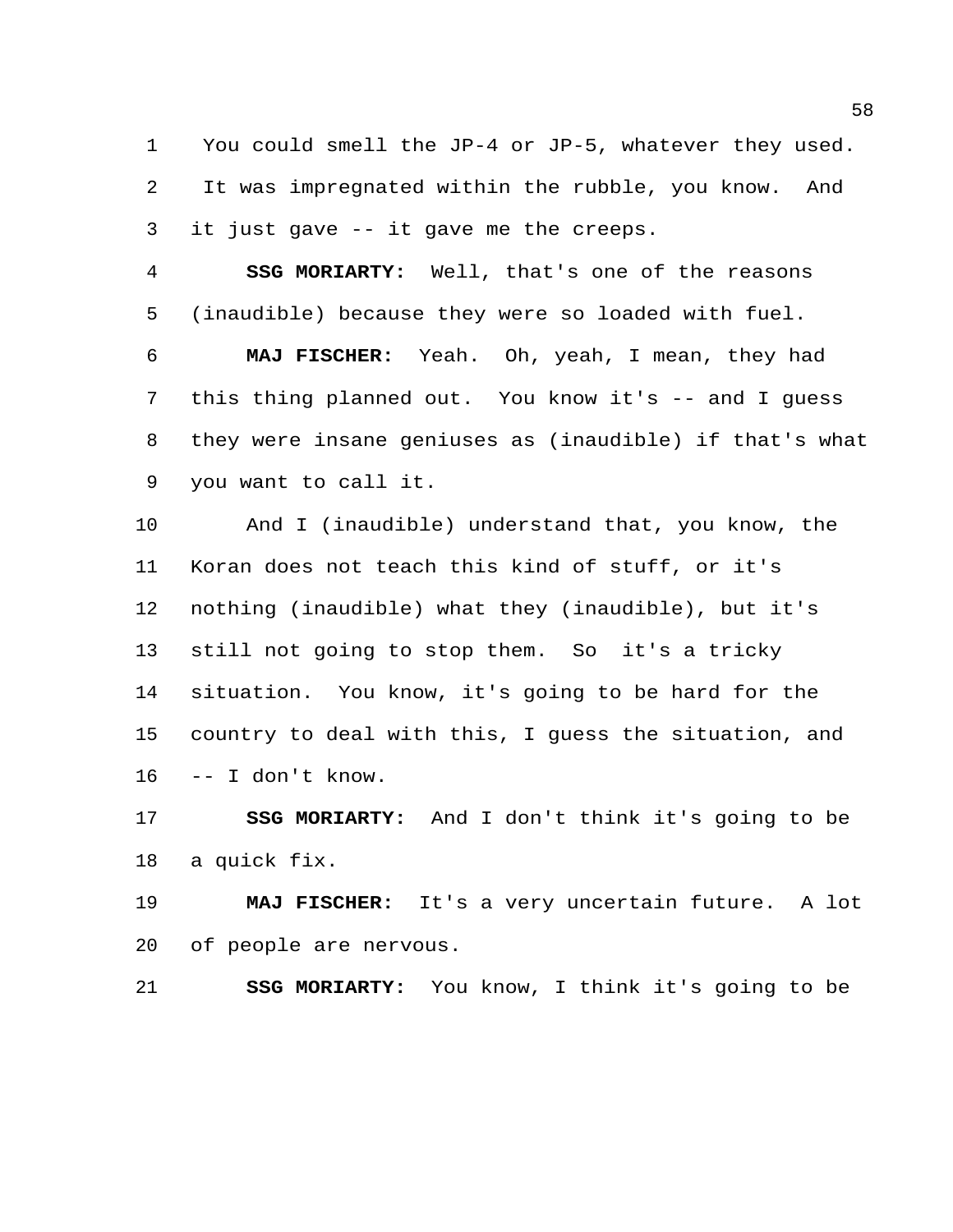You could smell the JP-4 or JP-5, whatever they used. It was impregnated within the rubble, you know. And it just gave -- it gave me the creeps.

**SSG MORIARTY:** Well, that's one of the reasons (inaudible) because they were so loaded with fuel.

**MAJ FISCHER:** Yeah. Oh, yeah, I mean, they had this thing planned out. You know it's -- and I guess they were insane geniuses as (inaudible) if that's what you want to call it.

And I (inaudible) understand that, you know, the Koran does not teach this kind of stuff, or it's nothing (inaudible) what they (inaudible), but it's still not going to stop them. So it's a tricky situation. You know, it's going to be hard for the country to deal with this, I guess the situation, and -- I don't know.

**SSG MORIARTY:** And I don't think it's going to be a quick fix.

**MAJ FISCHER:** It's a very uncertain future. A lot of people are nervous.

**SSG MORIARTY:** You know, I think it's going to be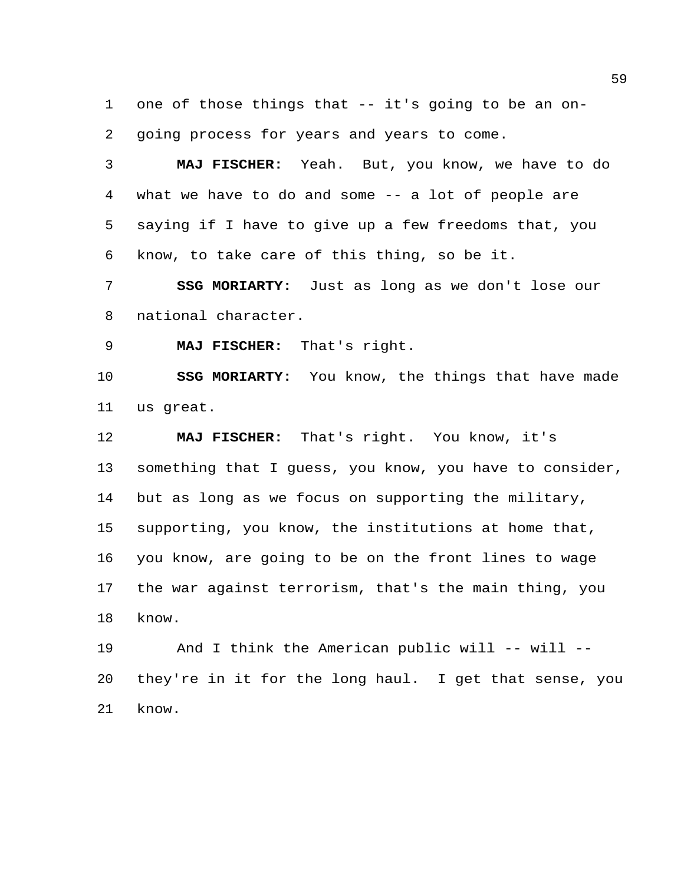one of those things that -- it's going to be an on-going process for years and years to come.

**MAJ FISCHER:** Yeah. But, you know, we have to do what we have to do and some -- a lot of people are saying if I have to give up a few freedoms that, you know, to take care of this thing, so be it.

**SSG MORIARTY:** Just as long as we don't lose our national character.

**MAJ FISCHER:** That's right.

**SSG MORIARTY:** You know, the things that have made us great.

**MAJ FISCHER:** That's right. You know, it's something that I guess, you know, you have to consider, but as long as we focus on supporting the military, supporting, you know, the institutions at home that, you know, are going to be on the front lines to wage the war against terrorism, that's the main thing, you know.

And I think the American public will -- will -- they're in it for the long haul. I get that sense, you know.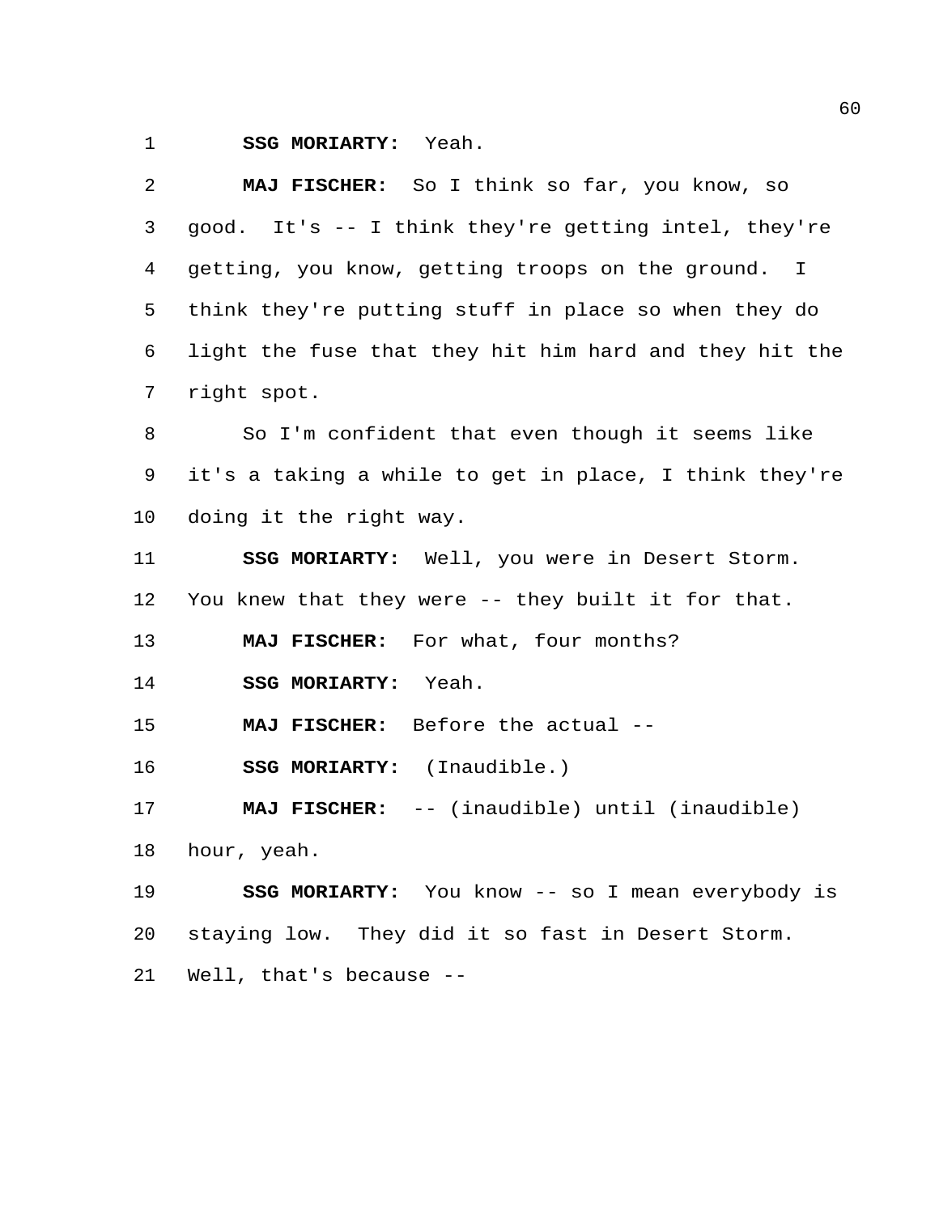**SSG MORIARTY:** Yeah.

**MAJ FISCHER:** So I think so far, you know, so good. It's -- I think they're getting intel, they're getting, you know, getting troops on the ground. I think they're putting stuff in place so when they do light the fuse that they hit him hard and they hit the right spot.

So I'm confident that even though it seems like it's a taking a while to get in place, I think they're doing it the right way.

**SSG MORIARTY:** Well, you were in Desert Storm. You knew that they were -- they built it for that.

**MAJ FISCHER:** For what, four months?

**SSG MORIARTY:** Yeah.

**MAJ FISCHER:** Before the actual --

**SSG MORIARTY:** (Inaudible.)

**MAJ FISCHER:** -- (inaudible) until (inaudible) hour, yeah.

**SSG MORIARTY:** You know -- so I mean everybody is staying low. They did it so fast in Desert Storm. Well, that's because --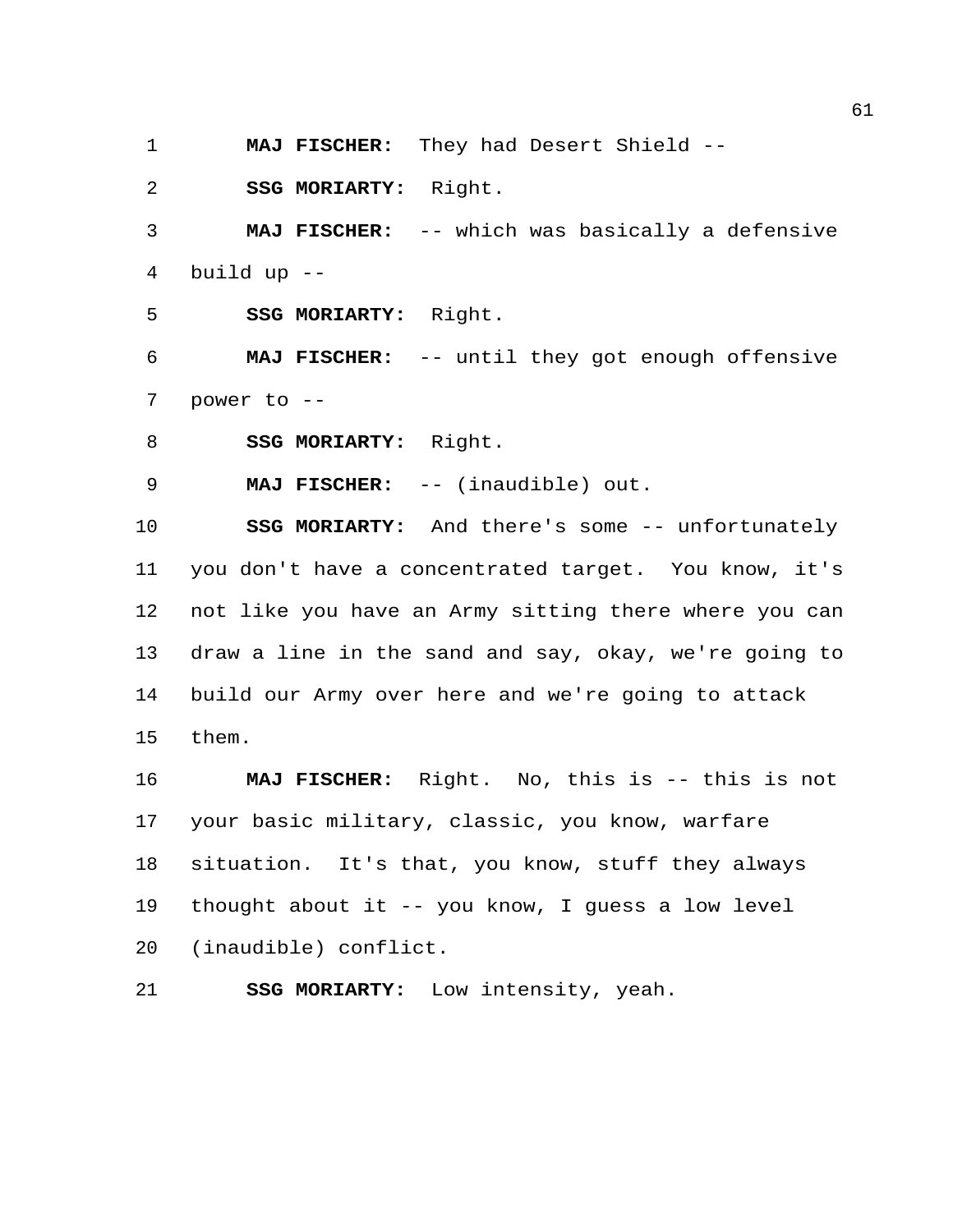**MAJ FISCHER:** They had Desert Shield --

**SSG MORIARTY:** Right.

**MAJ FISCHER:** -- which was basically a defensive build up --

**SSG MORIARTY:** Right.

**MAJ FISCHER:** -- until they got enough offensive power to --

**SSG MORIARTY:** Right.

**MAJ FISCHER:** -- (inaudible) out.

**SSG MORIARTY:** And there's some -- unfortunately you don't have a concentrated target. You know, it's not like you have an Army sitting there where you can draw a line in the sand and say, okay, we're going to build our Army over here and we're going to attack them.

**MAJ FISCHER:** Right. No, this is -- this is not your basic military, classic, you know, warfare situation. It's that, you know, stuff they always thought about it -- you know, I guess a low level (inaudible) conflict.

**SSG MORIARTY:** Low intensity, yeah.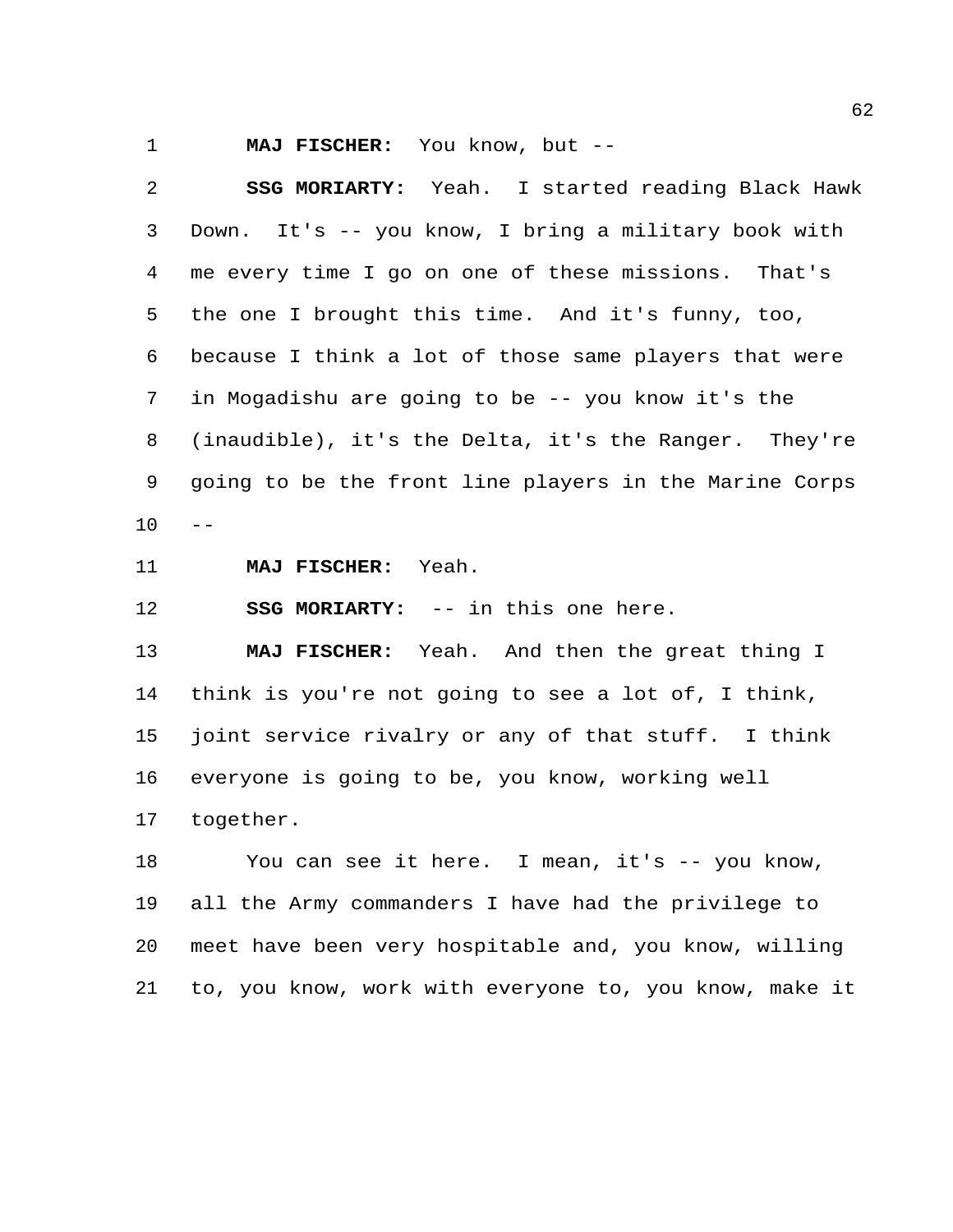**MAJ FISCHER:** You know, but --

**SSG MORIARTY:** Yeah. I started reading Black Hawk Down. It's -- you know, I bring a military book with me every time I go on one of these missions. That's the one I brought this time. And it's funny, too, because I think a lot of those same players that were in Mogadishu are going to be -- you know it's the (inaudible), it's the Delta, it's the Ranger. They're going to be the front line players in the Marine Corps --

**MAJ FISCHER:** Yeah.

**SSG MORIARTY:** -- in this one here.

**MAJ FISCHER:** Yeah. And then the great thing I think is you're not going to see a lot of, I think, joint service rivalry or any of that stuff. I think everyone is going to be, you know, working well together.

You can see it here. I mean, it's -- you know, all the Army commanders I have had the privilege to meet have been very hospitable and, you know, willing to, you know, work with everyone to, you know, make it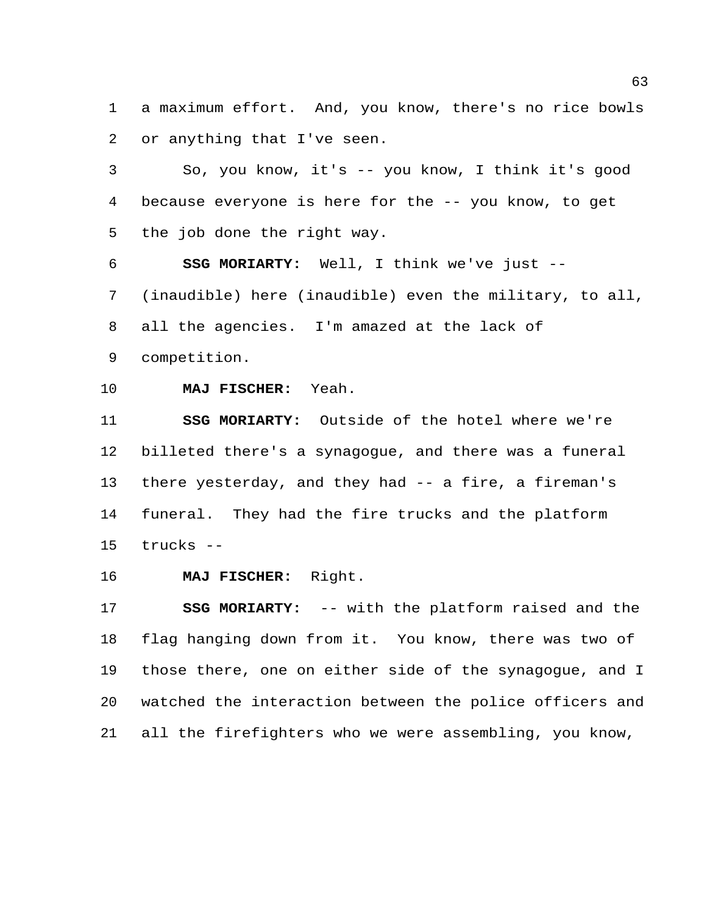a maximum effort. And, you know, there's no rice bowls or anything that I've seen.

So, you know, it's -- you know, I think it's good because everyone is here for the -- you know, to get the job done the right way.

**SSG MORIARTY:** Well, I think we've just -- (inaudible) here (inaudible) even the military, to all, all the agencies. I'm amazed at the lack of competition.

**MAJ FISCHER:** Yeah.

**SSG MORIARTY:** Outside of the hotel where we're billeted there's a synagogue, and there was a funeral there yesterday, and they had -- a fire, a fireman's funeral. They had the fire trucks and the platform trucks --

**MAJ FISCHER:** Right.

**SSG MORIARTY:** -- with the platform raised and the flag hanging down from it. You know, there was two of those there, one on either side of the synagogue, and I watched the interaction between the police officers and all the firefighters who we were assembling, you know,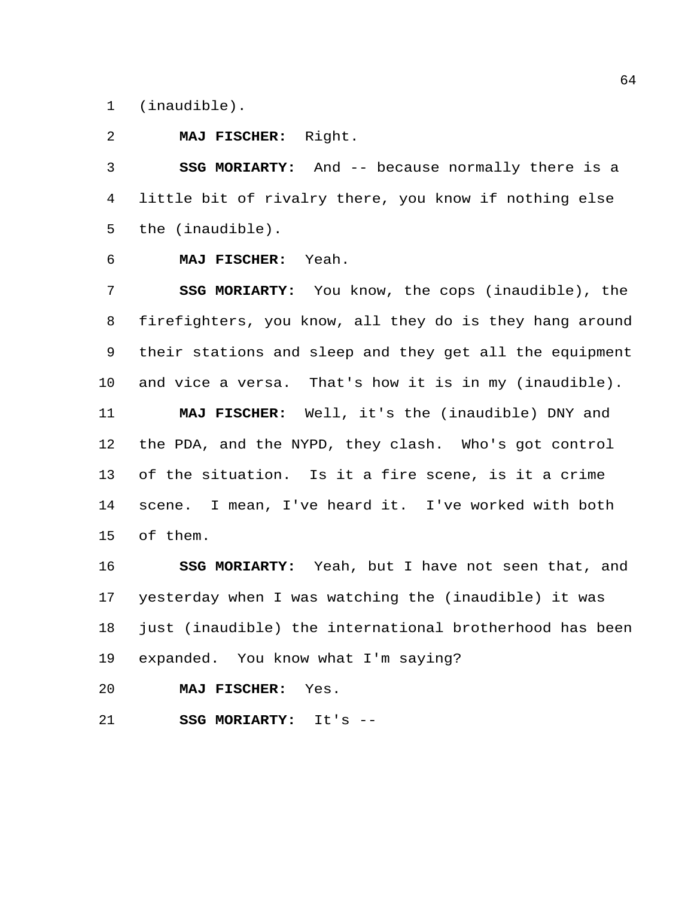(inaudible).

**MAJ FISCHER:** Right.

**SSG MORIARTY:** And -- because normally there is a little bit of rivalry there, you know if nothing else the (inaudible).

**MAJ FISCHER:** Yeah.

**SSG MORIARTY:** You know, the cops (inaudible), the firefighters, you know, all they do is they hang around their stations and sleep and they get all the equipment and vice a versa. That's how it is in my (inaudible).

**MAJ FISCHER:** Well, it's the (inaudible) DNY and the PDA, and the NYPD, they clash. Who's got control of the situation. Is it a fire scene, is it a crime scene. I mean, I've heard it. I've worked with both of them.

**SSG MORIARTY:** Yeah, but I have not seen that, and yesterday when I was watching the (inaudible) it was just (inaudible) the international brotherhood has been expanded. You know what I'm saying?

**MAJ FISCHER:** Yes.

**SSG MORIARTY:** It's --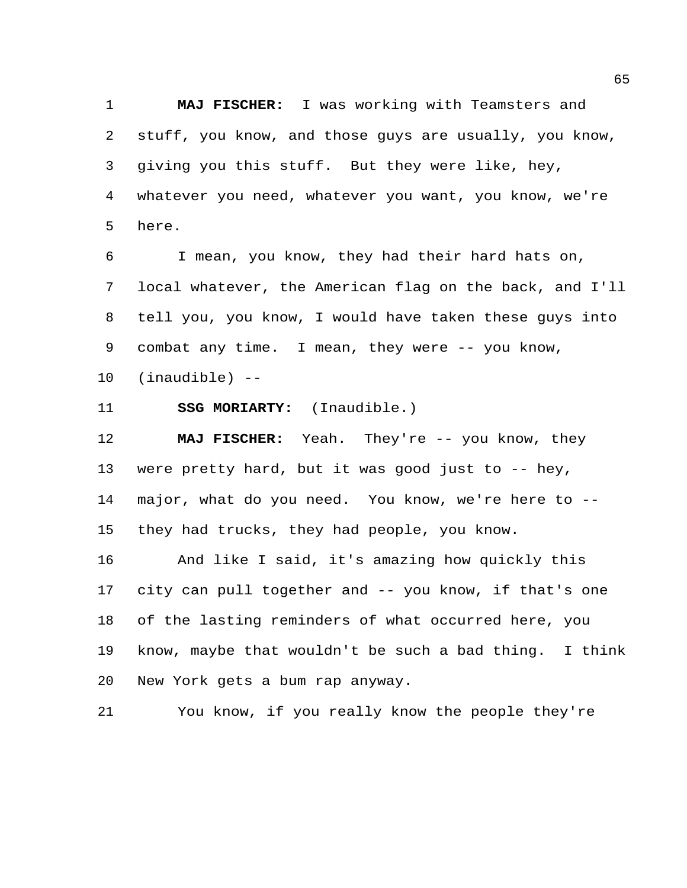**MAJ FISCHER:** I was working with Teamsters and stuff, you know, and those guys are usually, you know, giving you this stuff. But they were like, hey, whatever you need, whatever you want, you know, we're here.

I mean, you know, they had their hard hats on, local whatever, the American flag on the back, and I'll tell you, you know, I would have taken these guys into combat any time. I mean, they were -- you know, (inaudible) --

**SSG MORIARTY:** (Inaudible.)

**MAJ FISCHER:** Yeah. They're -- you know, they were pretty hard, but it was good just to -- hey, major, what do you need. You know, we're here to -- they had trucks, they had people, you know.

And like I said, it's amazing how quickly this city can pull together and -- you know, if that's one of the lasting reminders of what occurred here, you know, maybe that wouldn't be such a bad thing. I think New York gets a bum rap anyway.

You know, if you really know the people they're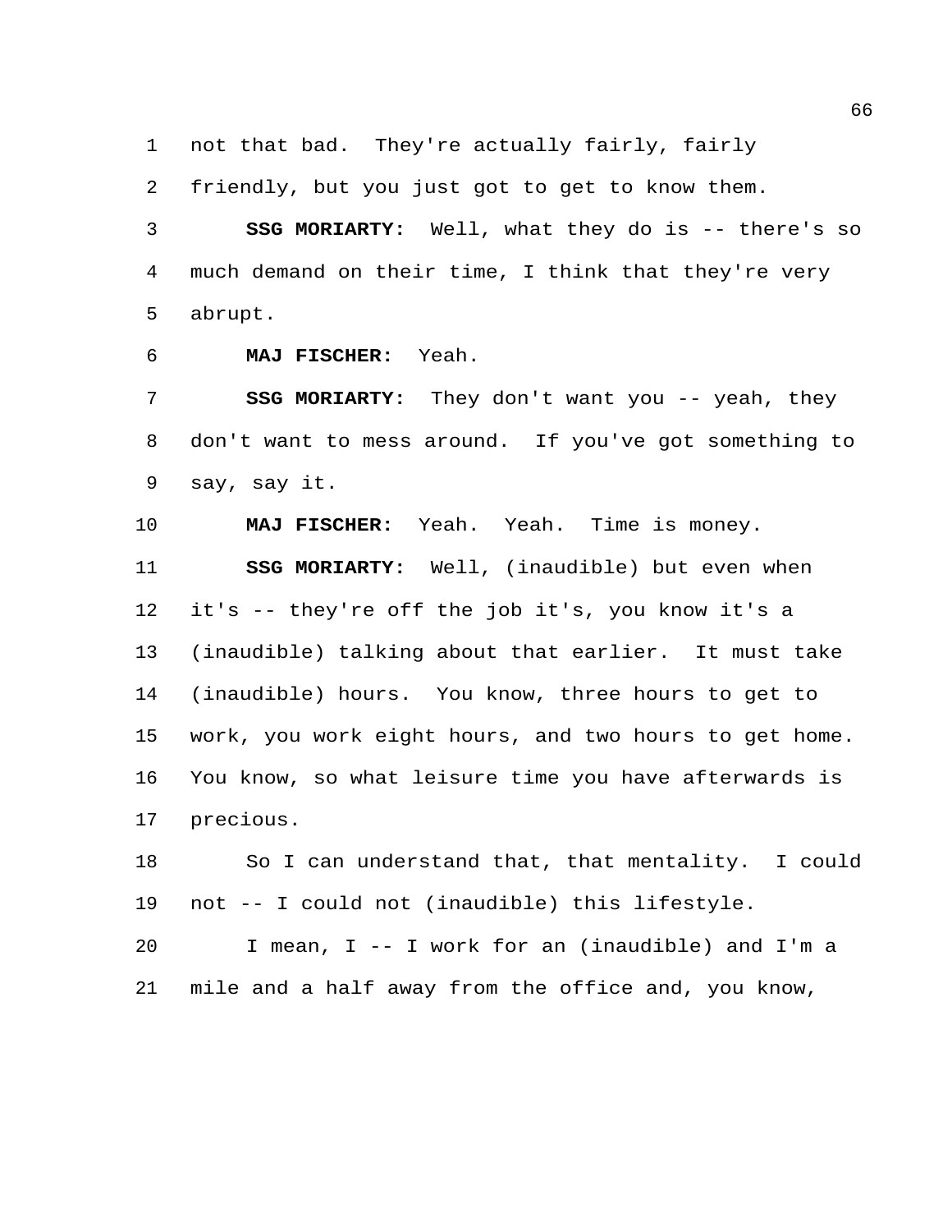not that bad. They're actually fairly, fairly friendly, but you just got to get to know them.

**SSG MORIARTY:** Well, what they do is -- there's so much demand on their time, I think that they're very abrupt.

**MAJ FISCHER:** Yeah.

**SSG MORIARTY:** They don't want you -- yeah, they don't want to mess around. If you've got something to say, say it.

**MAJ FISCHER:** Yeah. Yeah. Time is money.

**SSG MORIARTY:** Well, (inaudible) but even when it's -- they're off the job it's, you know it's a (inaudible) talking about that earlier. It must take (inaudible) hours. You know, three hours to get to work, you work eight hours, and two hours to get home. You know, so what leisure time you have afterwards is precious.

So I can understand that, that mentality. I could not -- I could not (inaudible) this lifestyle.

I mean, I -- I work for an (inaudible) and I'm a mile and a half away from the office and, you know,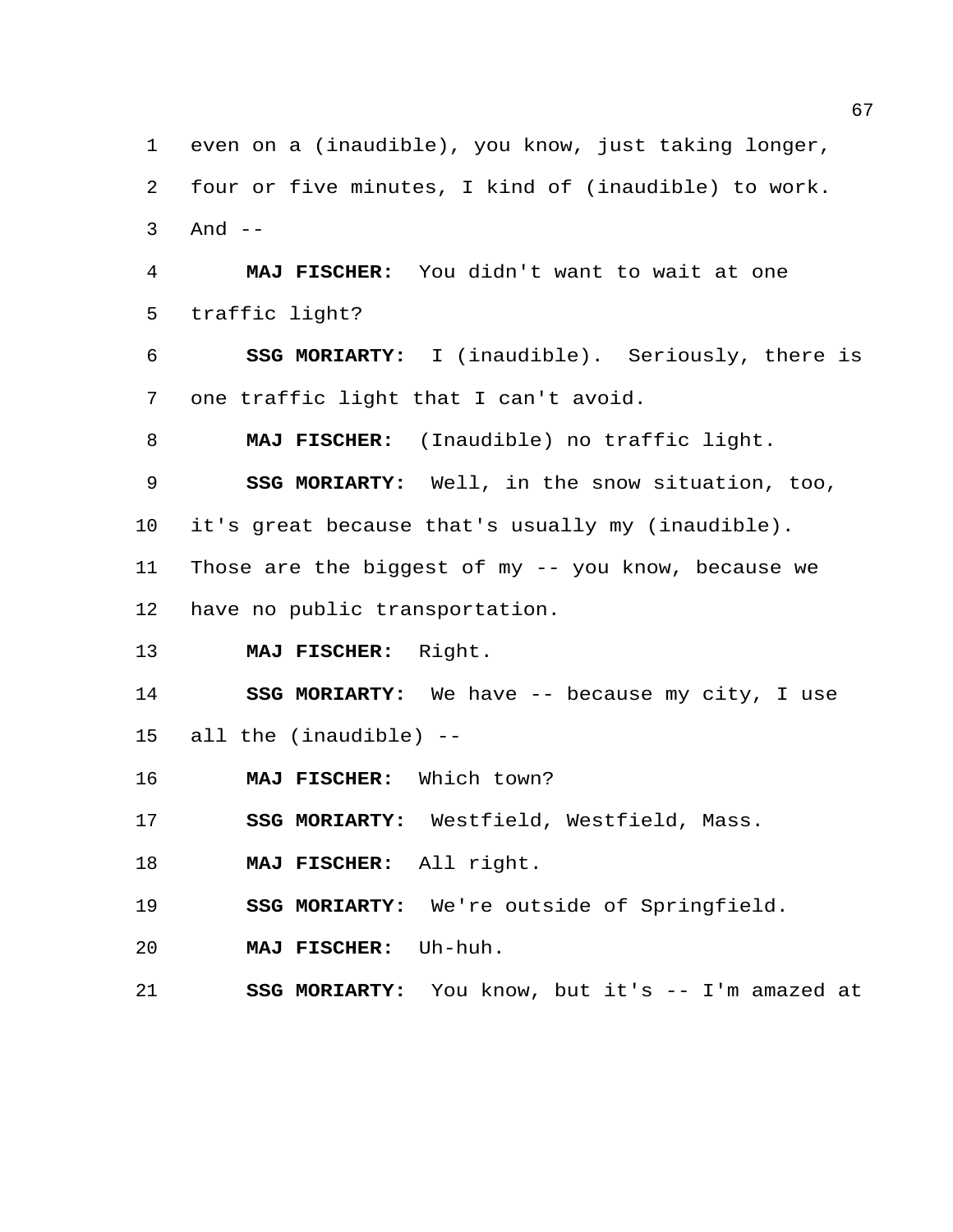even on a (inaudible), you know, just taking longer, four or five minutes, I kind of (inaudible) to work. And --

**MAJ FISCHER:** You didn't want to wait at one traffic light?

**SSG MORIARTY:** I (inaudible). Seriously, there is one traffic light that I can't avoid.

**MAJ FISCHER:** (Inaudible) no traffic light.

**SSG MORIARTY:** Well, in the snow situation, too, it's great because that's usually my (inaudible). Those are the biggest of my -- you know, because we have no public transportation.

**MAJ FISCHER:** Right.

**SSG MORIARTY:** We have -- because my city, I use all the (inaudible) --

**MAJ FISCHER:** Which town?

**SSG MORIARTY:** Westfield, Westfield, Mass.

**MAJ FISCHER:** All right.

**SSG MORIARTY:** We're outside of Springfield.

**MAJ FISCHER:** Uh-huh.

**SSG MORIARTY:** You know, but it's -- I'm amazed at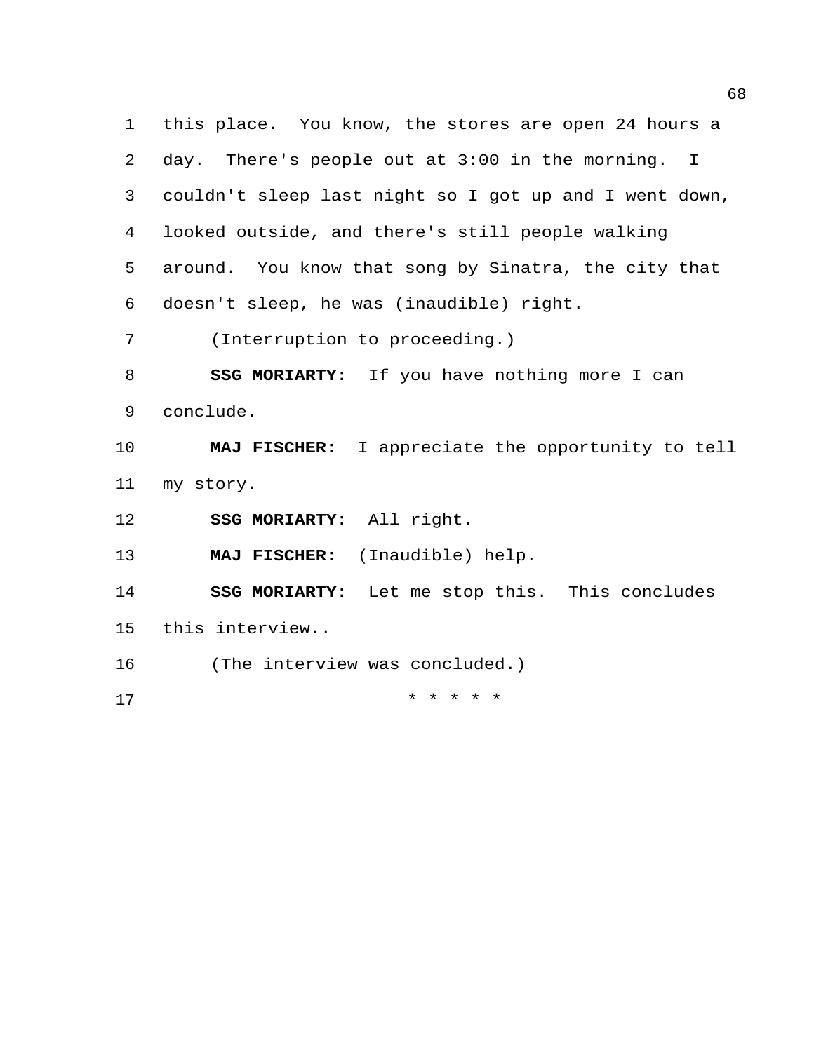this place. You know, the stores are open 24 hours a day. There's people out at 3:00 in the morning. I couldn't sleep last night so I got up and I went down, looked outside, and there's still people walking around. You know that song by Sinatra, the city that doesn't sleep, he was (inaudible) right.

(Interruption to proceeding.)

**SSG MORIARTY:** If you have nothing more I can conclude.

**MAJ FISCHER:** I appreciate the opportunity to tell my story.

**SSG MORIARTY:** All right.

**MAJ FISCHER:** (Inaudible) help.

**SSG MORIARTY:** Let me stop this. This concludes this interview..

(The interview was concluded.)

\* \* \* \* \*